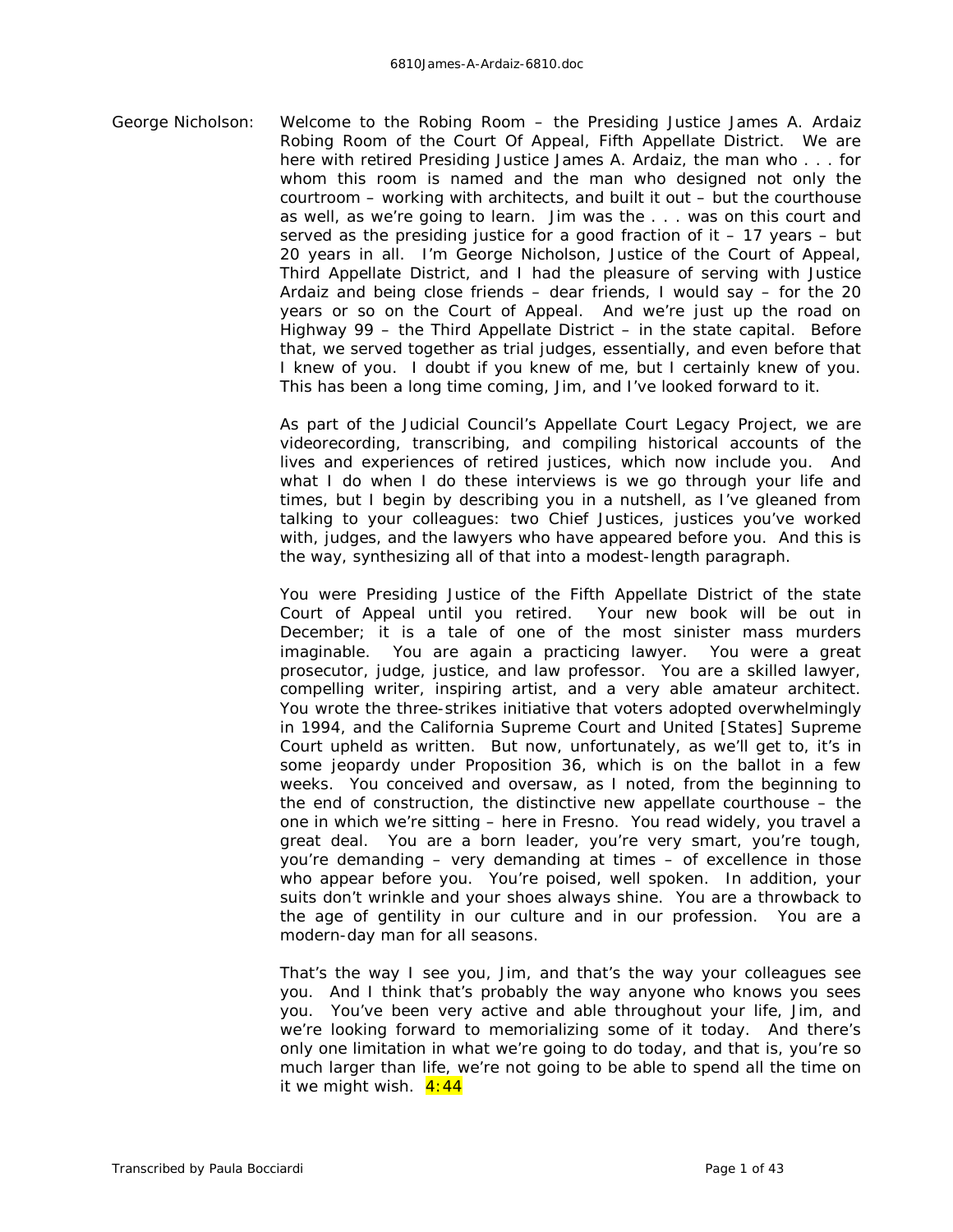George Nicholson: Welcome to the Robing Room – the Presiding Justice James A. Ardaiz Robing Room of the Court Of Appeal, Fifth Appellate District. We are here with retired Presiding Justice James A. Ardaiz, the man who . . . for whom this room is named and the man who designed not only the courtroom – working with architects, and built it out – but the courthouse as well, as we're going to learn. Jim was the . . . was on this court and served as the presiding justice for a good fraction of it – 17 years – but 20 years in all. I'm George Nicholson, Justice of the Court of Appeal, Third Appellate District, and I had the pleasure of serving with Justice Ardaiz and being close friends – dear friends, I would say – for the 20 years or so on the Court of Appeal. And we're just up the road on Highway 99 – the Third Appellate District – in the state capital. Before that, we served together as trial judges, essentially, and even before that I knew of you. I doubt if you knew of me, but I certainly knew of you. This has been a long time coming, Jim, and I've looked forward to it.

As part of the Judicial Council's Appellate Court Legacy Project, we are videorecording, transcribing, and compiling historical accounts of the lives and experiences of retired justices, which now include you. And what I do when I do these interviews is we go through your life and times, but I begin by describing you in a nutshell, as I've gleaned from talking to your colleagues: two Chief Justices, justices you've worked with, judges, and the lawyers who have appeared before you. And this is the way, synthesizing all of that into a modest-length paragraph.

You were Presiding Justice of the Fifth Appellate District of the state Court of Appeal until you retired. Your new book will be out in December; it is a tale of one of the most sinister mass murders imaginable. You are again a practicing lawyer. You were a great prosecutor, judge, justice, and law professor. You are a skilled lawyer, compelling writer, inspiring artist, and a very able amateur architect. You wrote the three-strikes initiative that voters adopted overwhelmingly in 1994, and the California Supreme Court and United [States] Supreme Court upheld as written. But now, unfortunately, as we'll get to, it's in some jeopardy under Proposition 36, which is on the ballot in a few weeks. You conceived and oversaw, as I noted, from the beginning to the end of construction, the distinctive new appellate courthouse – the one in which we're sitting – here in Fresno. You read widely, you travel a great deal. You are a born leader, you're very smart, you're tough, you're demanding – very demanding at times – of excellence in those who appear before you. You're poised, well spoken. In addition, your suits don't wrinkle and your shoes always shine. You are a throwback to the age of gentility in our culture and in our profession. You are a modern-day man for all seasons.

That's the way I see you, Jim, and that's the way your colleagues see you. And I think that's probably the way anyone who knows you sees you. You've been very active and able throughout your life, Jim, and we're looking forward to memorializing some of it today. And there's only one limitation in what we're going to do today, and that is, you're so much larger than life, we're not going to be able to spend all the time on it we might wish. 4:44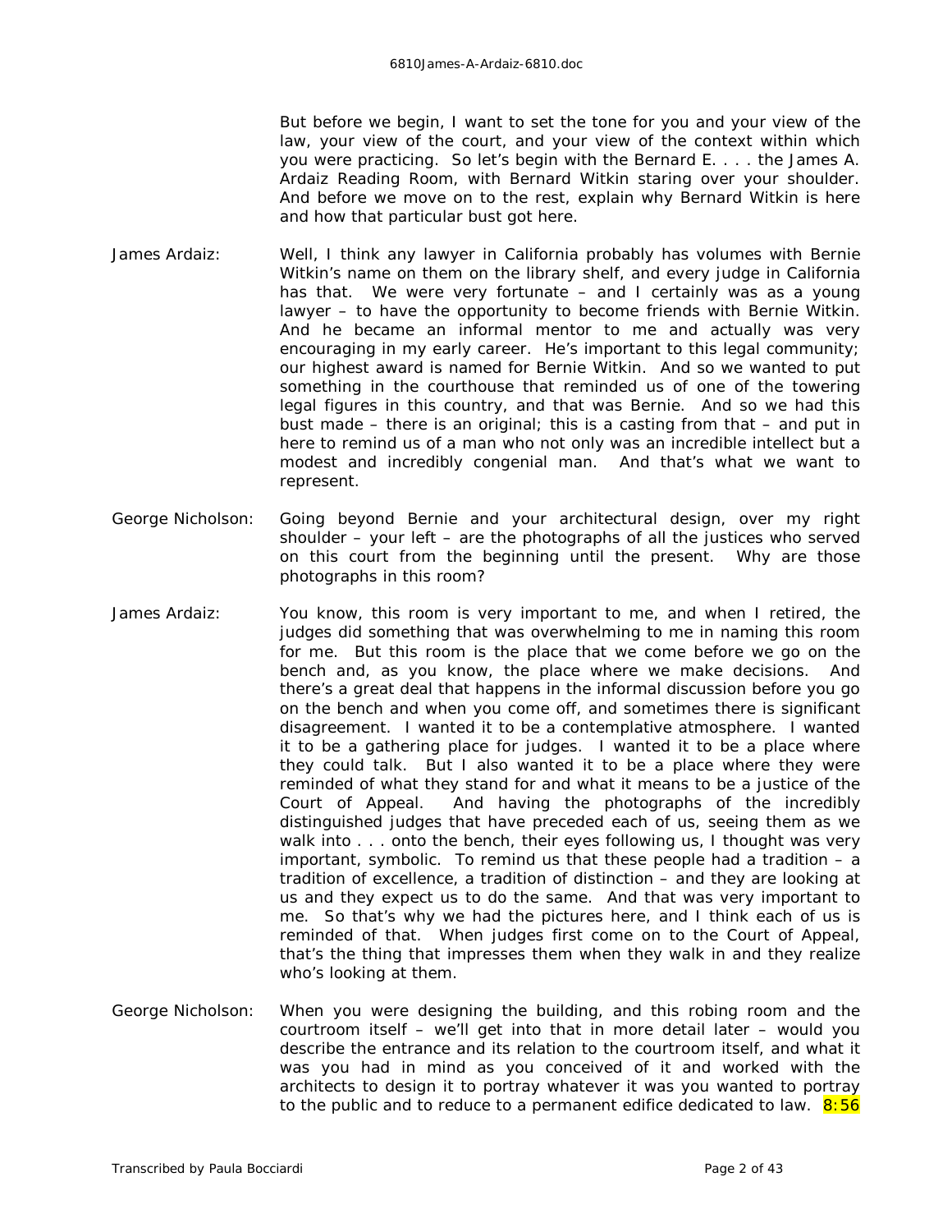But before we begin, I want to set the tone for you and your view of the law, your view of the court, and your view of the context within which you were practicing. So let's begin with the Bernard E. . . . the James A. Ardaiz Reading Room, with Bernard Witkin staring over your shoulder. And before we move on to the rest, explain why Bernard Witkin is here and how that particular bust got here.

James Ardaiz: Well, I think any lawyer in California probably has volumes with Bernie Witkin's name on them on the library shelf, and every judge in California has that. We were very fortunate – and I certainly was as a young lawyer – to have the opportunity to become friends with Bernie Witkin. And he became an informal mentor to me and actually was very encouraging in my early career. He's important to this legal community; our highest award is named for Bernie Witkin. And so we wanted to put something in the courthouse that reminded us of one of the towering legal figures in this country, and that was Bernie. And so we had this bust made – there is an original; this is a casting from that – and put in here to remind us of a man who not only was an incredible intellect but a modest and incredibly congenial man. And that's what we want to represent.

George Nicholson: Going beyond Bernie and your architectural design, over my right shoulder – your left – are the photographs of all the justices who served on this court from the beginning until the present. Why are those photographs in this room?

James Ardaiz: You know, this room is very important to me, and when I retired, the judges did something that was overwhelming to me in naming this room for me. But this room is the place that we come before we go on the bench and, as you know, the place where we make decisions. And there's a great deal that happens in the informal discussion before you go on the bench and when you come off, and sometimes there is significant disagreement. I wanted it to be a contemplative atmosphere. I wanted it to be a gathering place for judges. I wanted it to be a place where they could talk. But I also wanted it to be a place where they were reminded of what they stand for and what it means to be a justice of the Court of Appeal. And having the photographs of the incredibly distinguished judges that have preceded each of us, seeing them as we walk into . . . onto the bench, their eyes following us, I thought was very important, symbolic. To remind us that these people had a tradition – a tradition of excellence, a tradition of distinction – and they are looking at us and they expect us to do the same. And that was very important to me. So that's why we had the pictures here, and I think each of us is reminded of that. When judges first come on to the Court of Appeal, that's the thing that impresses them when they walk in and they realize who's looking at them.

George Nicholson: When you were designing the building, and this robing room and the courtroom itself – we'll get into that in more detail later – would you describe the entrance and its relation to the courtroom itself, and what it was you had in mind as you conceived of it and worked with the architects to design it to portray whatever it was you wanted to portray to the public and to reduce to a permanent edifice dedicated to law. 8:56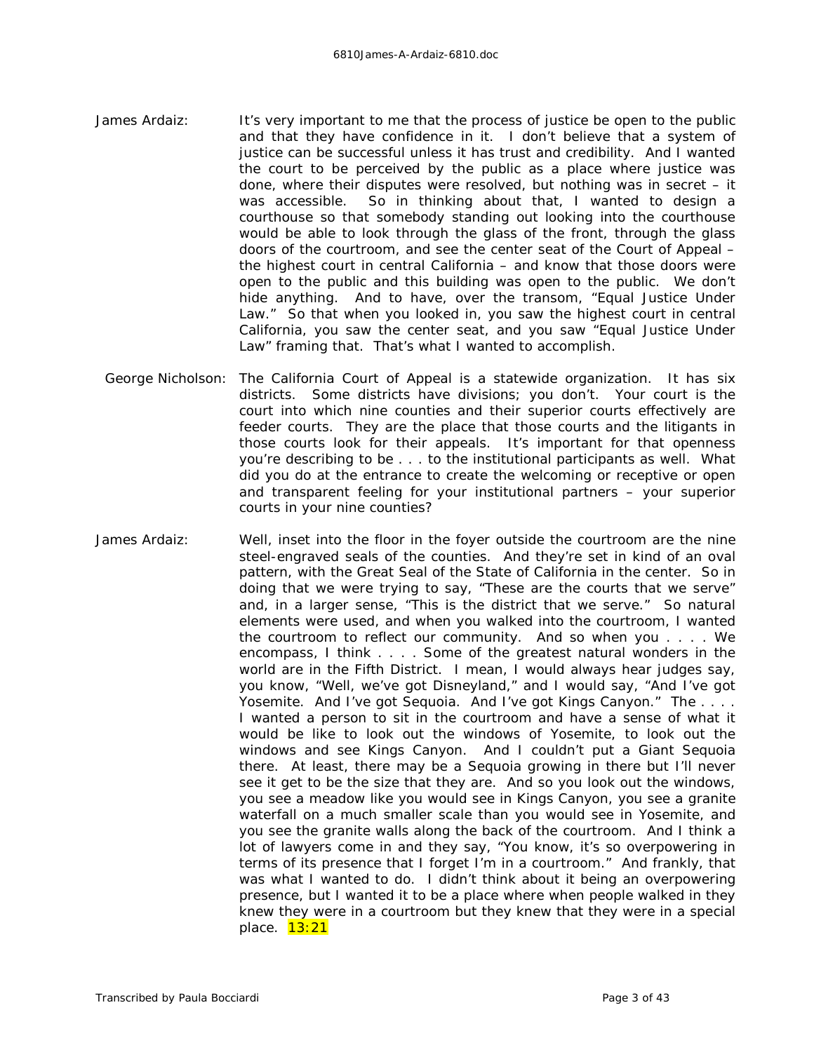James Ardaiz: It's very important to me that the process of justice be open to the public and that they have confidence in it. I don't believe that a system of justice can be successful unless it has trust and credibility. And I wanted the court to be perceived by the public as a place where justice was done, where their disputes were resolved, but nothing was in secret – it was accessible. So in thinking about that, I wanted to design a courthouse so that somebody standing out looking into the courthouse would be able to look through the glass of the front, through the glass doors of the courtroom, and see the center seat of the Court of Appeal – the highest court in central California – and know that those doors were open to the public and this building was open to the public. We don't hide anything. And to have, over the transom, "Equal Justice Under Law." So that when you looked in, you saw the highest court in central California, you saw the center seat, and you saw "Equal Justice Under Law" framing that. That's what I wanted to accomplish.

George Nicholson: The California Court of Appeal is a statewide organization. It has six districts. Some districts have divisions; you don't. Your court is the court into which nine counties and their superior courts effectively are feeder courts. They are the place that those courts and the litigants in those courts look for their appeals. It's important for that openness you're describing to be . . . to the institutional participants as well. What did you do at the entrance to create the welcoming or receptive or open and transparent feeling for your institutional partners – your superior courts in your nine counties?

James Ardaiz: Well, inset into the floor in the foyer outside the courtroom are the nine steel-engraved seals of the counties. And they're set in kind of an oval pattern, with the Great Seal of the State of California in the center. So in doing that we were trying to say, "These are the courts that we serve" and, in a larger sense, "This is the district that we serve." So natural elements were used, and when you walked into the courtroom, I wanted the courtroom to reflect our community. And so when you . . . . We encompass, I think . . . . Some of the greatest natural wonders in the world are in the Fifth District. I mean, I would always hear judges say, you know, "Well, we've got Disneyland," and I would say, "And I've got Yosemite. And I've got Sequoia. And I've got Kings Canyon." The . . . . I wanted a person to sit in the courtroom and have a sense of what it would be like to look out the windows of Yosemite, to look out the windows and see Kings Canyon. And I couldn't put a Giant Sequoia there. At least, there may be a Sequoia growing in there but I'll never see it get to be the size that they are. And so you look out the windows, you see a meadow like you would see in Kings Canyon, you see a granite waterfall on a much smaller scale than you would see in Yosemite, and you see the granite walls along the back of the courtroom. And I think a lot of lawyers come in and they say, "You know, it's so overpowering in terms of its presence that I forget I'm in a courtroom." And frankly, that was what I wanted to do. I didn't think about it being an overpowering presence, but I wanted it to be a place where when people walked in they knew they were in a courtroom but they knew that they were in a special place. 13:21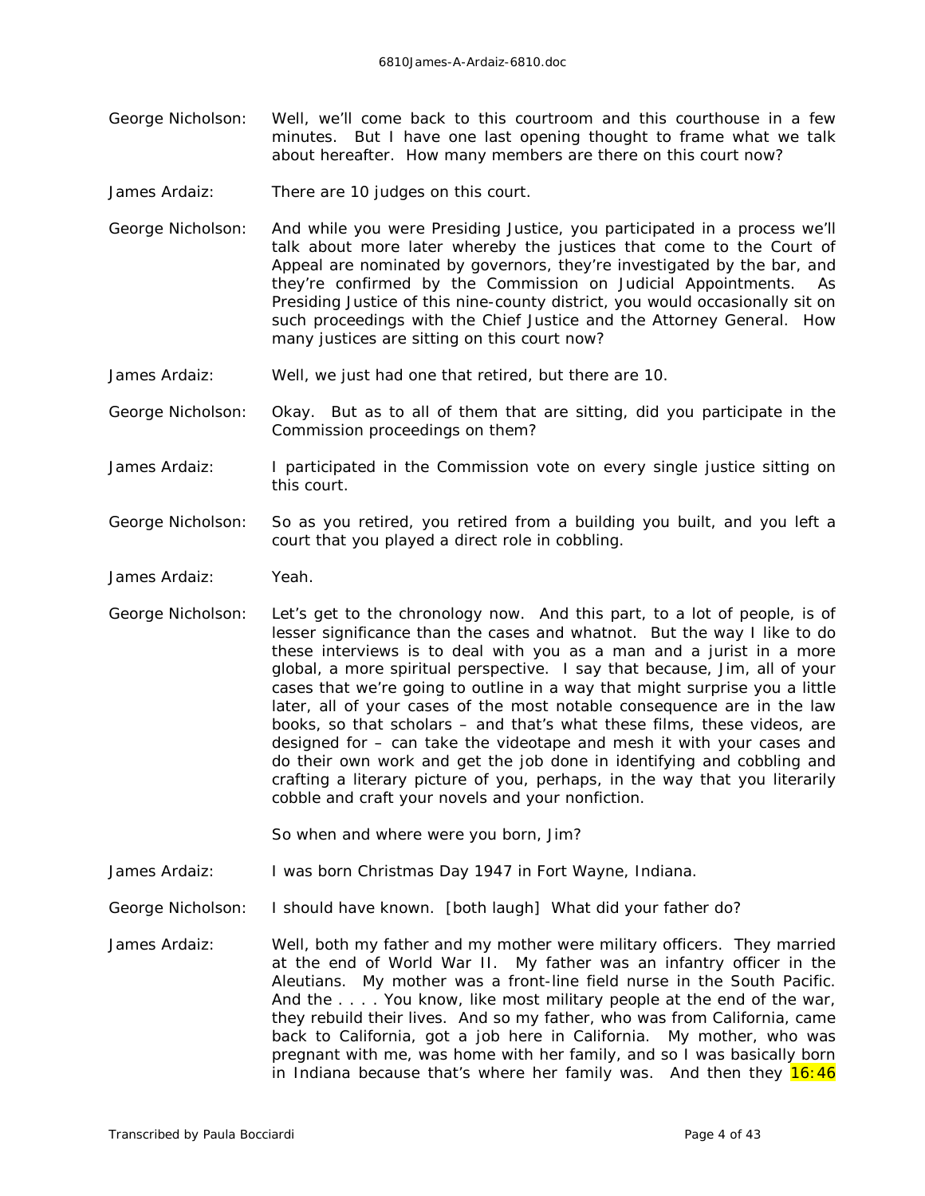George Nicholson: Well, we'll come back to this courtroom and this courthouse in a few minutes. But I have one last opening thought to frame what we talk about hereafter. How many members are there on this court now?

James Ardaiz: There are 10 judges on this court.

George Nicholson: And while you were Presiding Justice, you participated in a process we'll talk about more later whereby the justices that come to the Court of Appeal are nominated by governors, they're investigated by the bar, and they're confirmed by the Commission on Judicial Appointments. As Presiding Justice of this nine-county district, you would occasionally sit on such proceedings with the Chief Justice and the Attorney General. How many justices are sitting on this court now?

James Ardaiz: Well, we just had one that retired, but there are 10.

George Nicholson: Okay. But as to all of them that are sitting, did you participate in the Commission proceedings on them?

James Ardaiz: I participated in the Commission vote on every single justice sitting on this court.

George Nicholson: So as you retired, you retired from a building you built, and you left a court that you played a direct role in cobbling.

James Ardaiz: Yeah.

George Nicholson: Let's get to the chronology now. And this part, to a lot of people, is of lesser significance than the cases and whatnot. But the way I like to do these interviews is to deal with you as a man and a jurist in a more global, a more spiritual perspective. I say that because, Jim, all of your cases that we're going to outline in a way that might surprise you a little later, all of your cases of the most notable consequence are in the law books, so that scholars – and that's what these films, these videos, are designed for – can take the videotape and mesh it with your cases and do their own work and get the job done in identifying and cobbling and crafting a literary picture of you, perhaps, in the way that you literarily cobble and craft your novels and your nonfiction.

So when and where were you born, Jim?

James Ardaiz: I was born Christmas Day 1947 in Fort Wayne, Indiana.

George Nicholson: I should have known. [both laugh] What did your father do?

James Ardaiz: Well, both my father and my mother were military officers. They married at the end of World War II. My father was an infantry officer in the Aleutians. My mother was a front-line field nurse in the South Pacific. And the . . . . You know, like most military people at the end of the war, they rebuild their lives. And so my father, who was from California, came back to California, got a job here in California. My mother, who was pregnant with me, was home with her family, and so I was basically born in Indiana because that's where her family was. And then they 16:46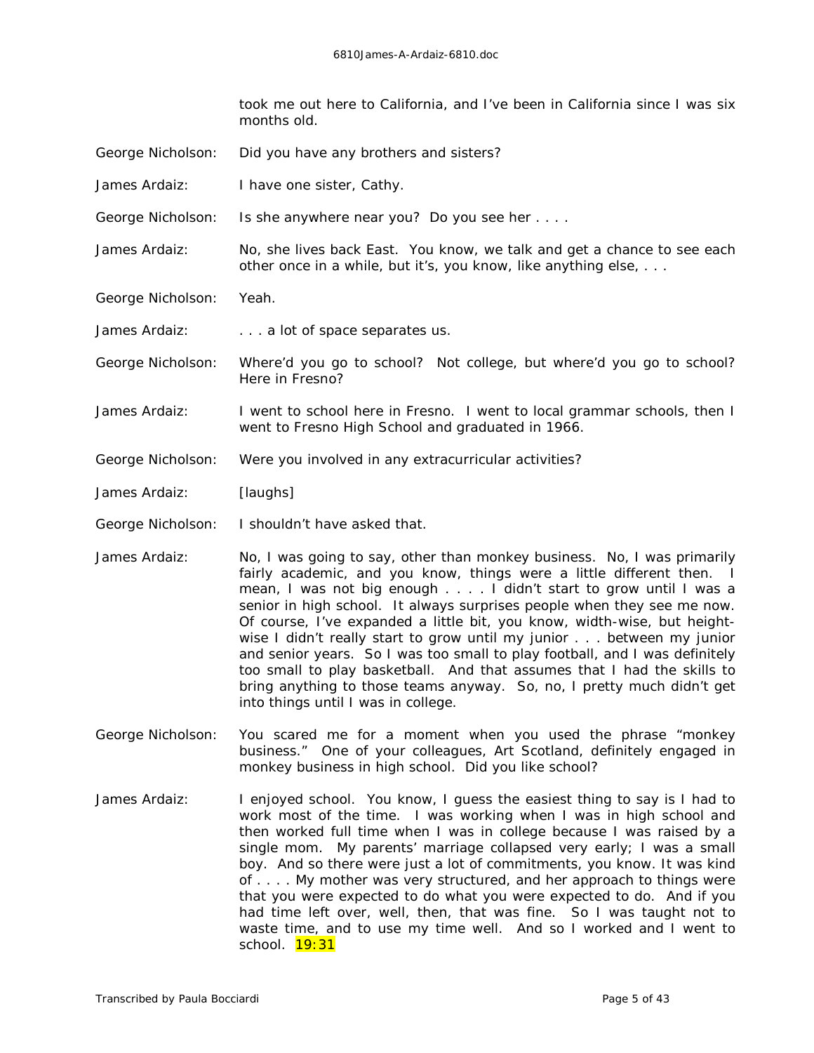took me out here to California, and I've been in California since I was six months old.

George Nicholson: Did you have any brothers and sisters?

James Ardaiz: I have one sister, Cathy.

George Nicholson: Is she anywhere near you? Do you see her . . . .

James Ardaiz: No, she lives back East. You know, we talk and get a chance to see each other once in a while, but it's, you know, like anything else, . . .

George Nicholson: Yeah.

James Ardaiz: . . . a lot of space separates us.

George Nicholson: Where'd you go to school? Not college, but where'd you go to school? Here in Fresno?

James Ardaiz: I went to school here in Fresno. I went to local grammar schools, then I went to Fresno High School and graduated in 1966.

George Nicholson: Were you involved in any extracurricular activities?

James Ardaiz: [laughs]

George Nicholson: I shouldn't have asked that.

James Ardaiz: No, I was going to say, other than monkey business. No, I was primarily fairly academic, and you know, things were a little different then. I mean, I was not big enough . . . . I didn't start to grow until I was a senior in high school. It always surprises people when they see me now. Of course, I've expanded a little bit, you know, width-wise, but height-wise I didn't really start to grow until my junior . . . between my junior and senior years. So I was too small to play football, and I was definitely too small to play basketball. And that assumes that I had the skills to bring anything to those teams anyway. So, no, I pretty much didn't get into things until I was in college.

George Nicholson: You scared me for a moment when you used the phrase "monkey business." One of your colleagues, Art Scotland, definitely engaged in monkey business in high school. Did you like school?

James Ardaiz: I enjoyed school. You know, I guess the easiest thing to say is I had to work most of the time. I was working when I was in high school and then worked full time when I was in college because I was raised by a single mom. My parents' marriage collapsed very early; I was a small boy. And so there were just a lot of commitments, you know. It was kind of . . . . My mother was very structured, and her approach to things were that you were expected to do what you were expected to do. And if you had time left over, well, then, that was fine. So I was taught not to waste time, and to use my time well. And so I worked and I went to school. 19:31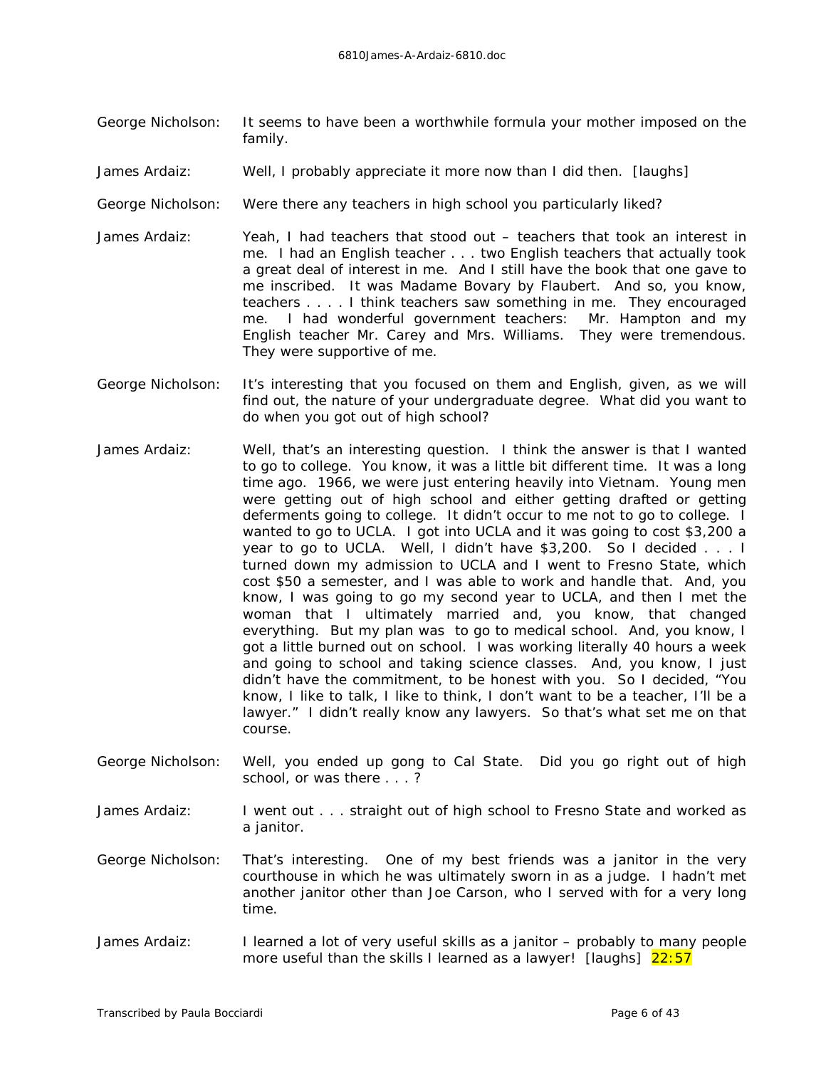George Nicholson: It seems to have been a worthwhile formula your mother imposed on the family.

James Ardaiz: Well, I probably appreciate it more now than I did then. [laughs]

George Nicholson: Were there any teachers in high school you particularly liked?

James Ardaiz: Yeah, I had teachers that stood out – teachers that took an interest in me. I had an English teacher . . . two English teachers that actually took a great deal of interest in me. And I still have the book that one gave to me inscribed. It was Madame Bovary by Flaubert. And so, you know, teachers . . . . I think teachers saw something in me. They encouraged me. I had wonderful government teachers: Mr. Hampton and my English teacher Mr. Carey and Mrs. Williams. They were tremendous. They were supportive of me.

George Nicholson: It's interesting that you focused on them and English, given, as we will find out, the nature of your undergraduate degree. What did you want to do when you got out of high school?

James Ardaiz: Well, that's an interesting question. I think the answer is that I wanted to go to college. You know, it was a little bit different time. It was a long time ago. 1966, we were just entering heavily into Vietnam. Young men were getting out of high school and either getting drafted or getting deferments going to college. It didn't occur to me not to go to college. I wanted to go to UCLA. I got into UCLA and it was going to cost $3,200 a year to go to UCLA. Well, I didn't have $3,200. So I decided . . . I turned down my admission to UCLA and I went to Fresno State, which cost $50 a semester, and I was able to work and handle that. And, you know, I was going to go my second year to UCLA, and then I met the woman that I ultimately married and, you know, that changed everything. But my plan was to go to medical school. And, you know, I got a little burned out on school. I was working literally 40 hours a week and going to school and taking science classes. And, you know, I just didn't have the commitment, to be honest with you. So I decided, "You know, I like to talk, I like to think, I don't want to be a teacher, I'll be a lawyer." I didn't really know any lawyers. So that's what set me on that course.

George Nicholson: Well, you ended up gong to Cal State. Did you go right out of high school, or was there . . . ?

James Ardaiz: I went out . . . straight out of high school to Fresno State and worked as a janitor.

George Nicholson: That's interesting. One of my best friends was a janitor in the very courthouse in which he was ultimately sworn in as a judge. I hadn't met another janitor other than Joe Carson, who I served with for a very long time.

James Ardaiz: I learned a lot of very useful skills as a janitor – probably to many people more useful than the skills I learned as a lawyer! [laughs] 22:57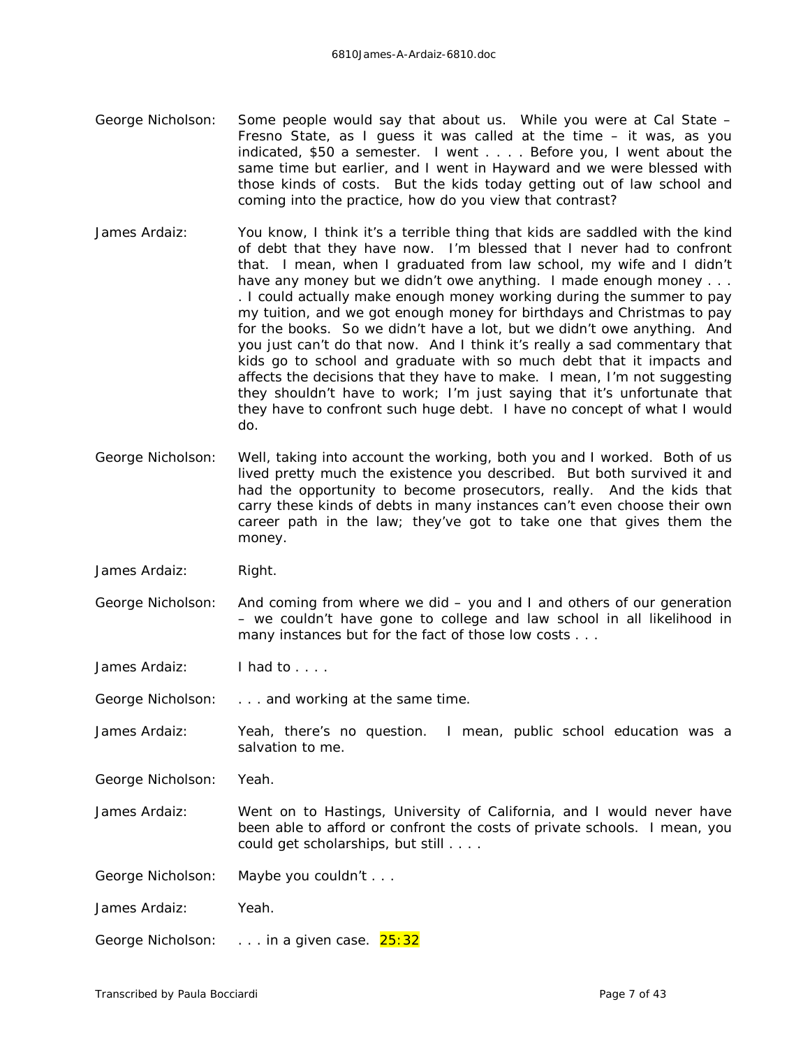George Nicholson: Some people would say that about us. While you were at Cal State – Fresno State, as I guess it was called at the time – it was, as you indicated, $50 a semester. I went . . . . Before you, I went about the same time but earlier, and I went in Hayward and we were blessed with those kinds of costs. But the kids today getting out of law school and coming into the practice, how do you view that contrast?

James Ardaiz: You know, I think it's a terrible thing that kids are saddled with the kind of debt that they have now. I'm blessed that I never had to confront that. I mean, when I graduated from law school, my wife and I didn't have any money but we didn't owe anything. I made enough money . . . . I could actually make enough money working during the summer to pay my tuition, and we got enough money for birthdays and Christmas to pay for the books. So we didn't have a lot, but we didn't owe anything. And you just can't do that now. And I think it's really a sad commentary that kids go to school and graduate with so much debt that it impacts and affects the decisions that they have to make. I mean, I'm not suggesting they shouldn't have to work; I'm just saying that it's unfortunate that they have to confront such huge debt. I have no concept of what I would do.

George Nicholson: Well, taking into account the working, both you and I worked. Both of us lived pretty much the existence you described. But both survived it and had the opportunity to become prosecutors, really. And the kids that carry these kinds of debts in many instances can't even choose their own career path in the law; they've got to take one that gives them the money.

James Ardaiz: Right.

George Nicholson: And coming from where we did – you and I and others of our generation – we couldn't have gone to college and law school in all likelihood in many instances but for the fact of those low costs . . .

James Ardaiz: I had to . . . .

George Nicholson: . . . and working at the same time.

James Ardaiz: Yeah, there's no question. I mean, public school education was a salvation to me.

George Nicholson: Yeah.

James Ardaiz: Went on to Hastings, University of California, and I would never have been able to afford or confront the costs of private schools. I mean, you could get scholarships, but still . . . .

George Nicholson: Maybe you couldn't . . .

James Ardaiz: Yeah.

George Nicholson: . . . in a given case. 25:32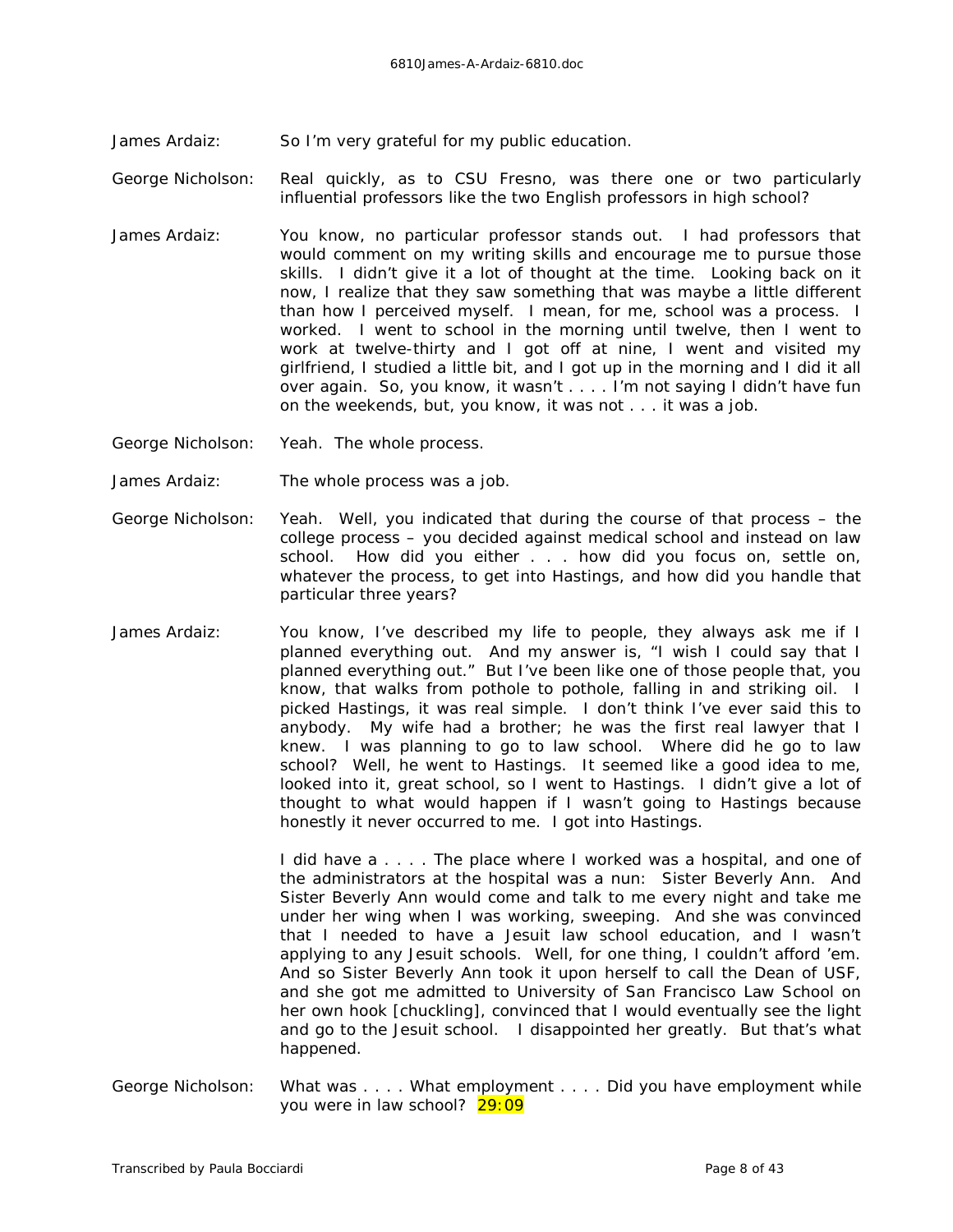James Ardaiz: So I'm very grateful for my public education.

George Nicholson: Real quickly, as to CSU Fresno, was there one or two particularly influential professors like the two English professors in high school?

James Ardaiz: You know, no particular professor stands out. I had professors that would comment on my writing skills and encourage me to pursue those skills. I didn't give it a lot of thought at the time. Looking back on it now, I realize that they saw something that was maybe a little different than how I perceived myself. I mean, for me, school was a process. I worked. I went to school in the morning until twelve, then I went to work at twelve-thirty and I got off at nine, I went and visited my girlfriend, I studied a little bit, and I got up in the morning and I did it all over again. So, you know, it wasn't . . . . I'm not saying I didn't have fun on the weekends, but, you know, it was not . . . it was a job.

George Nicholson: Yeah. The whole process.

James Ardaiz: The whole process was a job.

George Nicholson: Yeah. Well, you indicated that during the course of that process – the college process – you decided against medical school and instead on law school. How did you either . . . how did you focus on, settle on, whatever the process, to get into Hastings, and how did you handle that particular three years?

James Ardaiz: You know, I've described my life to people, they always ask me if I planned everything out. And my answer is, "I wish I could say that I planned everything out." But I've been like one of those people that, you know, that walks from pothole to pothole, falling in and striking oil. I picked Hastings, it was real simple. I don't think I've ever said this to anybody. My wife had a brother; he was the first real lawyer that I knew. I was planning to go to law school. Where did he go to law school? Well, he went to Hastings. It seemed like a good idea to me, looked into it, great school, so I went to Hastings. I didn't give a lot of thought to what would happen if I wasn't going to Hastings because honestly it never occurred to me. I got into Hastings.

I did have a . . . . The place where I worked was a hospital, and one of the administrators at the hospital was a nun: Sister Beverly Ann. And Sister Beverly Ann would come and talk to me every night and take me under her wing when I was working, sweeping. And she was convinced that I needed to have a Jesuit law school education, and I wasn't applying to any Jesuit schools. Well, for one thing, I couldn't afford 'em. And so Sister Beverly Ann took it upon herself to call the Dean of USF, and she got me admitted to University of San Francisco Law School on her own hook [chuckling], convinced that I would eventually see the light and go to the Jesuit school. I disappointed her greatly. But that's what happened.

George Nicholson: What was . . . . What employment . . . . Did you have employment while you were in law school? 29:09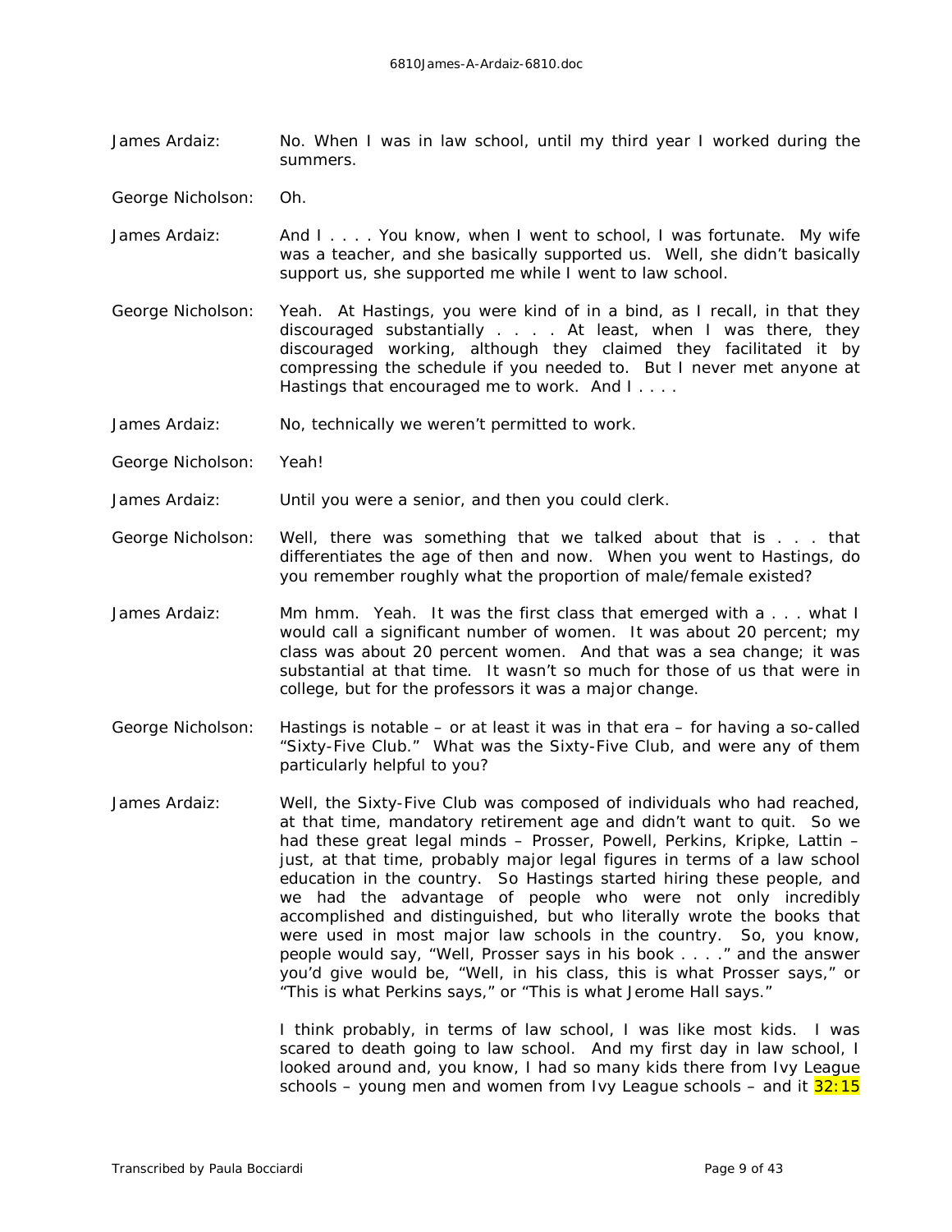James Ardaiz: No. When I was in law school, until my third year I worked during the summers.

George Nicholson: Oh.

James Ardaiz: And I . . . . You know, when I went to school, I was fortunate. My wife was a teacher, and she basically supported us. Well, she didn't basically support us, she supported me while I went to law school.

George Nicholson: Yeah. At Hastings, you were kind of in a bind, as I recall, in that they discouraged substantially . . . . At least, when I was there, they discouraged working, although they claimed they facilitated it by compressing the schedule if you needed to. But I never met anyone at Hastings that encouraged me to work. And I . . . .

James Ardaiz: No, technically we weren't permitted to work.

George Nicholson: Yeah!

James Ardaiz: Until you were a senior, and then you could clerk.

George Nicholson: Well, there was something that we talked about that is . . . that differentiates the age of then and now. When you went to Hastings, do you remember roughly what the proportion of male/female existed?

James Ardaiz: Mm hmm. Yeah. It was the first class that emerged with a . . . what I would call a significant number of women. It was about 20 percent; my class was about 20 percent women. And that was a sea change; it was substantial at that time. It wasn't so much for those of us that were in college, but for the professors it was a major change.

George Nicholson: Hastings is notable – or at least it was in that era – for having a so-called "Sixty-Five Club." What was the Sixty-Five Club, and were any of them particularly helpful to you?

James Ardaiz: Well, the Sixty-Five Club was composed of individuals who had reached, at that time, mandatory retirement age and didn't want to quit. So we had these great legal minds – Prosser, Powell, Perkins, Kripke, Lattin – just, at that time, probably major legal figures in terms of a law school education in the country. So Hastings started hiring these people, and we had the advantage of people who were not only incredibly accomplished and distinguished, but who literally wrote the books that were used in most major law schools in the country. So, you know, people would say, "Well, Prosser says in his book . . . ." and the answer you'd give would be, "Well, in his class, this is what Prosser says," or "This is what Perkins says," or "This is what Jerome Hall says."

I think probably, in terms of law school, I was like most kids. I was scared to death going to law school. And my first day in law school, I looked around and, you know, I had so many kids there from Ivy League schools – young men and women from Ivy League schools – and it 32:15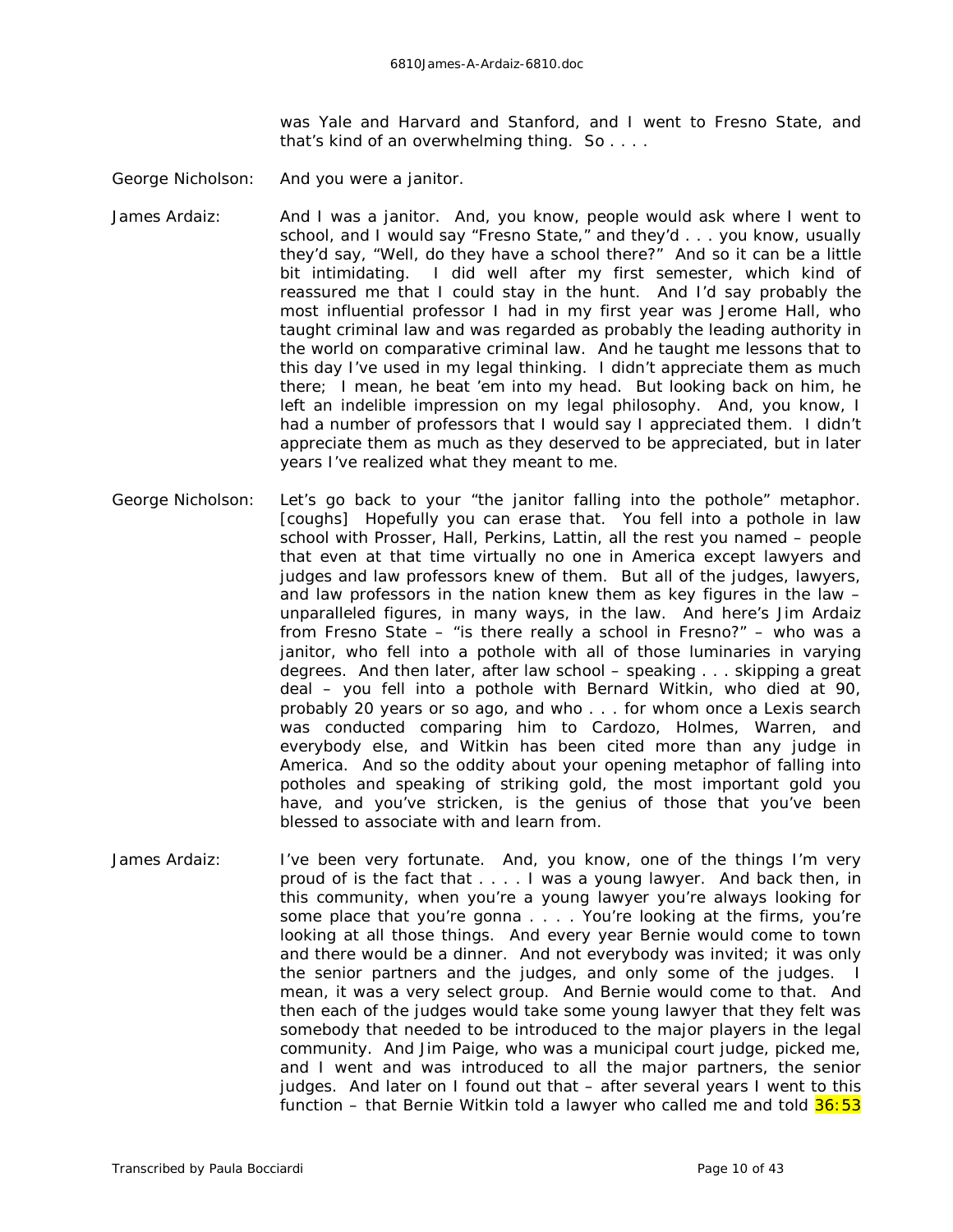was Yale and Harvard and Stanford, and I went to Fresno State, and that's kind of an overwhelming thing. So . . . .

George Nicholson: And you were a janitor.

James Ardaiz: And I was a janitor. And, you know, people would ask where I went to school, and I would say "Fresno State," and they'd . . . you know, usually they'd say, "Well, do they have a school there?" And so it can be a little bit intimidating. I did well after my first semester, which kind of reassured me that I could stay in the hunt. And I'd say probably the most influential professor I had in my first year was Jerome Hall, who taught criminal law and was regarded as probably the leading authority in the world on comparative criminal law. And he taught me lessons that to this day I've used in my legal thinking. I didn't appreciate them as much there; I mean, he beat 'em into my head. But looking back on him, he left an indelible impression on my legal philosophy. And, you know, I had a number of professors that I would say I appreciated them. I didn't appreciate them as much as they deserved to be appreciated, but in later years I've realized what they meant to me.

George Nicholson: Let's go back to your "the janitor falling into the pothole" metaphor. [coughs] Hopefully you can erase that. You fell into a pothole in law school with Prosser, Hall, Perkins, Lattin, all the rest you named – people that even at that time virtually no one in America except lawyers and judges and law professors knew of them. But all of the judges, lawyers, and law professors in the nation knew them as key figures in the law – unparalleled figures, in many ways, in the law. And here's Jim Ardaiz from Fresno State – "is there really a school in Fresno?" – who was a janitor, who fell into a pothole with all of those luminaries in varying degrees. And then later, after law school – speaking . . . skipping a great deal – you fell into a pothole with Bernard Witkin, who died at 90, probably 20 years or so ago, and who . . . for whom once a Lexis search was conducted comparing him to Cardozo, Holmes, Warren, and everybody else, and Witkin has been cited more than any judge in America. And so the oddity about your opening metaphor of falling into potholes and speaking of striking gold, the most important gold you have, and you've stricken, is the genius of those that you've been blessed to associate with and learn from.

James Ardaiz: I've been very fortunate. And, you know, one of the things I'm very proud of is the fact that . . . . I was a young lawyer. And back then, in this community, when you're a young lawyer you're always looking for some place that you're gonna . . . . You're looking at the firms, you're looking at all those things. And every year Bernie would come to town and there would be a dinner. And not everybody was invited; it was only the senior partners and the judges, and only some of the judges. I mean, it was a very select group. And Bernie would come to that. And then each of the judges would take some young lawyer that they felt was somebody that needed to be introduced to the major players in the legal community. And Jim Paige, who was a municipal court judge, picked me, and I went and was introduced to all the major partners, the senior judges. And later on I found out that – after several years I went to this function – that Bernie Witkin told a lawyer who called me and told 36:53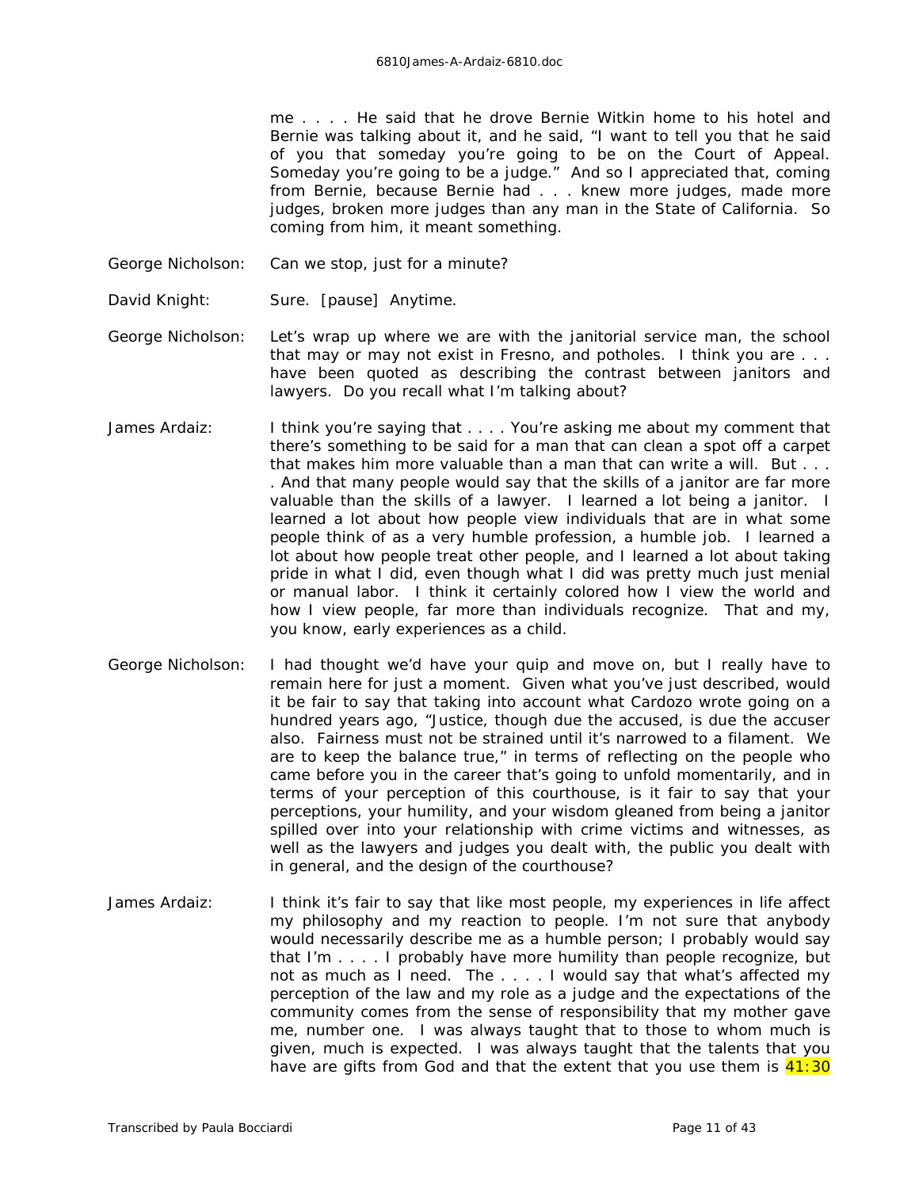me . . . . He said that he drove Bernie Witkin home to his hotel and Bernie was talking about it, and he said, "I want to tell you that he said of you that someday you're going to be on the Court of Appeal. Someday you're going to be a judge." And so I appreciated that, coming from Bernie, because Bernie had . . . knew more judges, made more judges, broken more judges than any man in the State of California. So coming from him, it meant something.

George Nicholson: Can we stop, just for a minute?

David Knight: Sure. [pause] Anytime.

George Nicholson: Let's wrap up where we are with the janitorial service man, the school that may or may not exist in Fresno, and potholes. I think you are . . . have been quoted as describing the contrast between janitors and lawyers. Do you recall what I'm talking about?

James Ardaiz: I think you're saying that . . . . You're asking me about my comment that there's something to be said for a man that can clean a spot off a carpet that makes him more valuable than a man that can write a will. But . . . . And that many people would say that the skills of a janitor are far more valuable than the skills of a lawyer. I learned a lot being a janitor. I learned a lot about how people view individuals that are in what some people think of as a very humble profession, a humble job. I learned a lot about how people treat other people, and I learned a lot about taking pride in what I did, even though what I did was pretty much just menial or manual labor. I think it certainly colored how I view the world and how I view people, far more than individuals recognize. That and my, you know, early experiences as a child.

George Nicholson: I had thought we'd have your quip and move on, but I really have to remain here for just a moment. Given what you've just described, would it be fair to say that taking into account what Cardozo wrote going on a hundred years ago, "Justice, though due the accused, is due the accuser also. Fairness must not be strained until it's narrowed to a filament. We are to keep the balance true," in terms of reflecting on the people who came before you in the career that's going to unfold momentarily, and in terms of your perception of this courthouse, is it fair to say that your perceptions, your humility, and your wisdom gleaned from being a janitor spilled over into your relationship with crime victims and witnesses, as well as the lawyers and judges you dealt with, the public you dealt with in general, and the design of the courthouse?

James Ardaiz: I think it's fair to say that like most people, my experiences in life affect my philosophy and my reaction to people. I'm not sure that anybody would necessarily describe me as a humble person; I probably would say that I'm . . . . I probably have more humility than people recognize, but not as much as I need. The . . . . I would say that what's affected my perception of the law and my role as a judge and the expectations of the community comes from the sense of responsibility that my mother gave me, number one. I was always taught that to those to whom much is given, much is expected. I was always taught that the talents that you have are gifts from God and that the extent that you use them is 41:30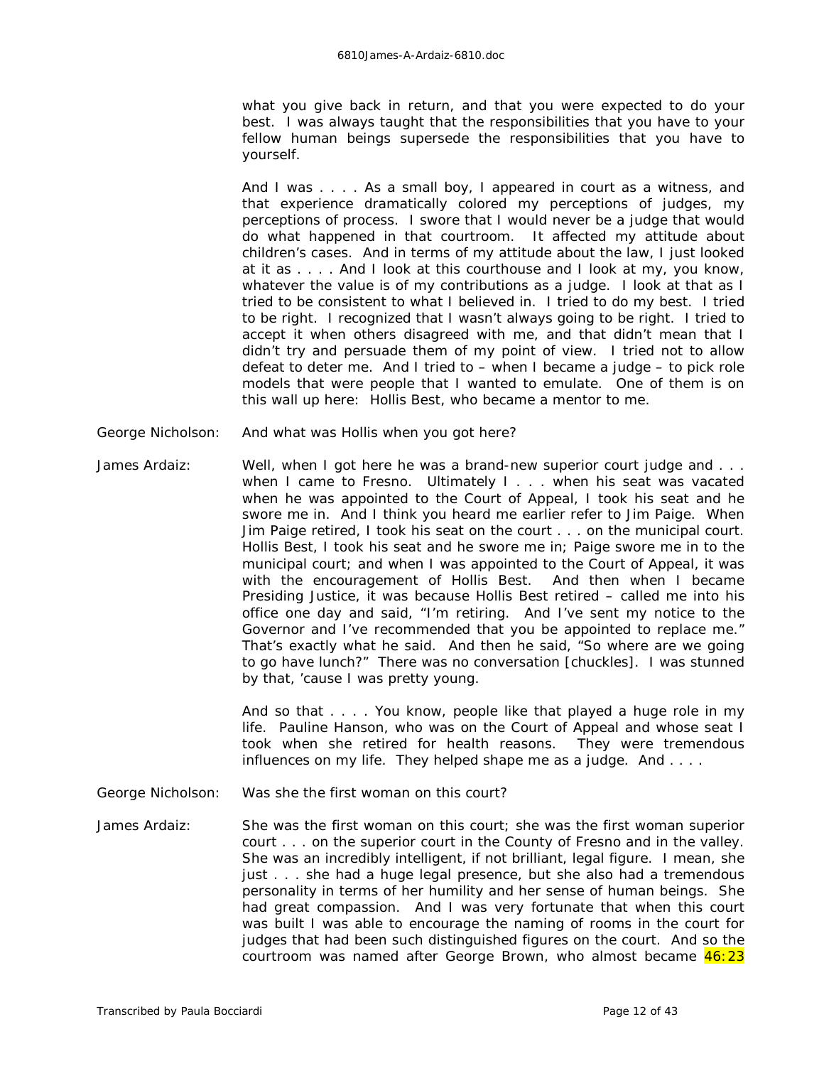what you give back in return, and that you were expected to do your best. I was always taught that the responsibilities that you have to your fellow human beings supersede the responsibilities that you have to yourself.

And I was . . . . As a small boy, I appeared in court as a witness, and that experience dramatically colored my perceptions of judges, my perceptions of process. I swore that I would never be a judge that would do what happened in that courtroom. It affected my attitude about children's cases. And in terms of my attitude about the law, I just looked at it as . . . . And I look at this courthouse and I look at my, you know, whatever the value is of my contributions as a judge. I look at that as I tried to be consistent to what I believed in. I tried to do my best. I tried to be right. I recognized that I wasn't always going to be right. I tried to accept it when others disagreed with me, and that didn't mean that I didn't try and persuade them of my point of view. I tried not to allow defeat to deter me. And I tried to – when I became a judge – to pick role models that were people that I wanted to emulate. One of them is on this wall up here: Hollis Best, who became a mentor to me.

George Nicholson: And what was Hollis when you got here?

James Ardaiz: Well, when I got here he was a brand-new superior court judge and . . . when I came to Fresno. Ultimately I . . . when his seat was vacated when he was appointed to the Court of Appeal, I took his seat and he swore me in. And I think you heard me earlier refer to Jim Paige. When Jim Paige retired, I took his seat on the court . . . on the municipal court. Hollis Best, I took his seat and he swore me in; Paige swore me in to the municipal court; and when I was appointed to the Court of Appeal, it was with the encouragement of Hollis Best. And then when I became Presiding Justice, it was because Hollis Best retired – called me into his office one day and said, "I'm retiring. And I've sent my notice to the Governor and I've recommended that you be appointed to replace me." That's exactly what he said. And then he said, "So where are we going to go have lunch?" There was no conversation [chuckles]. I was stunned by that, 'cause I was pretty young.

And so that . . . . You know, people like that played a huge role in my life. Pauline Hanson, who was on the Court of Appeal and whose seat I took when she retired for health reasons. They were tremendous influences on my life. They helped shape me as a judge. And . . . .

George Nicholson: Was she the first woman on this court?

James Ardaiz: She was the first woman on this court; she was the first woman superior court . . . on the superior court in the County of Fresno and in the valley. She was an incredibly intelligent, if not brilliant, legal figure. I mean, she just . . . she had a huge legal presence, but she also had a tremendous personality in terms of her humility and her sense of human beings. She had great compassion. And I was very fortunate that when this court was built I was able to encourage the naming of rooms in the court for judges that had been such distinguished figures on the court. And so the courtroom was named after George Brown, who almost became 46:23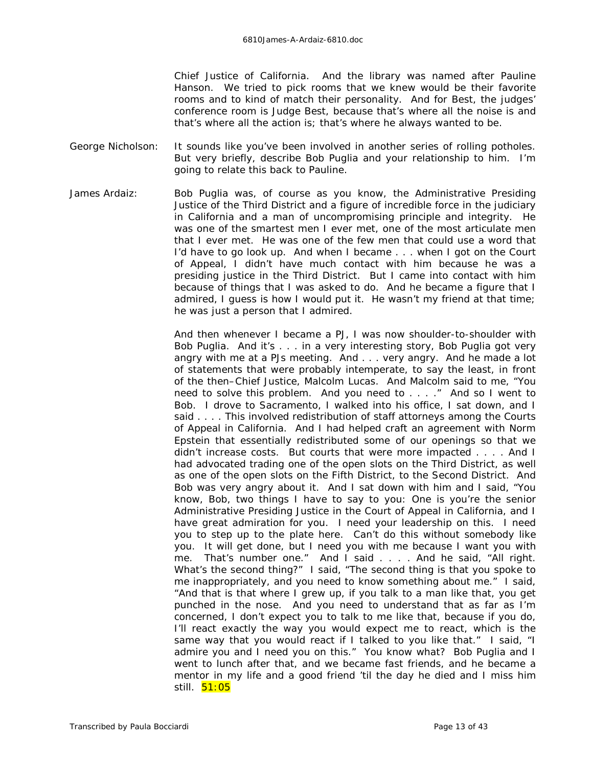Chief Justice of California. And the library was named after Pauline Hanson. We tried to pick rooms that we knew would be their favorite rooms and to kind of match their personality. And for Best, the judges' conference room is Judge Best, because that's where all the noise is and that's where all the action is; that's where he always wanted to be.

George Nicholson: It sounds like you've been involved in another series of rolling potholes. But very briefly, describe Bob Puglia and your relationship to him. I'm going to relate this back to Pauline.

James Ardaiz: Bob Puglia was, of course as you know, the Administrative Presiding Justice of the Third District and a figure of incredible force in the judiciary in California and a man of uncompromising principle and integrity. He was one of the smartest men I ever met, one of the most articulate men that I ever met. He was one of the few men that could use a word that I'd have to go look up. And when I became . . . when I got on the Court of Appeal, I didn't have much contact with him because he was a presiding justice in the Third District. But I came into contact with him because of things that I was asked to do. And he became a figure that I admired, I guess is how I would put it. He wasn't my friend at that time; he was just a person that I admired.

And then whenever I became a PJ, I was now shoulder-to-shoulder with Bob Puglia. And it's . . . in a very interesting story, Bob Puglia got very angry with me at a PJs meeting. And . . . very angry. And he made a lot of statements that were probably intemperate, to say the least, in front of the then–Chief Justice, Malcolm Lucas. And Malcolm said to me, "You need to solve this problem. And you need to . . . ." And so I went to Bob. I drove to Sacramento, I walked into his office, I sat down, and I said . . . . This involved redistribution of staff attorneys among the Courts of Appeal in California. And I had helped craft an agreement with Norm Epstein that essentially redistributed some of our openings so that we didn't increase costs. But courts that were more impacted . . . . And I had advocated trading one of the open slots on the Third District, as well as one of the open slots on the Fifth District, to the Second District. And Bob was very angry about it. And I sat down with him and I said, "You know, Bob, two things I have to say to you: One is you're the senior Administrative Presiding Justice in the Court of Appeal in California, and I have great admiration for you. I need your leadership on this. I need you to step up to the plate here. Can't do this without somebody like you. It will get done, but I need you with me because I want you with me. That's number one." And I said . . . . And he said, "All right. What's the second thing?" I said, "The second thing is that you spoke to me inappropriately, and you need to know something about me." I said, "And that is that where I grew up, if you talk to a man like that, you get punched in the nose. And you need to understand that as far as I'm concerned, I don't expect you to talk to me like that, because if you do, I'll react exactly the way you would expect me to react, which is the same way that you would react if I talked to you like that." I said, "I admire you and I need you on this." You know what? Bob Puglia and I went to lunch after that, and we became fast friends, and he became a mentor in my life and a good friend 'til the day he died and I miss him still. 51:05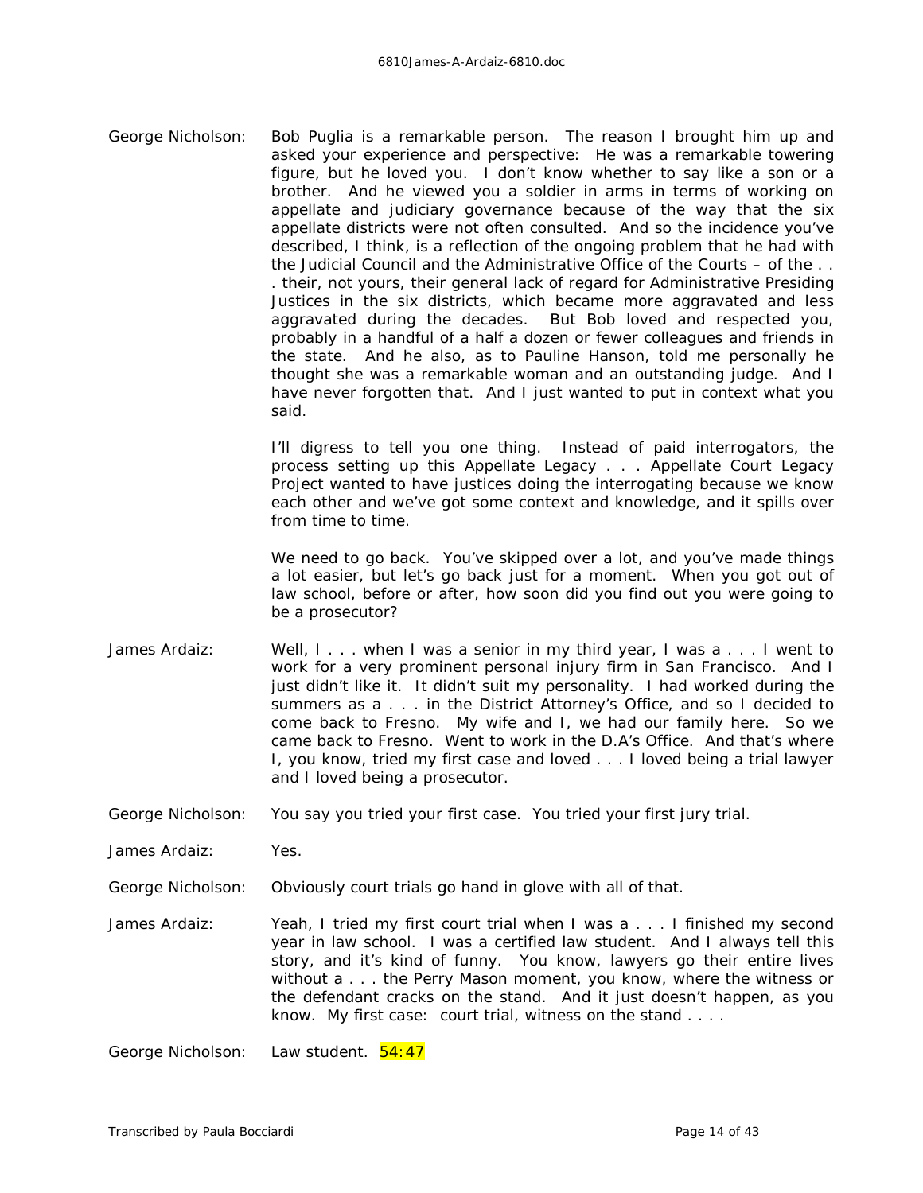George Nicholson: Bob Puglia is a remarkable person. The reason I brought him up and asked your experience and perspective: He was a remarkable towering figure, but he loved you. I don't know whether to say like a son or a brother. And he viewed you a soldier in arms in terms of working on appellate and judiciary governance because of the way that the six appellate districts were not often consulted. And so the incidence you've described, I think, is a reflection of the ongoing problem that he had with the Judicial Council and the Administrative Office of the Courts – of the . . . their, not yours, their general lack of regard for Administrative Presiding Justices in the six districts, which became more aggravated and less aggravated during the decades. But Bob loved and respected you, probably in a handful of a half a dozen or fewer colleagues and friends in the state. And he also, as to Pauline Hanson, told me personally he thought she was a remarkable woman and an outstanding judge. And I have never forgotten that. And I just wanted to put in context what you said.

I'll digress to tell you one thing. Instead of paid interrogators, the process setting up this Appellate Legacy . . . Appellate Court Legacy Project wanted to have justices doing the interrogating because we know each other and we've got some context and knowledge, and it spills over from time to time.

We need to go back. You've skipped over a lot, and you've made things a lot easier, but let's go back just for a moment. When you got out of law school, before or after, how soon did you find out you were going to be a prosecutor?

James Ardaiz: Well, I . . . when I was a senior in my third year, I was a . . . I went to work for a very prominent personal injury firm in San Francisco. And I just didn't like it. It didn't suit my personality. I had worked during the summers as a . . . in the District Attorney's Office, and so I decided to come back to Fresno. My wife and I, we had our family here. So we came back to Fresno. Went to work in the D.A's Office. And that's where I, you know, tried my first case and loved . . . I loved being a trial lawyer and I loved being a prosecutor.

George Nicholson: You say you tried your first case. You tried your first jury trial.

James Ardaiz: Yes.

George Nicholson: Obviously court trials go hand in glove with all of that.

James Ardaiz: Yeah, I tried my first court trial when I was a . . . I finished my second year in law school. I was a certified law student. And I always tell this story, and it's kind of funny. You know, lawyers go their entire lives without a . . . the Perry Mason moment, you know, where the witness or the defendant cracks on the stand. And it just doesn't happen, as you know. My first case: court trial, witness on the stand . . . .

George Nicholson: Law student. 54:47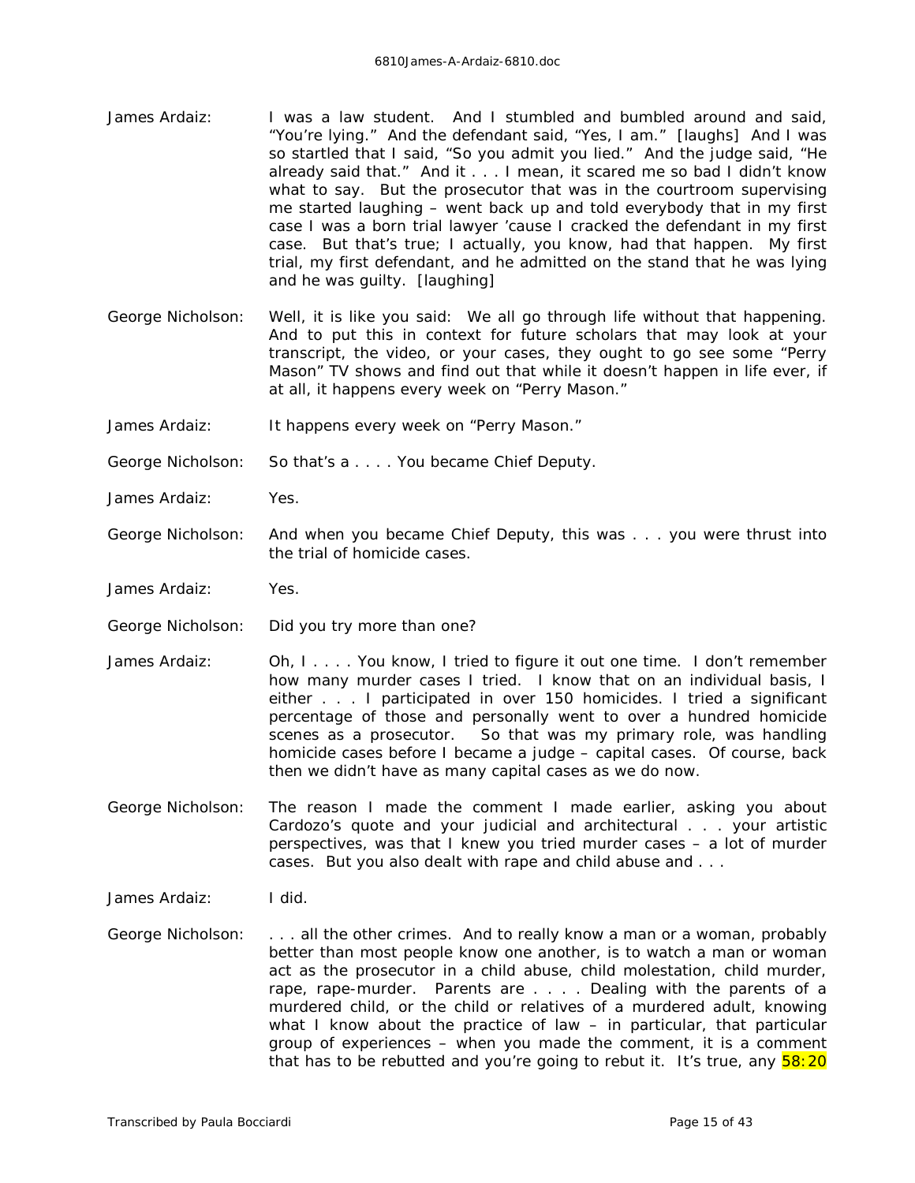James Ardaiz: I was a law student. And I stumbled and bumbled around and said, "You're lying." And the defendant said, "Yes, I am." [laughs] And I was so startled that I said, "So you admit you lied." And the judge said, "He already said that." And it . . . I mean, it scared me so bad I didn't know what to say. But the prosecutor that was in the courtroom supervising me started laughing – went back up and told everybody that in my first case I was a born trial lawyer 'cause I cracked the defendant in my first case. But that's true; I actually, you know, had that happen. My first trial, my first defendant, and he admitted on the stand that he was lying and he was guilty. [laughing]

George Nicholson: Well, it is like you said: We all go through life without that happening. And to put this in context for future scholars that may look at your transcript, the video, or your cases, they ought to go see some "Perry Mason" TV shows and find out that while it doesn't happen in life ever, if at all, it happens every week on "Perry Mason."

James Ardaiz: It happens every week on "Perry Mason."

George Nicholson: So that's a . . . . You became Chief Deputy.

James Ardaiz: Yes.

George Nicholson: And when you became Chief Deputy, this was . . . you were thrust into the trial of homicide cases.

James Ardaiz: Yes.

George Nicholson: Did you try more than one?

James Ardaiz: Oh, I . . . . You know, I tried to figure it out one time. I don't remember how many murder cases I tried. I know that on an individual basis, I either . . . I participated in over 150 homicides. I tried a significant percentage of those and personally went to over a hundred homicide scenes as a prosecutor. So that was my primary role, was handling homicide cases before I became a judge – capital cases. Of course, back then we didn't have as many capital cases as we do now.

George Nicholson: The reason I made the comment I made earlier, asking you about Cardozo's quote and your judicial and architectural . . . your artistic perspectives, was that I knew you tried murder cases – a lot of murder cases. But you also dealt with rape and child abuse and . . .

James Ardaiz: I did.

George Nicholson: . . . all the other crimes. And to really know a man or a woman, probably better than most people know one another, is to watch a man or woman act as the prosecutor in a child abuse, child molestation, child murder, rape, rape-murder. Parents are . . . . Dealing with the parents of a murdered child, or the child or relatives of a murdered adult, knowing what I know about the practice of law – in particular, that particular group of experiences – when you made the comment, it is a comment that has to be rebutted and you're going to rebut it. It's true, any 58:20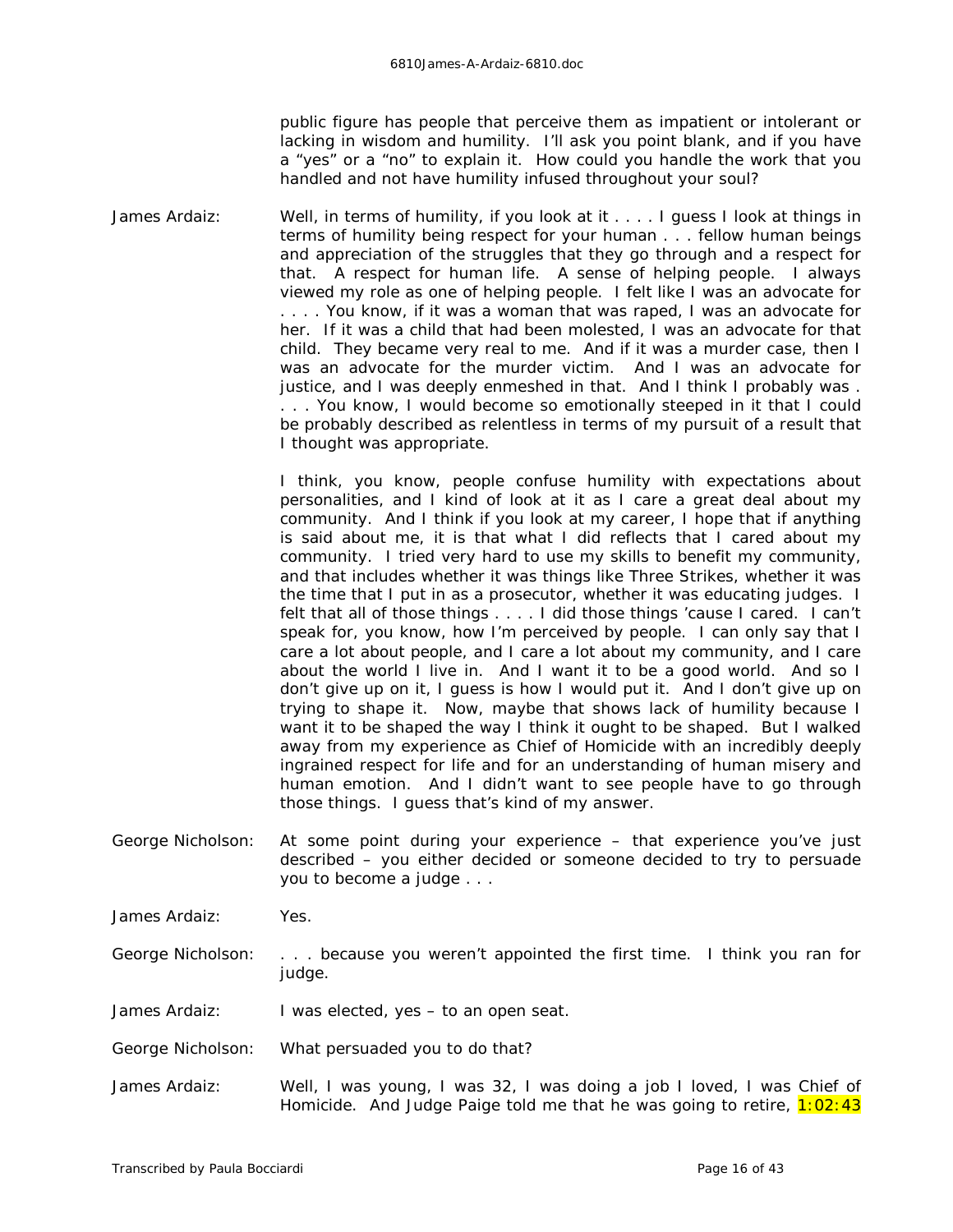public figure has people that perceive them as impatient or intolerant or lacking in wisdom and humility. I'll ask you point blank, and if you have a "yes" or a "no" to explain it. How could you handle the work that you handled and not have humility infused throughout your soul?

James Ardaiz: Well, in terms of humility, if you look at it . . . . I guess I look at things in terms of humility being respect for your human . . . fellow human beings and appreciation of the struggles that they go through and a respect for that. A respect for human life. A sense of helping people. I always viewed my role as one of helping people. I felt like I was an advocate for . . . . You know, if it was a woman that was raped, I was an advocate for her. If it was a child that had been molested, I was an advocate for that child. They became very real to me. And if it was a murder case, then I was an advocate for the murder victim. And I was an advocate for justice, and I was deeply enmeshed in that. And I think I probably was . . . . You know, I would become so emotionally steeped in it that I could be probably described as relentless in terms of my pursuit of a result that I thought was appropriate.

I think, you know, people confuse humility with expectations about personalities, and I kind of look at it as I care a great deal about my community. And I think if you look at my career, I hope that if anything is said about me, it is that what I did reflects that I cared about my community. I tried very hard to use my skills to benefit my community, and that includes whether it was things like Three Strikes, whether it was the time that I put in as a prosecutor, whether it was educating judges. I felt that all of those things . . . . I did those things 'cause I cared. I can't speak for, you know, how I'm perceived by people. I can only say that I care a lot about people, and I care a lot about my community, and I care about the world I live in. And I want it to be a good world. And so I don't give up on it, I guess is how I would put it. And I don't give up on trying to shape it. Now, maybe that shows lack of humility because I want it to be shaped the way I think it ought to be shaped. But I walked away from my experience as Chief of Homicide with an incredibly deeply ingrained respect for life and for an understanding of human misery and human emotion. And I didn't want to see people have to go through those things. I guess that's kind of my answer.

George Nicholson: At some point during your experience – that experience you've just described – you either decided or someone decided to try to persuade you to become a judge . . .

James Ardaiz: Yes.

George Nicholson: . . . because you weren't appointed the first time. I think you ran for judge.

James Ardaiz: I was elected, yes – to an open seat.

George Nicholson: What persuaded you to do that?

James Ardaiz: Well, I was young, I was 32, I was doing a job I loved, I was Chief of Homicide. And Judge Paige told me that he was going to retire, 1:02:43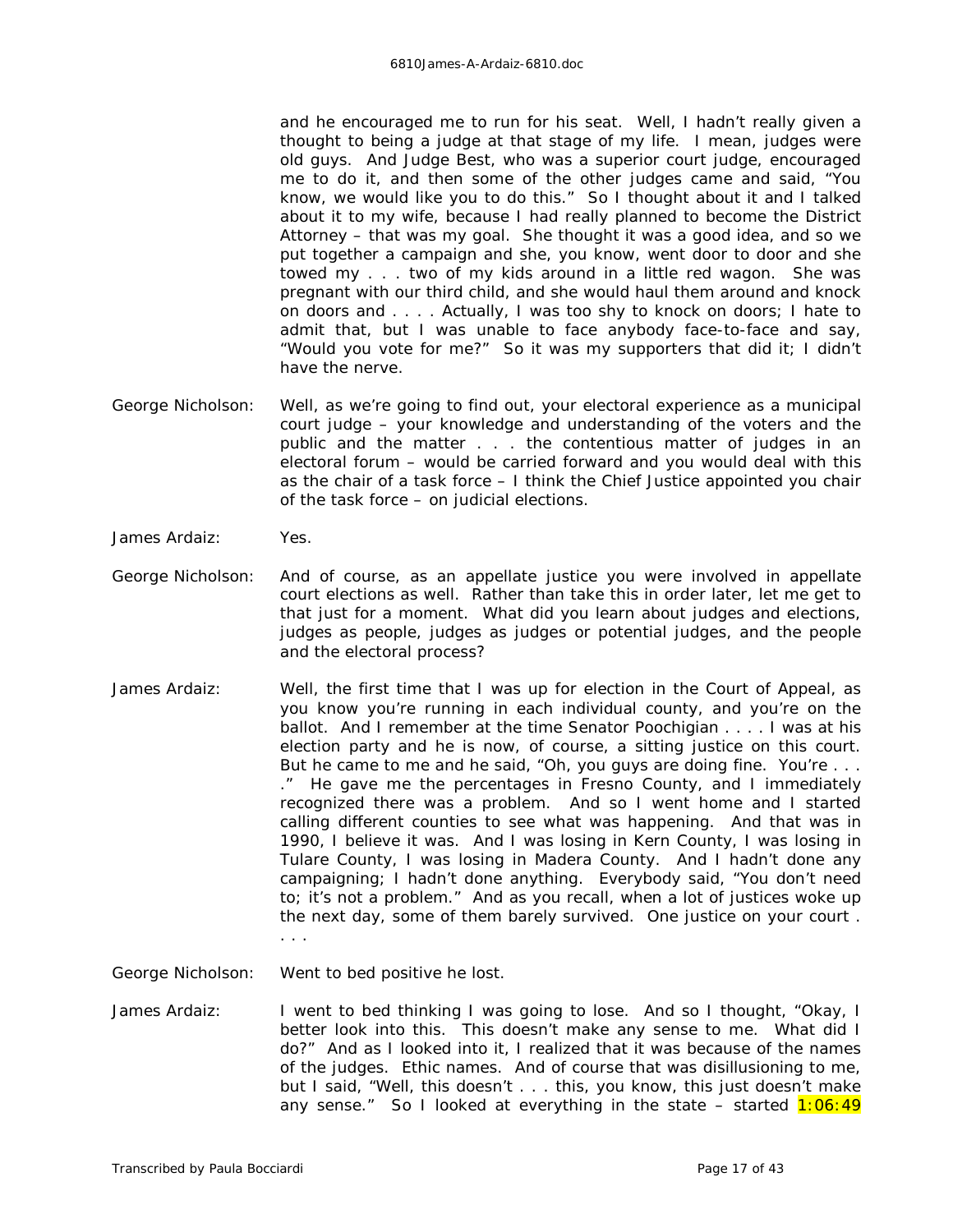and he encouraged me to run for his seat. Well, I hadn't really given a thought to being a judge at that stage of my life. I mean, judges were old guys. And Judge Best, who was a superior court judge, encouraged me to do it, and then some of the other judges came and said, "You know, we would like you to do this." So I thought about it and I talked about it to my wife, because I had really planned to become the District Attorney – that was my goal. She thought it was a good idea, and so we put together a campaign and she, you know, went door to door and she towed my . . . two of my kids around in a little red wagon. She was pregnant with our third child, and she would haul them around and knock on doors and . . . . Actually, I was too shy to knock on doors; I hate to admit that, but I was unable to face anybody face-to-face and say, "Would you vote for me?" So it was my supporters that did it; I didn't have the nerve.

George Nicholson: Well, as we're going to find out, your electoral experience as a municipal court judge – your knowledge and understanding of the voters and the public and the matter . . . the contentious matter of judges in an electoral forum – would be carried forward and you would deal with this as the chair of a task force – I think the Chief Justice appointed you chair of the task force – on judicial elections.

James Ardaiz: Yes.

George Nicholson: And of course, as an appellate justice you were involved in appellate court elections as well. Rather than take this in order later, let me get to that just for a moment. What did you learn about judges and elections, judges as people, judges as judges or potential judges, and the people and the electoral process?

James Ardaiz: Well, the first time that I was up for election in the Court of Appeal, as you know you're running in each individual county, and you're on the ballot. And I remember at the time Senator Poochigian . . . . I was at his election party and he is now, of course, a sitting justice on this court. But he came to me and he said, "Oh, you guys are doing fine. You're . . . ." He gave me the percentages in Fresno County, and I immediately recognized there was a problem. And so I went home and I started calling different counties to see what was happening. And that was in 1990, I believe it was. And I was losing in Kern County, I was losing in Tulare County, I was losing in Madera County. And I hadn't done any campaigning; I hadn't done anything. Everybody said, "You don't need to; it's not a problem." And as you recall, when a lot of justices woke up the next day, some of them barely survived. One justice on your court . . . .

George Nicholson: Went to bed positive he lost.

James Ardaiz: I went to bed thinking I was going to lose. And so I thought, "Okay, I better look into this. This doesn't make any sense to me. What did I do?" And as I looked into it, I realized that it was because of the names of the judges. Ethic names. And of course that was disillusioning to me, but I said, "Well, this doesn't . . . this, you know, this just doesn't make any sense." So I looked at everything in the state – started 1:06:49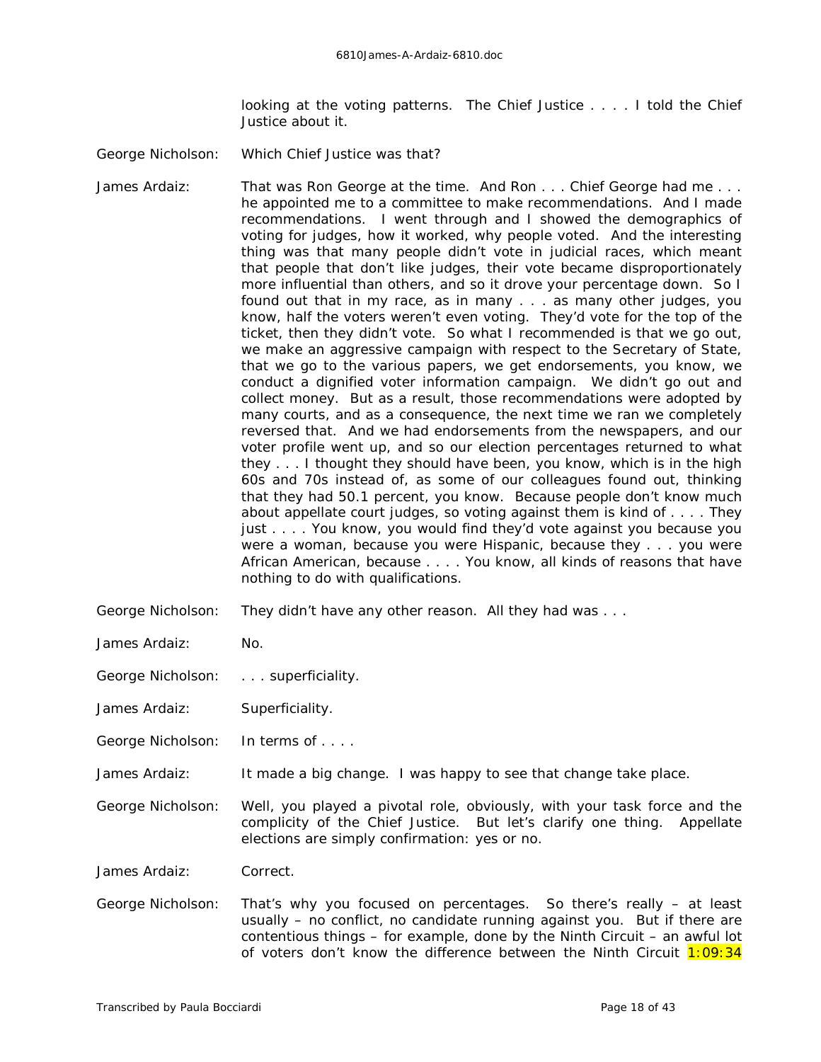looking at the voting patterns. The Chief Justice . . . . I told the Chief Justice about it.

George Nicholson: Which Chief Justice was that?

James Ardaiz: That was Ron George at the time. And Ron . . . Chief George had me . . . he appointed me to a committee to make recommendations. And I made recommendations. I went through and I showed the demographics of voting for judges, how it worked, why people voted. And the interesting thing was that many people didn't vote in judicial races, which meant that people that don't like judges, their vote became disproportionately more influential than others, and so it drove your percentage down. So I found out that in my race, as in many . . . as many other judges, you know, half the voters weren't even voting. They'd vote for the top of the ticket, then they didn't vote. So what I recommended is that we go out, we make an aggressive campaign with respect to the Secretary of State, that we go to the various papers, we get endorsements, you know, we conduct a dignified voter information campaign. We didn't go out and collect money. But as a result, those recommendations were adopted by many courts, and as a consequence, the next time we ran we completely reversed that. And we had endorsements from the newspapers, and our voter profile went up, and so our election percentages returned to what they . . . I thought they should have been, you know, which is in the high 60s and 70s instead of, as some of our colleagues found out, thinking that they had 50.1 percent, you know. Because people don't know much about appellate court judges, so voting against them is kind of . . . . They just . . . . You know, you would find they'd vote against you because you were a woman, because you were Hispanic, because they . . . you were African American, because . . . . You know, all kinds of reasons that have nothing to do with qualifications.

George Nicholson: They didn't have any other reason. All they had was . . .

James Ardaiz: No.

George Nicholson: . . . superficiality.

James Ardaiz: Superficiality.

George Nicholson: In terms of . . . .

James Ardaiz: It made a big change. I was happy to see that change take place.

George Nicholson: Well, you played a pivotal role, obviously, with your task force and the complicity of the Chief Justice. But let's clarify one thing. Appellate elections are simply confirmation: yes or no.

James Ardaiz: Correct.

George Nicholson: That's why you focused on percentages. So there's really – at least usually – no conflict, no candidate running against you. But if there are contentious things – for example, done by the Ninth Circuit – an awful lot of voters don't know the difference between the Ninth Circuit 1:09:34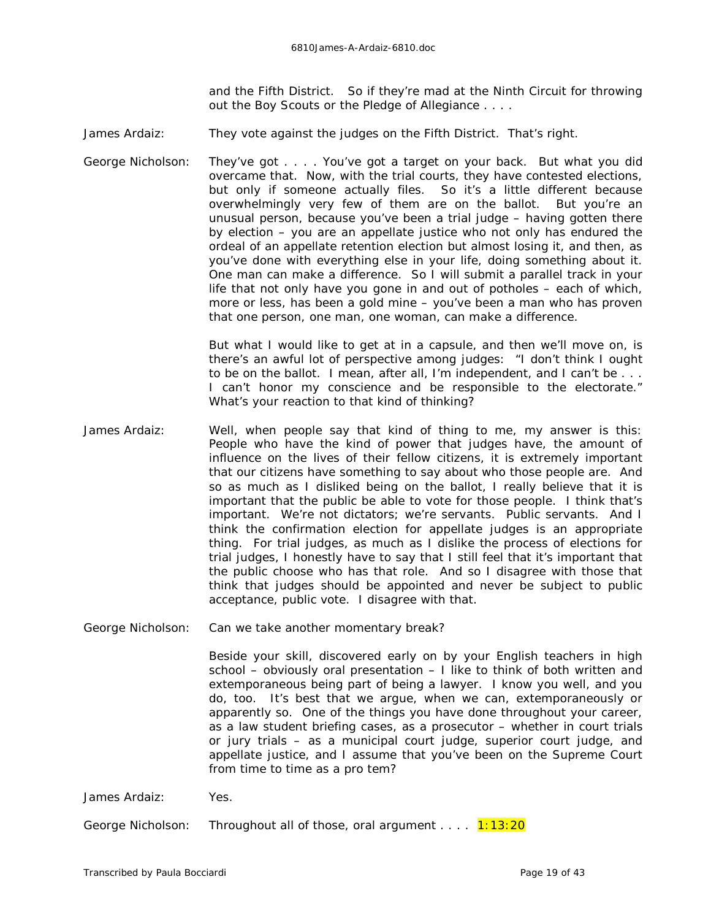and the Fifth District. So if they're mad at the Ninth Circuit for throwing out the Boy Scouts or the Pledge of Allegiance . . . .

James Ardaiz: They vote against the judges on the Fifth District. That's right.

George Nicholson: They've got . . . . You've got a target on your back. But what you did overcame that. Now, with the trial courts, they have contested elections, but only if someone actually files. So it's a little different because overwhelmingly very few of them are on the ballot. But you're an unusual person, because you've been a trial judge – having gotten there by election – you are an appellate justice who not only has endured the ordeal of an appellate retention election but almost losing it, and then, as you've done with everything else in your life, doing something about it. One man can make a difference. So I will submit a parallel track in your life that not only have you gone in and out of potholes – each of which, more or less, has been a gold mine – you've been a man who has proven that one person, one man, one woman, can make a difference.

But what I would like to get at in a capsule, and then we'll move on, is there's an awful lot of perspective among judges: "I don't think I ought to be on the ballot. I mean, after all, I'm independent, and I can't be . . . I can't honor my conscience and be responsible to the electorate." What's your reaction to that kind of thinking?

James Ardaiz: Well, when people say that kind of thing to me, my answer is this: People who have the kind of power that judges have, the amount of influence on the lives of their fellow citizens, it is extremely important that our citizens have something to say about who those people are. And so as much as I disliked being on the ballot, I really believe that it is important that the public be able to vote for those people. I think that's important. We're not dictators; we're servants. Public servants. And I think the confirmation election for appellate judges is an appropriate thing. For trial judges, as much as I dislike the process of elections for trial judges, I honestly have to say that I still feel that it's important that the public choose who has that role. And so I disagree with those that think that judges should be appointed and never be subject to public acceptance, public vote. I disagree with that.

George Nicholson: Can we take another momentary break?

Beside your skill, discovered early on by your English teachers in high school – obviously oral presentation – I like to think of both written and extemporaneous being part of being a lawyer. I know you well, and you do, too. It's best that we argue, when we can, extemporaneously or apparently so. One of the things you have done throughout your career, as a law student briefing cases, as a prosecutor – whether in court trials or jury trials – as a municipal court judge, superior court judge, and appellate justice, and I assume that you've been on the Supreme Court from time to time as a pro tem?

James Ardaiz: Yes.

George Nicholson: Throughout all of those, oral argument . . . . 1:13:20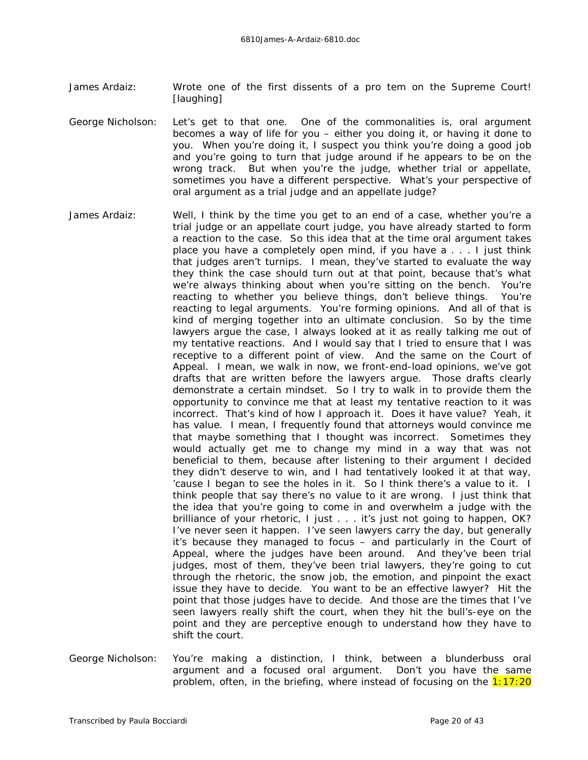James Ardaiz: Wrote one of the first dissents of a pro tem on the Supreme Court! [laughing]

George Nicholson: Let's get to that one. One of the commonalities is, oral argument becomes a way of life for you – either you doing it, or having it done to you. When you're doing it, I suspect you think you're doing a good job and you're going to turn that judge around if he appears to be on the wrong track. But when you're the judge, whether trial or appellate, sometimes you have a different perspective. What's your perspective of oral argument as a trial judge and an appellate judge?

James Ardaiz: Well, I think by the time you get to an end of a case, whether you're a trial judge or an appellate court judge, you have already started to form a reaction to the case. So this idea that at the time oral argument takes place you have a completely open mind, if you have a . . . I just think that judges aren't turnips. I mean, they've started to evaluate the way they think the case should turn out at that point, because that's what we're always thinking about when you're sitting on the bench. You're reacting to whether you believe things, don't believe things. You're reacting to legal arguments. You're forming opinions. And all of that is kind of merging together into an ultimate conclusion. So by the time lawyers argue the case, I always looked at it as really talking me out of my tentative reactions. And I would say that I tried to ensure that I was receptive to a different point of view. And the same on the Court of Appeal. I mean, we walk in now, we front-end-load opinions, we've got drafts that are written before the lawyers argue. Those drafts clearly demonstrate a certain mindset. So I try to walk in to provide them the opportunity to convince me that at least my tentative reaction to it was incorrect. That's kind of how I approach it. Does it have value? Yeah, it has value. I mean, I frequently found that attorneys would convince me that maybe something that I thought was incorrect. Sometimes they would actually get me to change my mind in a way that was not beneficial to them, because after listening to their argument I decided they didn't deserve to win, and I had tentatively looked it at that way, 'cause I began to see the holes in it. So I think there's a value to it. I think people that say there's no value to it are wrong. I just think that the idea that you're going to come in and overwhelm a judge with the brilliance of your rhetoric, I just . . . it's just not going to happen, OK? I've never seen it happen. I've seen lawyers carry the day, but generally it's because they managed to focus – and particularly in the Court of Appeal, where the judges have been around. And they've been trial judges, most of them, they've been trial lawyers, they're going to cut through the rhetoric, the snow job, the emotion, and pinpoint the exact issue they have to decide. You want to be an effective lawyer? Hit the point that those judges have to decide. And those are the times that I've seen lawyers really shift the court, when they hit the bull's-eye on the point and they are perceptive enough to understand how they have to shift the court.

George Nicholson: You're making a distinction, I think, between a blunderbuss oral argument and a focused oral argument. Don't you have the same problem, often, in the briefing, where instead of focusing on the 1:17:20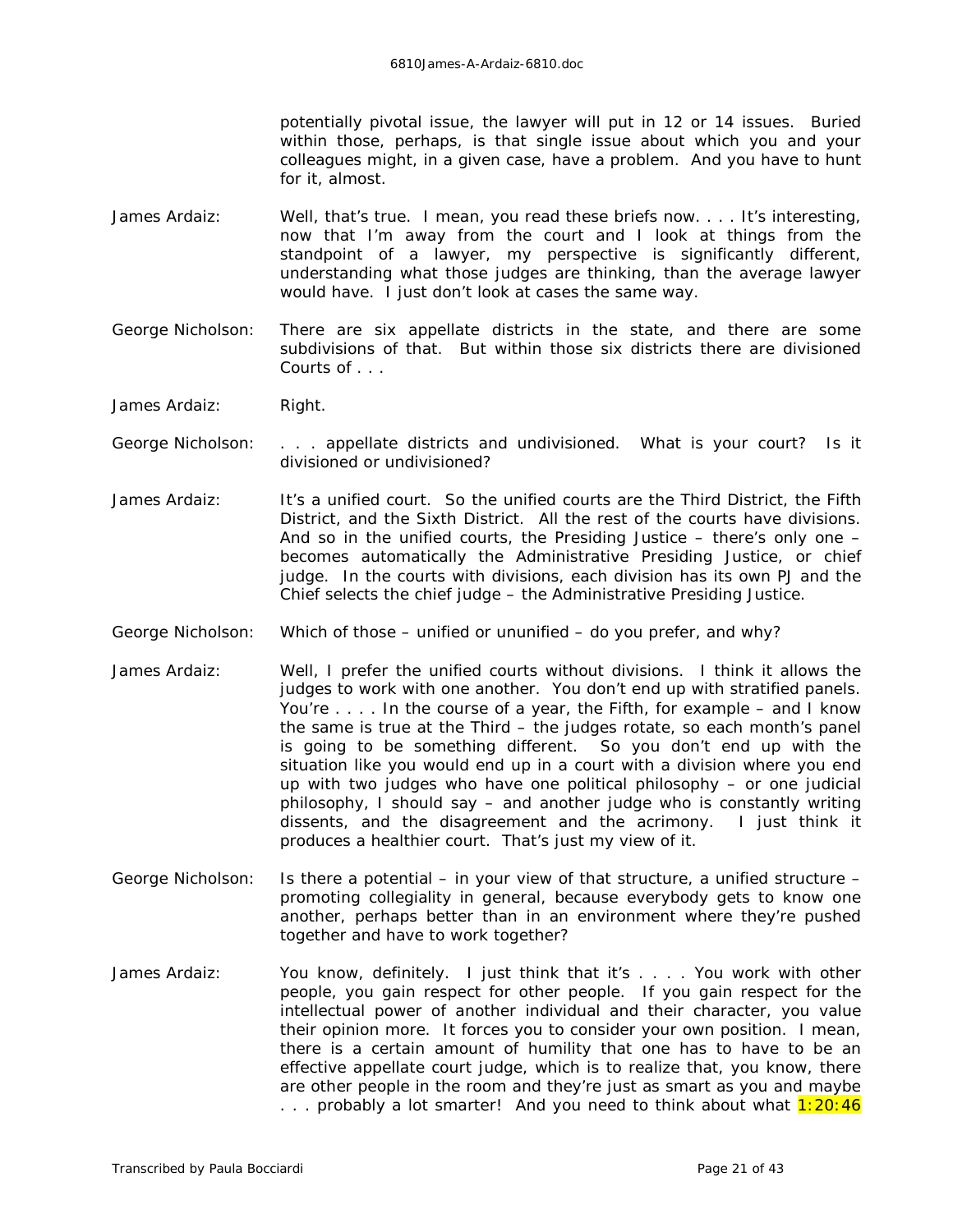potentially pivotal issue, the lawyer will put in 12 or 14 issues. Buried within those, perhaps, is that single issue about which you and your colleagues might, in a given case, have a problem. And you have to hunt for it, almost.

James Ardaiz: Well, that's true. I mean, you read these briefs now. . . . It's interesting, now that I'm away from the court and I look at things from the standpoint of a lawyer, my perspective is significantly different, understanding what those judges are thinking, than the average lawyer would have. I just don't look at cases the same way.

George Nicholson: There are six appellate districts in the state, and there are some subdivisions of that. But within those six districts there are divisioned Courts of . . .

James Ardaiz: Right.

George Nicholson: . . . appellate districts and undivisioned. What is your court? Is it divisioned or undivisioned?

James Ardaiz: It's a unified court. So the unified courts are the Third District, the Fifth District, and the Sixth District. All the rest of the courts have divisions. And so in the unified courts, the Presiding Justice – there's only one – becomes automatically the Administrative Presiding Justice, or chief judge. In the courts with divisions, each division has its own PJ and the Chief selects the chief judge – the Administrative Presiding Justice.

George Nicholson: Which of those – unified or ununified – do you prefer, and why?

James Ardaiz: Well, I prefer the unified courts without divisions. I think it allows the judges to work with one another. You don't end up with stratified panels. You're . . . . In the course of a year, the Fifth, for example – and I know the same is true at the Third – the judges rotate, so each month's panel is going to be something different. So you don't end up with the situation like you would end up in a court with a division where you end up with two judges who have one political philosophy – or one judicial philosophy, I should say – and another judge who is constantly writing dissents, and the disagreement and the acrimony. I just think it produces a healthier court. That's just my view of it.

George Nicholson: Is there a potential – in your view of that structure, a unified structure – promoting collegiality in general, because everybody gets to know one another, perhaps better than in an environment where they're pushed together and have to work together?

James Ardaiz: You know, definitely. I just think that it's . . . . You work with other people, you gain respect for other people. If you gain respect for the intellectual power of another individual and their character, you value their opinion more. It forces you to consider your own position. I mean, there is a certain amount of humility that one has to have to be an effective appellate court judge, which is to realize that, you know, there are other people in the room and they're just as smart as you and maybe . . . probably a lot smarter! And you need to think about what 1:20:46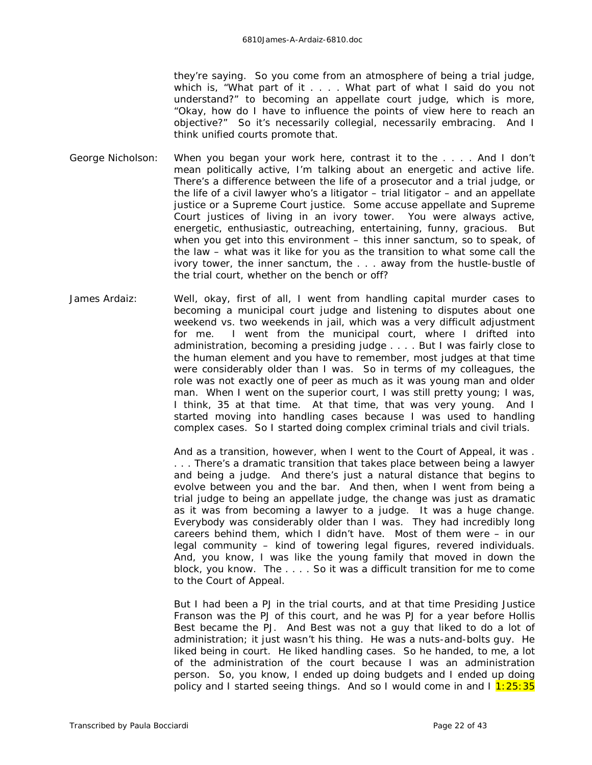they're saying. So you come from an atmosphere of being a trial judge, which is, "What part of it . . . . What part of what I said do you not understand?" to becoming an appellate court judge, which is more, "Okay, how do I have to influence the points of view here to reach an objective?" So it's necessarily collegial, necessarily embracing. And I think unified courts promote that.

George Nicholson: When you began your work here, contrast it to the . . . . And I don't mean politically active, I'm talking about an energetic and active life. There's a difference between the life of a prosecutor and a trial judge, or the life of a civil lawyer who's a litigator – trial litigator – and an appellate justice or a Supreme Court justice. Some accuse appellate and Supreme Court justices of living in an ivory tower. You were always active, energetic, enthusiastic, outreaching, entertaining, funny, gracious. But when you get into this environment – this inner sanctum, so to speak, of the law – what was it like for you as the transition to what some call the ivory tower, the inner sanctum, the . . . away from the hustle-bustle of the trial court, whether on the bench or off?

James Ardaiz: Well, okay, first of all, I went from handling capital murder cases to becoming a municipal court judge and listening to disputes about one weekend vs. two weekends in jail, which was a very difficult adjustment for me. I went from the municipal court, where I drifted into administration, becoming a presiding judge . . . . But I was fairly close to the human element and you have to remember, most judges at that time were considerably older than I was. So in terms of my colleagues, the role was not exactly one of peer as much as it was young man and older man. When I went on the superior court, I was still pretty young; I was, I think, 35 at that time. At that time, that was very young. And I started moving into handling cases because I was used to handling complex cases. So I started doing complex criminal trials and civil trials.

And as a transition, however, when I went to the Court of Appeal, it was . . . . There's a dramatic transition that takes place between being a lawyer and being a judge. And there's just a natural distance that begins to evolve between you and the bar. And then, when I went from being a trial judge to being an appellate judge, the change was just as dramatic as it was from becoming a lawyer to a judge. It was a huge change. Everybody was considerably older than I was. They had incredibly long careers behind them, which I didn't have. Most of them were – in our legal community – kind of towering legal figures, revered individuals. And, you know, I was like the young family that moved in down the block, you know. The . . . . So it was a difficult transition for me to come to the Court of Appeal.

But I had been a PJ in the trial courts, and at that time Presiding Justice Franson was the PJ of this court, and he was PJ for a year before Hollis Best became the PJ. And Best was not a guy that liked to do a lot of administration; it just wasn't his thing. He was a nuts-and-bolts guy. He liked being in court. He liked handling cases. So he handed, to me, a lot of the administration of the court because I was an administration person. So, you know, I ended up doing budgets and I ended up doing policy and I started seeing things. And so I would come in and I 1:25:35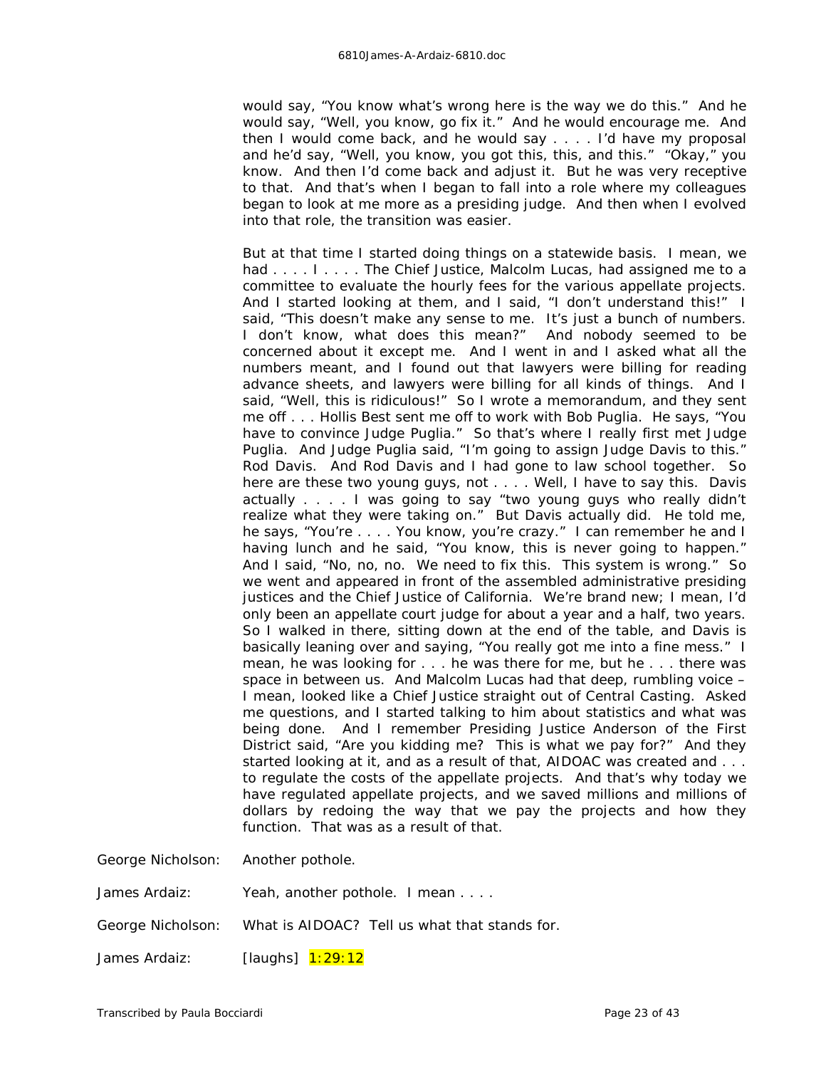would say, "You know what's wrong here is the way we do this." And he would say, "Well, you know, go fix it." And he would encourage me. And then I would come back, and he would say . . . . I'd have my proposal and he'd say, "Well, you know, you got this, this, and this." "Okay," you know. And then I'd come back and adjust it. But he was very receptive to that. And that's when I began to fall into a role where my colleagues began to look at me more as a presiding judge. And then when I evolved into that role, the transition was easier.

But at that time I started doing things on a statewide basis. I mean, we had . . . . I . . . . The Chief Justice, Malcolm Lucas, had assigned me to a committee to evaluate the hourly fees for the various appellate projects. And I started looking at them, and I said, "I don't understand this!" I said, "This doesn't make any sense to me. It's just a bunch of numbers. I don't know, what does this mean?" And nobody seemed to be concerned about it except me. And I went in and I asked what all the numbers meant, and I found out that lawyers were billing for reading advance sheets, and lawyers were billing for all kinds of things. And I said, "Well, this is ridiculous!" So I wrote a memorandum, and they sent me off . . . Hollis Best sent me off to work with Bob Puglia. He says, "You have to convince Judge Puglia." So that's where I really first met Judge Puglia. And Judge Puglia said, "I'm going to assign Judge Davis to this." Rod Davis. And Rod Davis and I had gone to law school together. So here are these two young guys, not . . . . Well, I have to say this. Davis actually . . . . I was going to say "two young guys who really didn't realize what they were taking on." But Davis actually did. He told me, he says, "You're . . . . You know, you're crazy." I can remember he and I having lunch and he said, "You know, this is never going to happen." And I said, "No, no, no. We need to fix this. This system is wrong." So we went and appeared in front of the assembled administrative presiding justices and the Chief Justice of California. We're brand new; I mean, I'd only been an appellate court judge for about a year and a half, two years. So I walked in there, sitting down at the end of the table, and Davis is basically leaning over and saying, "You really got me into a fine mess." I mean, he was looking for . . . he was there for me, but he . . . there was space in between us. And Malcolm Lucas had that deep, rumbling voice – I mean, looked like a Chief Justice straight out of Central Casting. Asked me questions, and I started talking to him about statistics and what was being done. And I remember Presiding Justice Anderson of the First District said, "Are you kidding me? This is what we pay for?" And they started looking at it, and as a result of that, AIDOAC was created and . . . to regulate the costs of the appellate projects. And that's why today we have regulated appellate projects, and we saved millions and millions of dollars by redoing the way that we pay the projects and how they function. That was as a result of that.

George Nicholson: Another pothole.

James Ardaiz: Yeah, another pothole. I mean . . . .

George Nicholson: What is AIDOAC? Tell us what that stands for.

James Ardaiz: [laughs] 1:29:12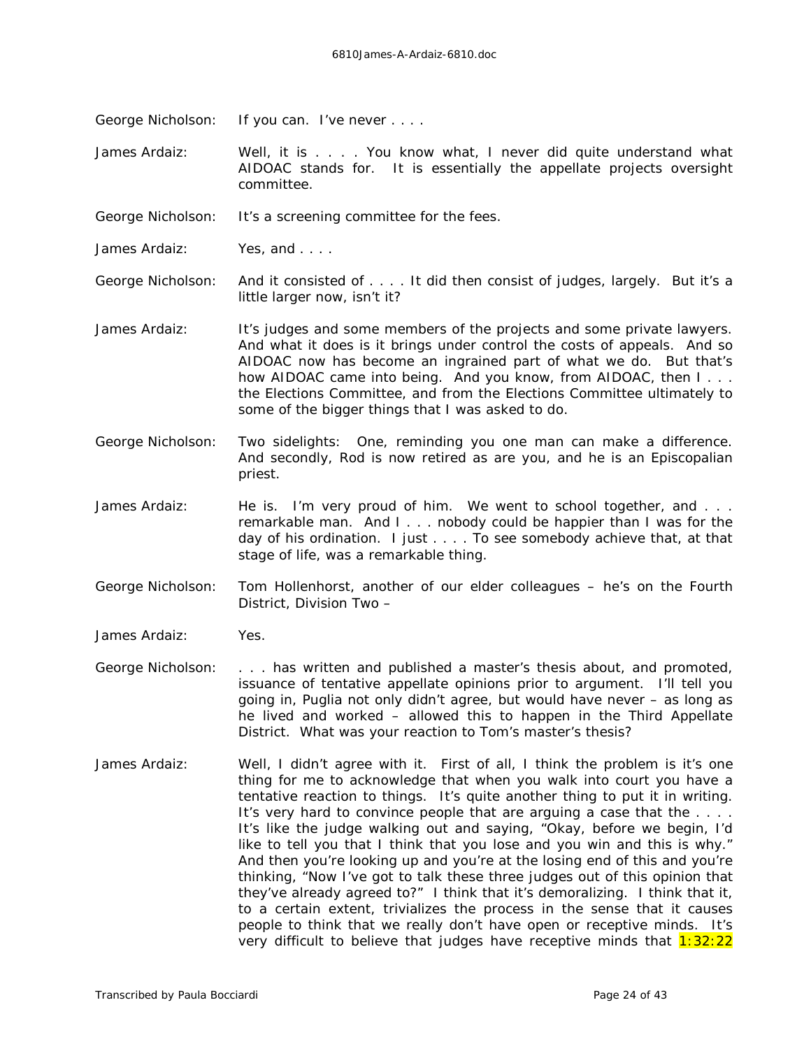George Nicholson: If you can. I've never . . . .

James Ardaiz: Well, it is . . . . You know what, I never did quite understand what AIDOAC stands for. It is essentially the appellate projects oversight committee.

George Nicholson: It's a screening committee for the fees.

James Ardaiz: Yes, and . . . .

George Nicholson: And it consisted of . . . . It did then consist of judges, largely. But it's a little larger now, isn't it?

James Ardaiz: It's judges and some members of the projects and some private lawyers. And what it does is it brings under control the costs of appeals. And so AIDOAC now has become an ingrained part of what we do. But that's how AIDOAC came into being. And you know, from AIDOAC, then I . . . the Elections Committee, and from the Elections Committee ultimately to some of the bigger things that I was asked to do.

George Nicholson: Two sidelights: One, reminding you one man can make a difference. And secondly, Rod is now retired as are you, and he is an Episcopalian priest.

James Ardaiz: He is. I'm very proud of him. We went to school together, and . . . remarkable man. And I . . . nobody could be happier than I was for the day of his ordination. I just . . . . To see somebody achieve that, at that stage of life, was a remarkable thing.

George Nicholson: Tom Hollenhorst, another of our elder colleagues – he's on the Fourth District, Division Two –

James Ardaiz: Yes.

George Nicholson: . . . has written and published a master's thesis about, and promoted, issuance of tentative appellate opinions prior to argument. I'll tell you going in, Puglia not only didn't agree, but would have never – as long as he lived and worked – allowed this to happen in the Third Appellate District. What was your reaction to Tom's master's thesis?

James Ardaiz: Well, I didn't agree with it. First of all, I think the problem is it's one thing for me to acknowledge that when you walk into court you have a tentative reaction to things. It's quite another thing to put it in writing. It's very hard to convince people that are arguing a case that the . . . . It's like the judge walking out and saying, "Okay, before we begin, I'd like to tell you that I think that you lose and you win and this is why." And then you're looking up and you're at the losing end of this and you're thinking, "Now I've got to talk these three judges out of this opinion that they've already agreed to?" I think that it's demoralizing. I think that it, to a certain extent, trivializes the process in the sense that it causes people to think that we really don't have open or receptive minds. It's very difficult to believe that judges have receptive minds that 1:32:22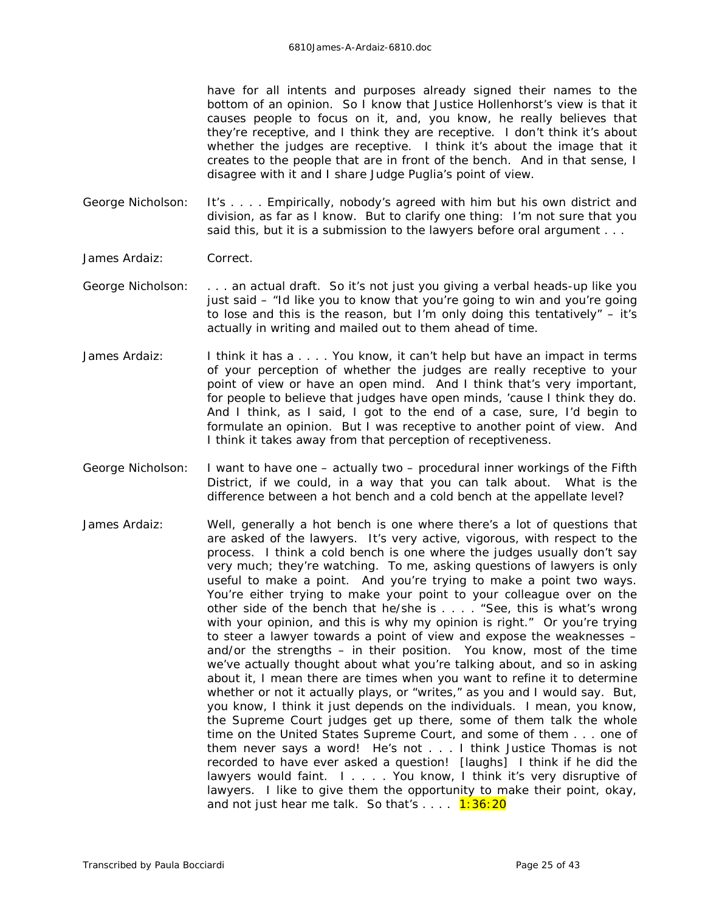have for all intents and purposes already signed their names to the bottom of an opinion. So I know that Justice Hollenhorst's view is that it causes people to focus on it, and, you know, he really believes that they're receptive, and I think they are receptive. I don't think it's about whether the judges are receptive. I think it's about the image that it creates to the people that are in front of the bench. And in that sense, I disagree with it and I share Judge Puglia's point of view.

George Nicholson: It's . . . . Empirically, nobody's agreed with him but his own district and division, as far as I know. But to clarify one thing: I'm not sure that you said this, but it is a submission to the lawyers before oral argument . . .

James Ardaiz: Correct.

George Nicholson: . . . an actual draft. So it's not just you giving a verbal heads-up like you just said – "Id like you to know that you're going to win and you're going to lose and this is the reason, but I'm only doing this tentatively" – it's actually in writing and mailed out to them ahead of time.

James Ardaiz: I think it has a . . . . You know, it can't help but have an impact in terms of your perception of whether the judges are really receptive to your point of view or have an open mind. And I think that's very important, for people to believe that judges have open minds, 'cause I think they do. And I think, as I said, I got to the end of a case, sure, I'd begin to formulate an opinion. But I was receptive to another point of view. And I think it takes away from that perception of receptiveness.

George Nicholson: I want to have one – actually two – procedural inner workings of the Fifth District, if we could, in a way that you can talk about. What is the difference between a hot bench and a cold bench at the appellate level?

James Ardaiz: Well, generally a hot bench is one where there's a lot of questions that are asked of the lawyers. It's very active, vigorous, with respect to the process. I think a cold bench is one where the judges usually don't say very much; they're watching. To me, asking questions of lawyers is only useful to make a point. And you're trying to make a point two ways. You're either trying to make your point to your colleague over on the other side of the bench that he/she is . . . . "See, this is what's wrong with your opinion, and this is why my opinion is right." Or you're trying to steer a lawyer towards a point of view and expose the weaknesses – and/or the strengths – in their position. You know, most of the time we've actually thought about what you're talking about, and so in asking about it, I mean there are times when you want to refine it to determine whether or not it actually plays, or "writes," as you and I would say. But, you know, I think it just depends on the individuals. I mean, you know, the Supreme Court judges get up there, some of them talk the whole time on the United States Supreme Court, and some of them . . . one of them never says a word! He's not . . . I think Justice Thomas is not recorded to have ever asked a question! [laughs] I think if he did the lawyers would faint. I . . . . You know, I think it's very disruptive of lawyers. I like to give them the opportunity to make their point, okay, and not just hear me talk. So that's . . . . 1:36:20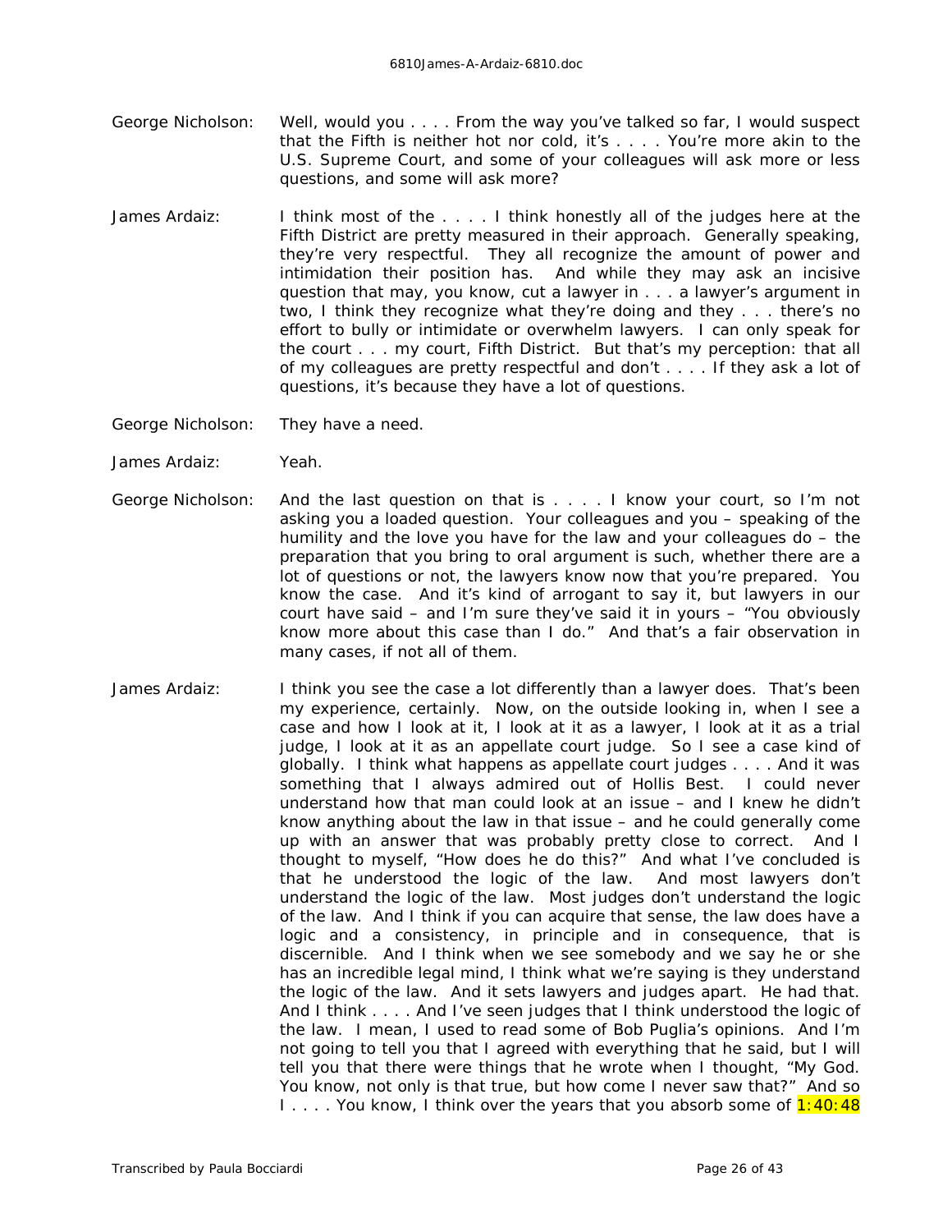George Nicholson: Well, would you . . . . From the way you've talked so far, I would suspect that the Fifth is neither hot nor cold, it's . . . . You're more akin to the U.S. Supreme Court, and some of your colleagues will ask more or less questions, and some will ask more?

James Ardaiz: I think most of the . . . . I think honestly all of the judges here at the Fifth District are pretty measured in their approach. Generally speaking, they're very respectful. They all recognize the amount of power and intimidation their position has. And while they may ask an incisive question that may, you know, cut a lawyer in . . . a lawyer's argument in two, I think they recognize what they're doing and they . . . there's no effort to bully or intimidate or overwhelm lawyers. I can only speak for the court . . . my court, Fifth District. But that's my perception: that all of my colleagues are pretty respectful and don't . . . . If they ask a lot of questions, it's because they have a lot of questions.

George Nicholson: They have a need.

James Ardaiz: Yeah.

George Nicholson: And the last question on that is . . . . I know your court, so I'm not asking you a loaded question. Your colleagues and you – speaking of the humility and the love you have for the law and your colleagues do – the preparation that you bring to oral argument is such, whether there are a lot of questions or not, the lawyers know now that you're prepared. You know the case. And it's kind of arrogant to say it, but lawyers in our court have said – and I'm sure they've said it in yours – "You obviously know more about this case than I do." And that's a fair observation in many cases, if not all of them.

James Ardaiz: I think you see the case a lot differently than a lawyer does. That's been my experience, certainly. Now, on the outside looking in, when I see a case and how I look at it, I look at it as a lawyer, I look at it as a trial judge, I look at it as an appellate court judge. So I see a case kind of globally. I think what happens as appellate court judges . . . . And it was something that I always admired out of Hollis Best. I could never understand how that man could look at an issue – and I knew he didn't know anything about the law in that issue – and he could generally come up with an answer that was probably pretty close to correct. And I thought to myself, "How does he do this?" And what I've concluded is that he understood the logic of the law. And most lawyers don't understand the logic of the law. Most judges don't understand the logic of the law. And I think if you can acquire that sense, the law does have a logic and a consistency, in principle and in consequence, that is discernible. And I think when we see somebody and we say he or she has an incredible legal mind, I think what we're saying is they understand the logic of the law. And it sets lawyers and judges apart. He had that. And I think . . . . And I've seen judges that I think understood the logic of the law. I mean, I used to read some of Bob Puglia's opinions. And I'm not going to tell you that I agreed with everything that he said, but I will tell you that there were things that he wrote when I thought, "My God. You know, not only is that true, but how come I never saw that?" And so I . . . . You know, I think over the years that you absorb some of 1:40:48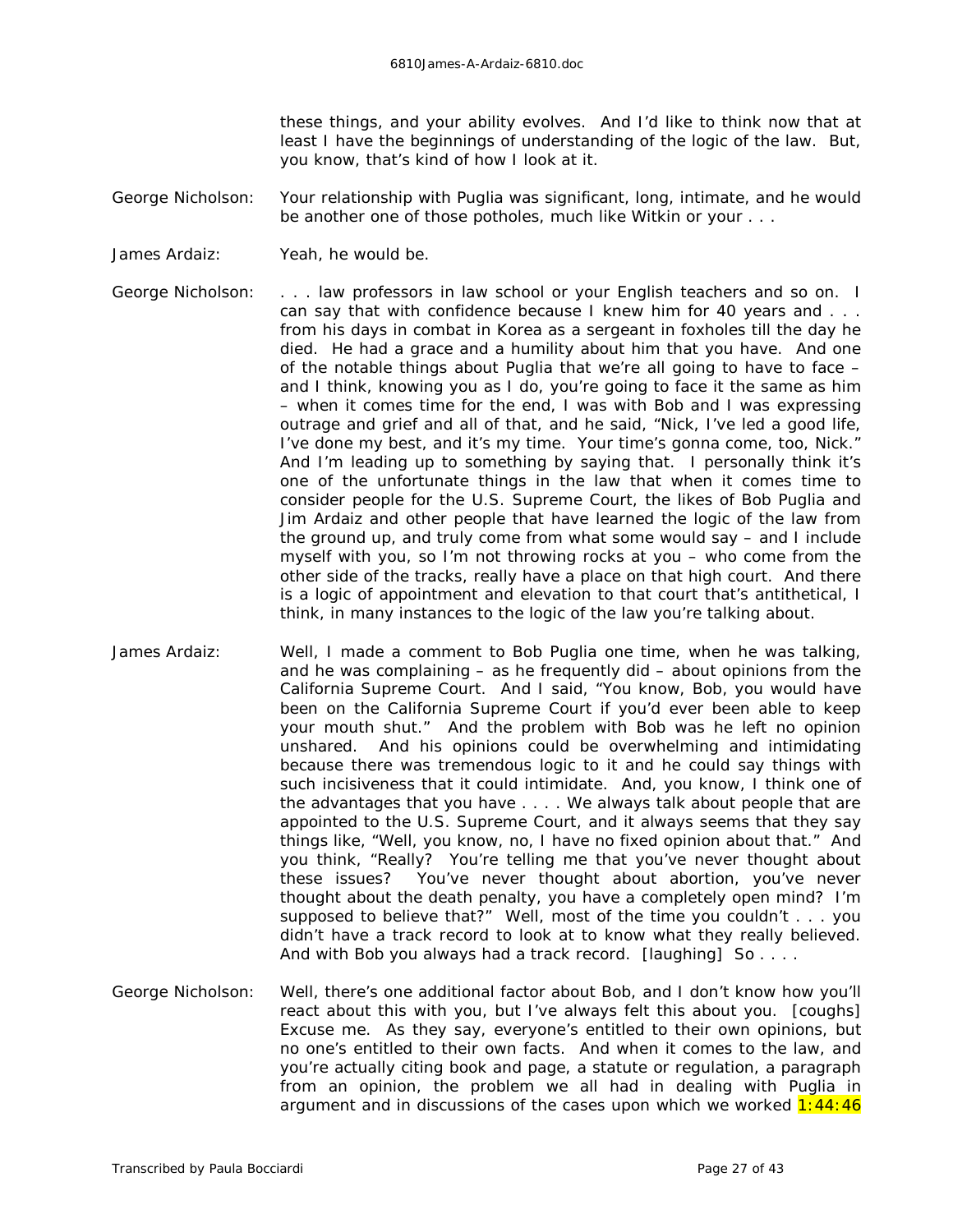these things, and your ability evolves. And I'd like to think now that at least I have the beginnings of understanding of the logic of the law. But, you know, that's kind of how I look at it.

George Nicholson: Your relationship with Puglia was significant, long, intimate, and he would be another one of those potholes, much like Witkin or your . . .

James Ardaiz: Yeah, he would be.

George Nicholson: . . . law professors in law school or your English teachers and so on. I can say that with confidence because I knew him for 40 years and . . . from his days in combat in Korea as a sergeant in foxholes till the day he died. He had a grace and a humility about him that you have. And one of the notable things about Puglia that we're all going to have to face – and I think, knowing you as I do, you're going to face it the same as him – when it comes time for the end, I was with Bob and I was expressing outrage and grief and all of that, and he said, "Nick, I've led a good life, I've done my best, and it's my time. Your time's gonna come, too, Nick." And I'm leading up to something by saying that. I personally think it's one of the unfortunate things in the law that when it comes time to consider people for the U.S. Supreme Court, the likes of Bob Puglia and Jim Ardaiz and other people that have learned the logic of the law from the ground up, and truly come from what some would say – and I include myself with you, so I'm not throwing rocks at you – who come from the other side of the tracks, really have a place on that high court. And there is a logic of appointment and elevation to that court that's antithetical, I think, in many instances to the logic of the law you're talking about.

James Ardaiz: Well, I made a comment to Bob Puglia one time, when he was talking, and he was complaining – as he frequently did – about opinions from the California Supreme Court. And I said, "You know, Bob, you would have been on the California Supreme Court if you'd ever been able to keep your mouth shut." And the problem with Bob was he left no opinion unshared. And his opinions could be overwhelming and intimidating because there was tremendous logic to it and he could say things with such incisiveness that it could intimidate. And, you know, I think one of the advantages that you have . . . . We always talk about people that are appointed to the U.S. Supreme Court, and it always seems that they say things like, "Well, you know, no, I have no fixed opinion about that." And you think, "Really? You're telling me that you've never thought about these issues? You've never thought about abortion, you've never thought about the death penalty, you have a completely open mind? I'm supposed to believe that?" Well, most of the time you couldn't . . . you didn't have a track record to look at to know what they really believed. And with Bob you always had a track record. [laughing] So . . . .

George Nicholson: Well, there's one additional factor about Bob, and I don't know how you'll react about this with you, but I've always felt this about you. [coughs] Excuse me. As they say, everyone's entitled to their own opinions, but no one's entitled to their own facts. And when it comes to the law, and you're actually citing book and page, a statute or regulation, a paragraph from an opinion, the problem we all had in dealing with Puglia in argument and in discussions of the cases upon which we worked 1:44:46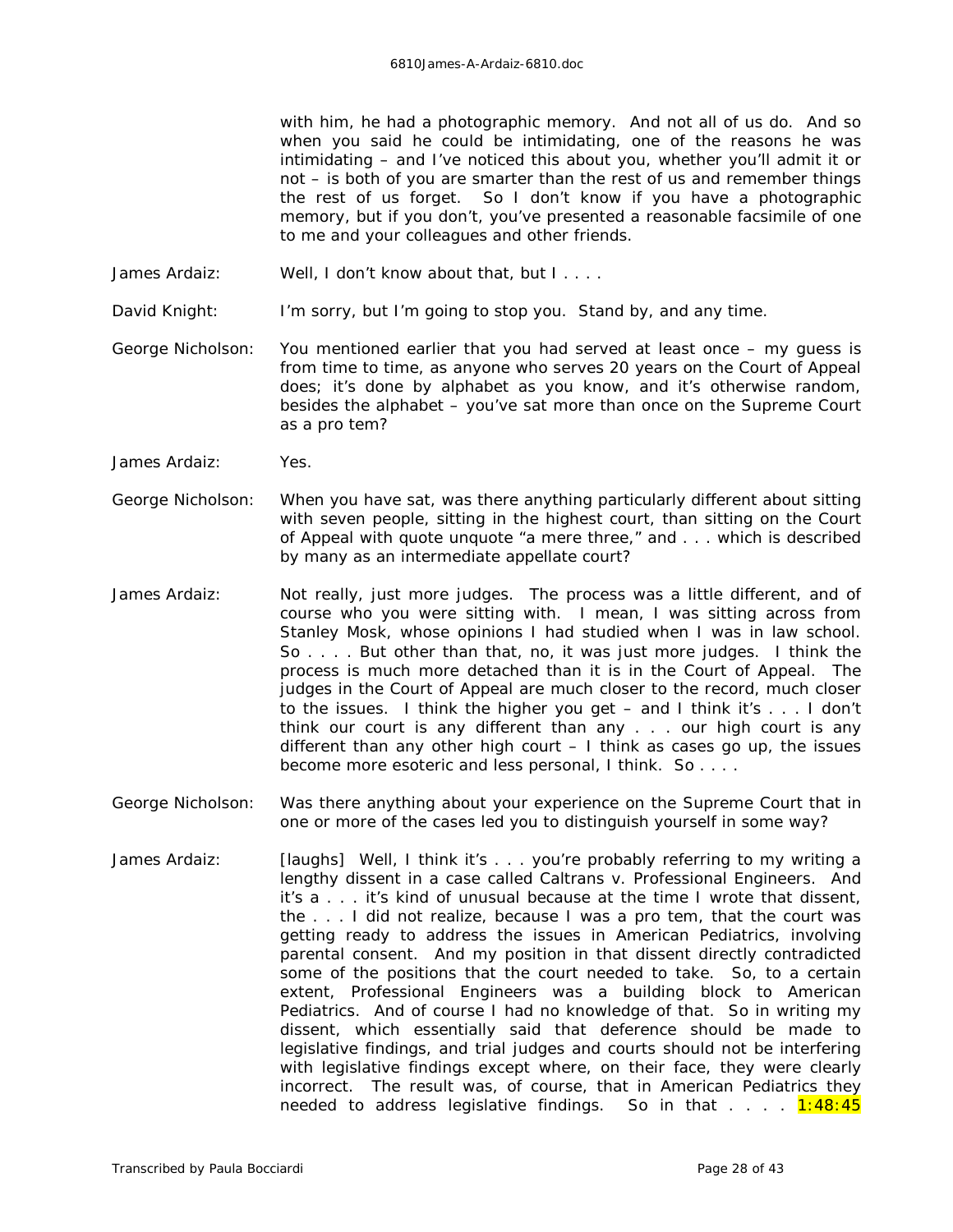with him, he had a photographic memory. And not all of us do. And so when you said he could be intimidating, one of the reasons he was intimidating – and I've noticed this about you, whether you'll admit it or not – is both of you are smarter than the rest of us and remember things the rest of us forget. So I don't know if you have a photographic memory, but if you don't, you've presented a reasonable facsimile of one to me and your colleagues and other friends.

James Ardaiz: Well, I don't know about that, but I . . . .

David Knight: I'm sorry, but I'm going to stop you. Stand by, and any time.

George Nicholson: You mentioned earlier that you had served at least once – my guess is from time to time, as anyone who serves 20 years on the Court of Appeal does; it's done by alphabet as you know, and it's otherwise random, besides the alphabet – you've sat more than once on the Supreme Court as a pro tem?

James Ardaiz: Yes.

George Nicholson: When you have sat, was there anything particularly different about sitting with seven people, sitting in the highest court, than sitting on the Court of Appeal with quote unquote "a mere three," and . . . which is described by many as an intermediate appellate court?

James Ardaiz: Not really, just more judges. The process was a little different, and of course who you were sitting with. I mean, I was sitting across from Stanley Mosk, whose opinions I had studied when I was in law school. So . . . . But other than that, no, it was just more judges. I think the process is much more detached than it is in the Court of Appeal. The judges in the Court of Appeal are much closer to the record, much closer to the issues. I think the higher you get – and I think it's . . . I don't think our court is any different than any . . . our high court is any different than any other high court – I think as cases go up, the issues become more esoteric and less personal, I think. So . . . .

George Nicholson: Was there anything about your experience on the Supreme Court that in one or more of the cases led you to distinguish yourself in some way?

James Ardaiz: [laughs] Well, I think it's . . . you're probably referring to my writing a lengthy dissent in a case called Caltrans v. Professional Engineers. And it's a . . . it's kind of unusual because at the time I wrote that dissent, the . . . I did not realize, because I was a pro tem, that the court was getting ready to address the issues in American Pediatrics, involving parental consent. And my position in that dissent directly contradicted some of the positions that the court needed to take. So, to a certain extent, Professional Engineers was a building block to American Pediatrics. And of course I had no knowledge of that. So in writing my dissent, which essentially said that deference should be made to legislative findings, and trial judges and courts should not be interfering with legislative findings except where, on their face, they were clearly incorrect. The result was, of course, that in American Pediatrics they needed to address legislative findings. So in that . . . . 1:48:45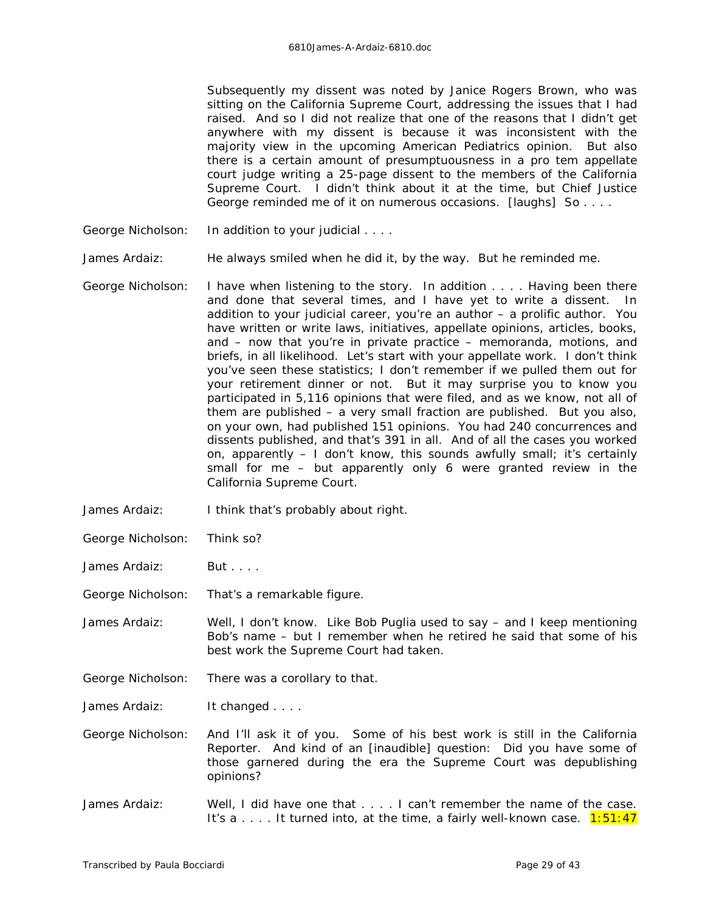Subsequently my dissent was noted by Janice Rogers Brown, who was sitting on the California Supreme Court, addressing the issues that I had raised. And so I did not realize that one of the reasons that I didn't get anywhere with my dissent is because it was inconsistent with the majority view in the upcoming American Pediatrics opinion. But also there is a certain amount of presumptuousness in a pro tem appellate court judge writing a 25-page dissent to the members of the California Supreme Court. I didn't think about it at the time, but Chief Justice George reminded me of it on numerous occasions. [laughs] So . . . .

George Nicholson: In addition to your judicial . . . .

James Ardaiz: He always smiled when he did it, by the way. But he reminded me.

George Nicholson: I have when listening to the story. In addition . . . . Having been there and done that several times, and I have yet to write a dissent. In addition to your judicial career, you're an author – a prolific author. You have written or write laws, initiatives, appellate opinions, articles, books, and – now that you're in private practice – memoranda, motions, and briefs, in all likelihood. Let's start with your appellate work. I don't think you've seen these statistics; I don't remember if we pulled them out for your retirement dinner or not. But it may surprise you to know you participated in 5,116 opinions that were filed, and as we know, not all of them are published – a very small fraction are published. But you also, on your own, had published 151 opinions. You had 240 concurrences and dissents published, and that's 391 in all. And of all the cases you worked on, apparently – I don't know, this sounds awfully small; it's certainly small for me – but apparently only 6 were granted review in the California Supreme Court.

James Ardaiz: I think that's probably about right.

George Nicholson: Think so?

James Ardaiz: But . . . .

George Nicholson: That's a remarkable figure.

James Ardaiz: Well, I don't know. Like Bob Puglia used to say – and I keep mentioning Bob's name – but I remember when he retired he said that some of his best work the Supreme Court had taken.

George Nicholson: There was a corollary to that.

James Ardaiz: It changed . . . .

George Nicholson: And I'll ask it of you. Some of his best work is still in the California Reporter. And kind of an [inaudible] question: Did you have some of those garnered during the era the Supreme Court was depublishing opinions?

James Ardaiz: Well, I did have one that . . . . I can't remember the name of the case. It's a . . . . It turned into, at the time, a fairly well-known case. 1:51:47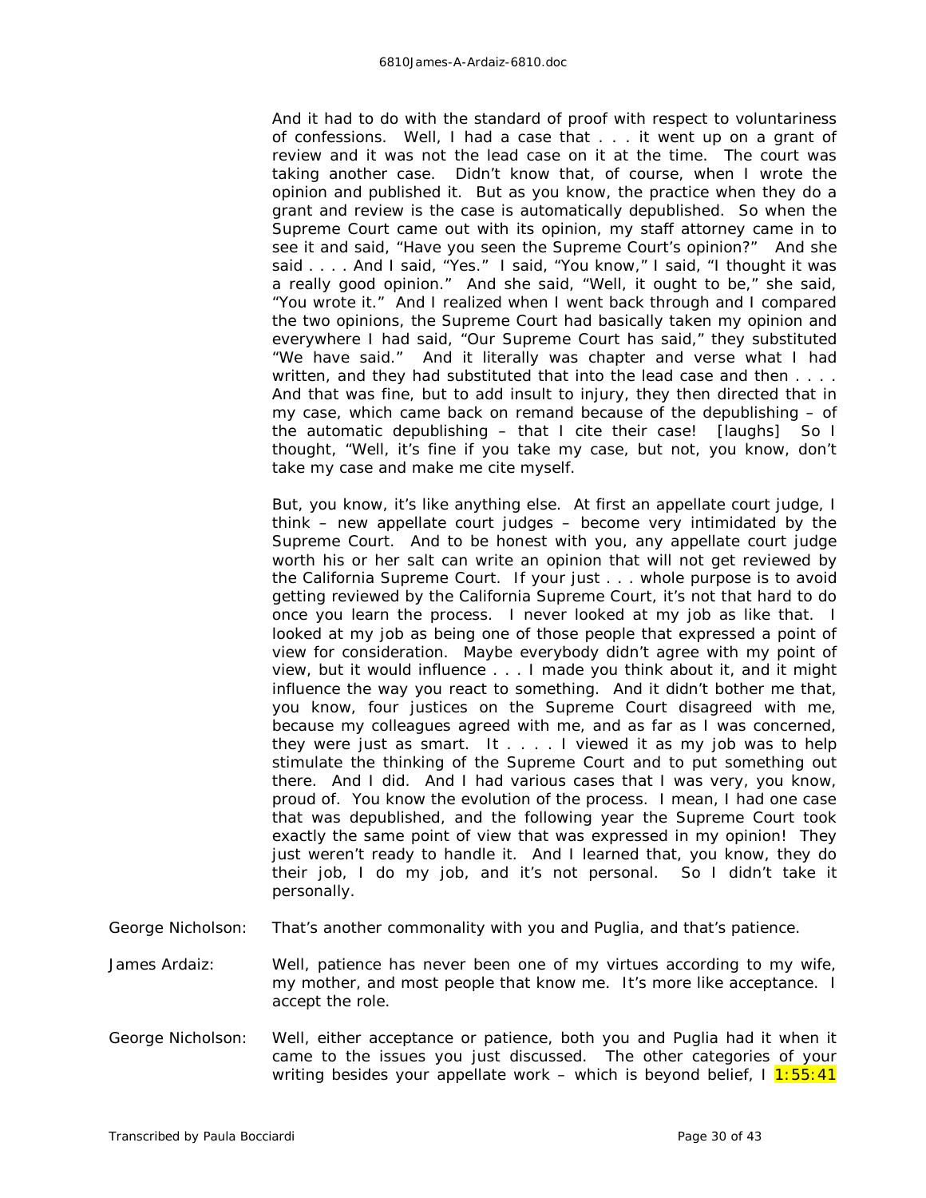And it had to do with the standard of proof with respect to voluntariness of confessions. Well, I had a case that . . . it went up on a grant of review and it was not the lead case on it at the time. The court was taking another case. Didn't know that, of course, when I wrote the opinion and published it. But as you know, the practice when they do a grant and review is the case is automatically depublished. So when the Supreme Court came out with its opinion, my staff attorney came in to see it and said, "Have you seen the Supreme Court's opinion?" And she said . . . . And I said, "Yes." I said, "You know," I said, "I thought it was a really good opinion." And she said, "Well, it ought to be," she said, "You wrote it." And I realized when I went back through and I compared the two opinions, the Supreme Court had basically taken my opinion and everywhere I had said, "Our Supreme Court has said," they substituted "We have said." And it literally was chapter and verse what I had written, and they had substituted that into the lead case and then . . . . And that was fine, but to add insult to injury, they then directed that in my case, which came back on remand because of the depublishing – of the automatic depublishing – that I cite their case! [laughs] So I thought, "Well, it's fine if you take my case, but not, you know, don't take my case and make me cite myself.

But, you know, it's like anything else. At first an appellate court judge, I think – new appellate court judges – become very intimidated by the Supreme Court. And to be honest with you, any appellate court judge worth his or her salt can write an opinion that will not get reviewed by the California Supreme Court. If your just . . . whole purpose is to avoid getting reviewed by the California Supreme Court, it's not that hard to do once you learn the process. I never looked at my job as like that. I looked at my job as being one of those people that expressed a point of view for consideration. Maybe everybody didn't agree with my point of view, but it would influence . . . I made you think about it, and it might influence the way you react to something. And it didn't bother me that, you know, four justices on the Supreme Court disagreed with me, because my colleagues agreed with me, and as far as I was concerned, they were just as smart. It . . . . I viewed it as my job was to help stimulate the thinking of the Supreme Court and to put something out there. And I did. And I had various cases that I was very, you know, proud of. You know the evolution of the process. I mean, I had one case that was depublished, and the following year the Supreme Court took exactly the same point of view that was expressed in my opinion! They just weren't ready to handle it. And I learned that, you know, they do their job, I do my job, and it's not personal. So I didn't take it personally.

George Nicholson: That's another commonality with you and Puglia, and that's patience.

James Ardaiz: Well, patience has never been one of my virtues according to my wife, my mother, and most people that know me. It's more like acceptance. I accept the role.

George Nicholson: Well, either acceptance or patience, both you and Puglia had it when it came to the issues you just discussed. The other categories of your writing besides your appellate work – which is beyond belief, I 1:55:41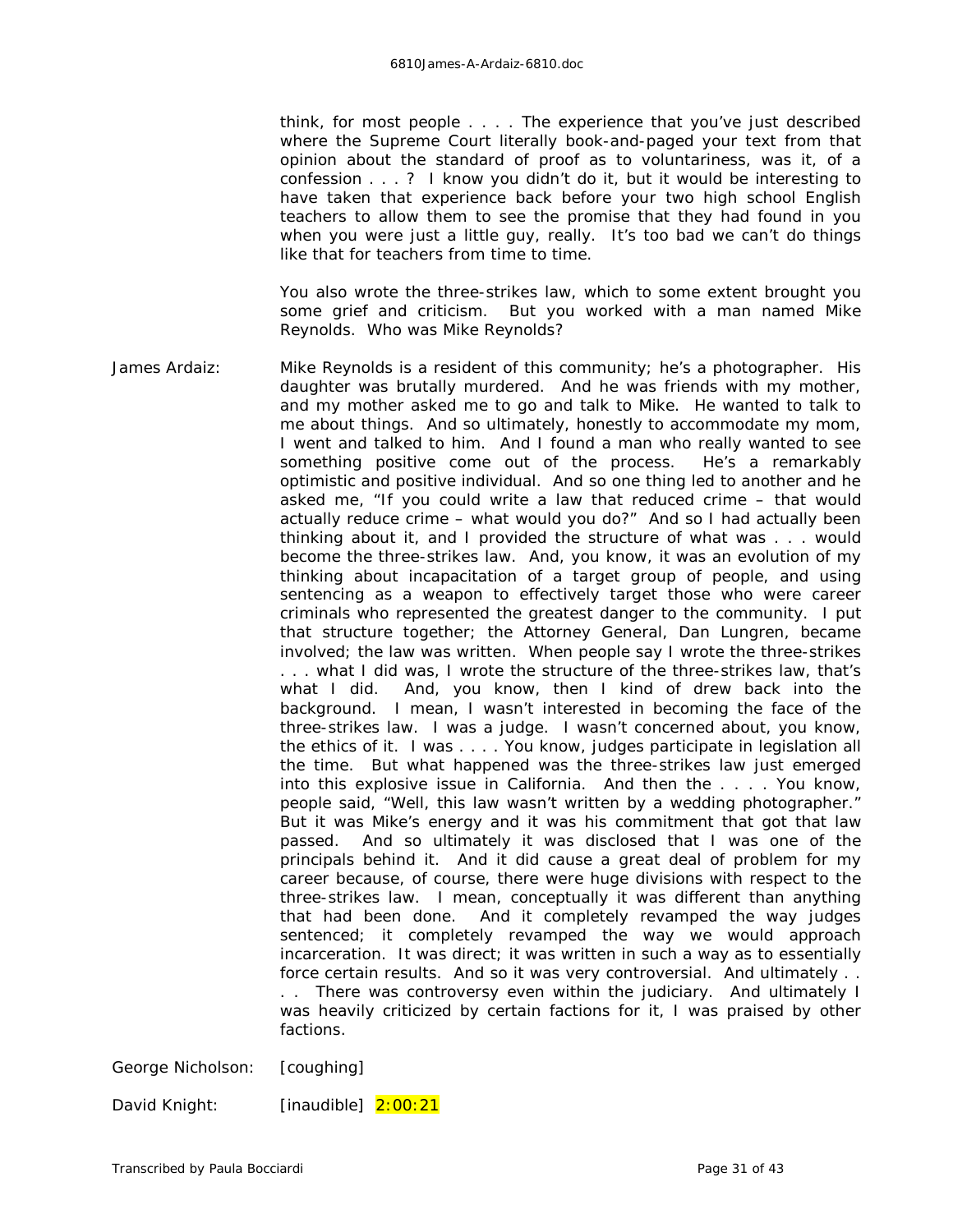think, for most people . . . . The experience that you've just described where the Supreme Court literally book-and-paged your text from that opinion about the standard of proof as to voluntariness, was it, of a confession . . . ? I know you didn't do it, but it would be interesting to have taken that experience back before your two high school English teachers to allow them to see the promise that they had found in you when you were just a little guy, really. It's too bad we can't do things like that for teachers from time to time.

You also wrote the three-strikes law, which to some extent brought you some grief and criticism. But you worked with a man named Mike Reynolds. Who was Mike Reynolds?

James Ardaiz: Mike Reynolds is a resident of this community; he's a photographer. His daughter was brutally murdered. And he was friends with my mother, and my mother asked me to go and talk to Mike. He wanted to talk to me about things. And so ultimately, honestly to accommodate my mom, I went and talked to him. And I found a man who really wanted to see something positive come out of the process. He's a remarkably optimistic and positive individual. And so one thing led to another and he asked me, "If you could write a law that reduced crime – that would actually reduce crime – what would you do?" And so I had actually been thinking about it, and I provided the structure of what was . . . would become the three-strikes law. And, you know, it was an evolution of my thinking about incapacitation of a target group of people, and using sentencing as a weapon to effectively target those who were career criminals who represented the greatest danger to the community. I put that structure together; the Attorney General, Dan Lungren, became involved; the law was written. When people say I wrote the three-strikes . . . what I did was, I wrote the structure of the three-strikes law, that's what I did. And, you know, then I kind of drew back into the background. I mean, I wasn't interested in becoming the face of the three-strikes law. I was a judge. I wasn't concerned about, you know, the ethics of it. I was . . . . You know, judges participate in legislation all the time. But what happened was the three-strikes law just emerged into this explosive issue in California. And then the . . . . You know, people said, "Well, this law wasn't written by a wedding photographer." But it was Mike's energy and it was his commitment that got that law passed. And so ultimately it was disclosed that I was one of the principals behind it. And it did cause a great deal of problem for my career because, of course, there were huge divisions with respect to the three-strikes law. I mean, conceptually it was different than anything that had been done. And it completely revamped the way judges sentenced; it completely revamped the way we would approach incarceration. It was direct; it was written in such a way as to essentially force certain results. And so it was very controversial. And ultimately . . . . There was controversy even within the judiciary. And ultimately I was heavily criticized by certain factions for it, I was praised by other factions.

George Nicholson: [coughing]

David Knight: [inaudible] 2:00:21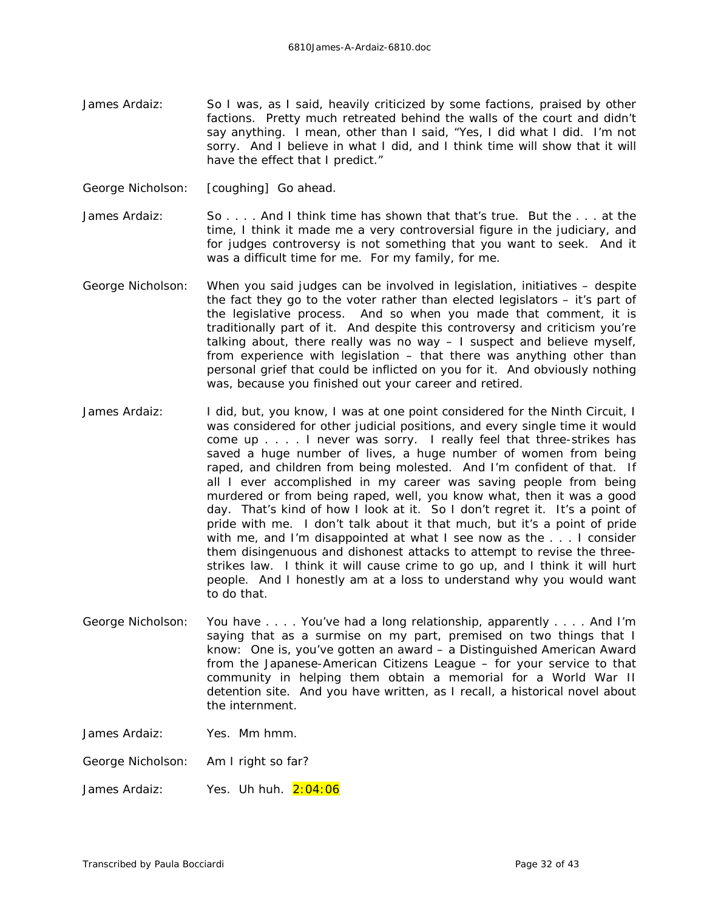James Ardaiz: So I was, as I said, heavily criticized by some factions, praised by other factions. Pretty much retreated behind the walls of the court and didn't say anything. I mean, other than I said, "Yes, I did what I did. I'm not sorry. And I believe in what I did, and I think time will show that it will have the effect that I predict."

George Nicholson: [coughing] Go ahead.

James Ardaiz: So . . . . And I think time has shown that that's true. But the . . . at the time, I think it made me a very controversial figure in the judiciary, and for judges controversy is not something that you want to seek. And it was a difficult time for me. For my family, for me.

George Nicholson: When you said judges can be involved in legislation, initiatives – despite the fact they go to the voter rather than elected legislators – it's part of the legislative process. And so when you made that comment, it is traditionally part of it. And despite this controversy and criticism you're talking about, there really was no way – I suspect and believe myself, from experience with legislation – that there was anything other than personal grief that could be inflicted on you for it. And obviously nothing was, because you finished out your career and retired.

James Ardaiz: I did, but, you know, I was at one point considered for the Ninth Circuit, I was considered for other judicial positions, and every single time it would come up . . . . I never was sorry. I really feel that three-strikes has saved a huge number of lives, a huge number of women from being raped, and children from being molested. And I'm confident of that. If all I ever accomplished in my career was saving people from being murdered or from being raped, well, you know what, then it was a good day. That's kind of how I look at it. So I don't regret it. It's a point of pride with me. I don't talk about it that much, but it's a point of pride with me, and I'm disappointed at what I see now as the . . . I consider them disingenuous and dishonest attacks to attempt to revise the three-strikes law. I think it will cause crime to go up, and I think it will hurt people. And I honestly am at a loss to understand why you would want to do that.

George Nicholson: You have . . . . You've had a long relationship, apparently . . . . And I'm saying that as a surmise on my part, premised on two things that I know: One is, you've gotten an award – a Distinguished American Award from the Japanese-American Citizens League – for your service to that community in helping them obtain a memorial for a World War II detention site. And you have written, as I recall, a historical novel about the internment.

James Ardaiz: Yes. Mm hmm.

George Nicholson: Am I right so far?

James Ardaiz: Yes. Uh huh. 2:04:06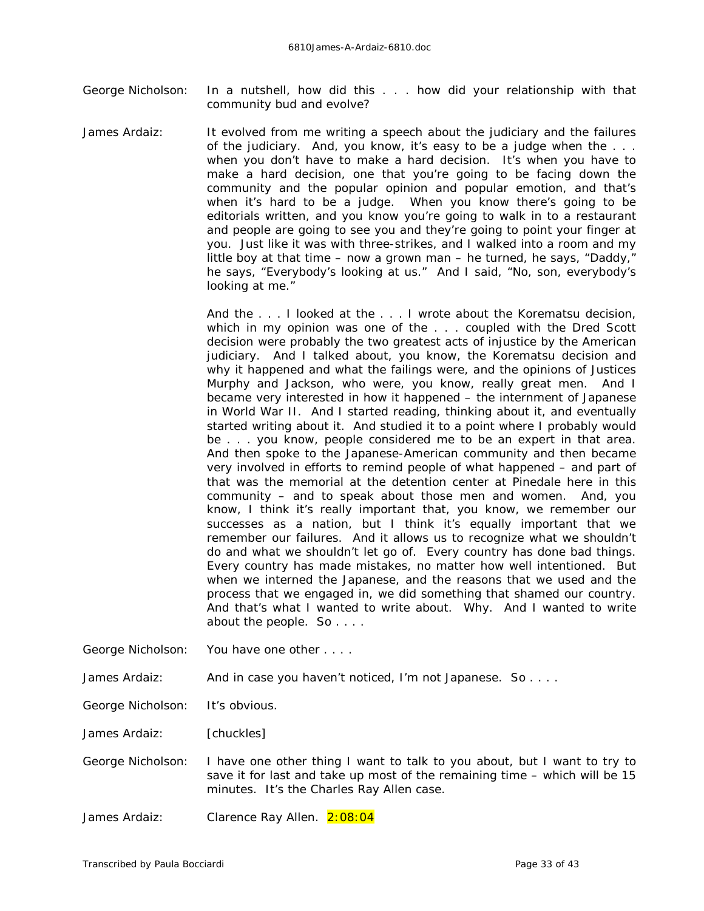George Nicholson: In a nutshell, how did this . . . how did your relationship with that community bud and evolve?

James Ardaiz: It evolved from me writing a speech about the judiciary and the failures of the judiciary. And, you know, it's easy to be a judge when the . . . when you don't have to make a hard decision. It's when you have to make a hard decision, one that you're going to be facing down the community and the popular opinion and popular emotion, and that's when it's hard to be a judge. When you know there's going to be editorials written, and you know you're going to walk in to a restaurant and people are going to see you and they're going to point your finger at you. Just like it was with three-strikes, and I walked into a room and my little boy at that time – now a grown man – he turned, he says, "Daddy," he says, "Everybody's looking at us." And I said, "No, son, everybody's looking at me."

And the . . . I looked at the . . . I wrote about the Korematsu decision, which in my opinion was one of the . . . coupled with the Dred Scott decision were probably the two greatest acts of injustice by the American judiciary. And I talked about, you know, the Korematsu decision and why it happened and what the failings were, and the opinions of Justices Murphy and Jackson, who were, you know, really great men. And I became very interested in how it happened – the internment of Japanese in World War II. And I started reading, thinking about it, and eventually started writing about it. And studied it to a point where I probably would be . . . you know, people considered me to be an expert in that area. And then spoke to the Japanese-American community and then became very involved in efforts to remind people of what happened – and part of that was the memorial at the detention center at Pinedale here in this community – and to speak about those men and women. And, you know, I think it's really important that, you know, we remember our successes as a nation, but I think it's equally important that we remember our failures. And it allows us to recognize what we shouldn't do and what we shouldn't let go of. Every country has done bad things. Every country has made mistakes, no matter how well intentioned. But when we interned the Japanese, and the reasons that we used and the process that we engaged in, we did something that shamed our country. And that's what I wanted to write about. Why. And I wanted to write about the people. So . . . .

George Nicholson: You have one other . . . .

James Ardaiz: And in case you haven't noticed, I'm not Japanese. So . . . .

George Nicholson: It's obvious.

James Ardaiz: [chuckles]

George Nicholson: I have one other thing I want to talk to you about, but I want to try to save it for last and take up most of the remaining time – which will be 15 minutes. It's the Charles Ray Allen case.

James Ardaiz: Clarence Ray Allen. 2:08:04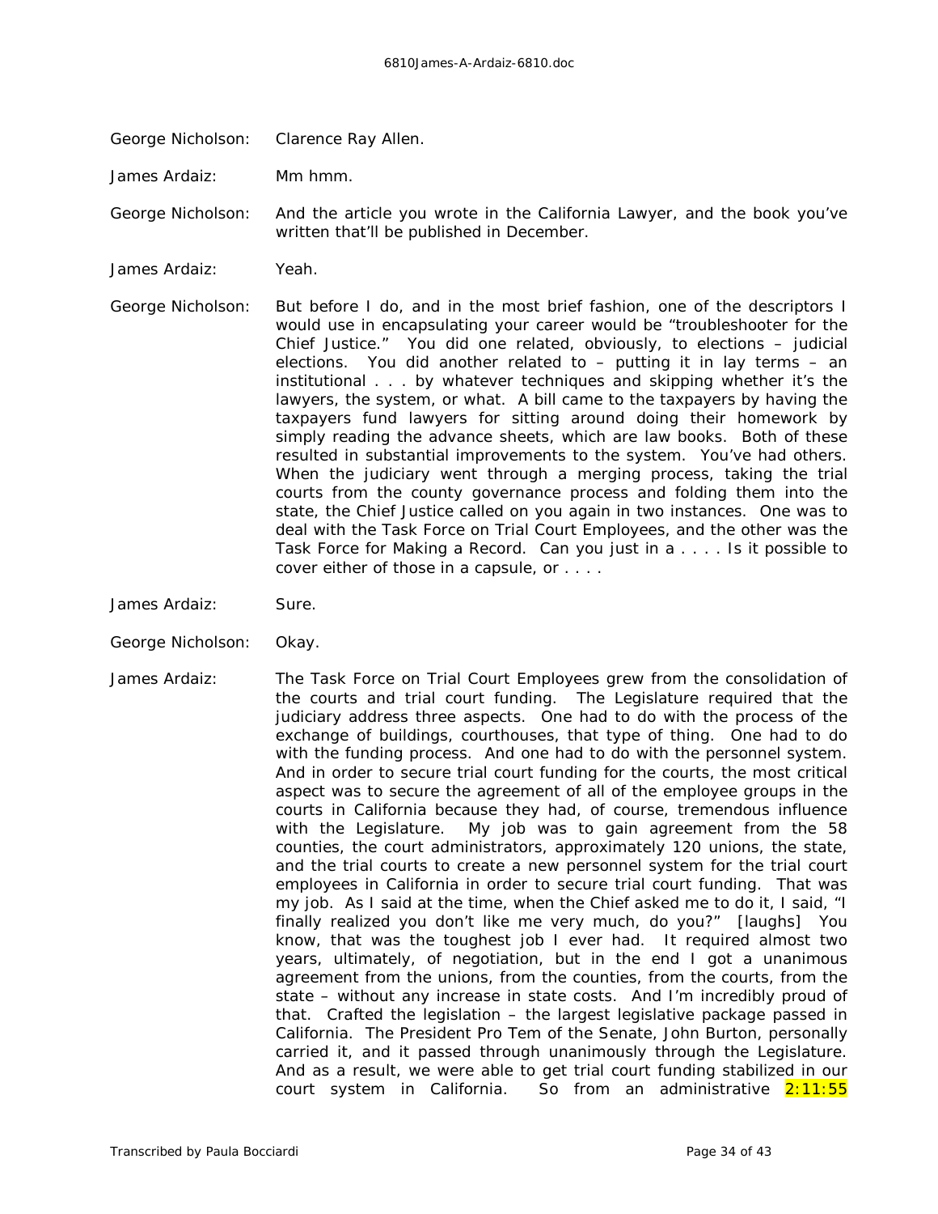George Nicholson: Clarence Ray Allen.

James Ardaiz: Mm hmm.

George Nicholson: And the article you wrote in the California Lawyer, and the book you've written that'll be published in December.

James Ardaiz: Yeah.

George Nicholson: But before I do, and in the most brief fashion, one of the descriptors I would use in encapsulating your career would be "troubleshooter for the Chief Justice." You did one related, obviously, to elections – judicial elections. You did another related to – putting it in lay terms – an institutional . . . by whatever techniques and skipping whether it's the lawyers, the system, or what. A bill came to the taxpayers by having the taxpayers fund lawyers for sitting around doing their homework by simply reading the advance sheets, which are law books. Both of these resulted in substantial improvements to the system. You've had others. When the judiciary went through a merging process, taking the trial courts from the county governance process and folding them into the state, the Chief Justice called on you again in two instances. One was to deal with the Task Force on Trial Court Employees, and the other was the Task Force for Making a Record. Can you just in a . . . . Is it possible to cover either of those in a capsule, or . . . .

James Ardaiz: Sure.

George Nicholson: Okay.

James Ardaiz: The Task Force on Trial Court Employees grew from the consolidation of the courts and trial court funding. The Legislature required that the judiciary address three aspects. One had to do with the process of the exchange of buildings, courthouses, that type of thing. One had to do with the funding process. And one had to do with the personnel system. And in order to secure trial court funding for the courts, the most critical aspect was to secure the agreement of all of the employee groups in the courts in California because they had, of course, tremendous influence with the Legislature. My job was to gain agreement from the 58 counties, the court administrators, approximately 120 unions, the state, and the trial courts to create a new personnel system for the trial court employees in California in order to secure trial court funding. That was my job. As I said at the time, when the Chief asked me to do it, I said, "I finally realized you don't like me very much, do you?" [laughs] You know, that was the toughest job I ever had. It required almost two years, ultimately, of negotiation, but in the end I got a unanimous agreement from the unions, from the counties, from the courts, from the state – without any increase in state costs. And I'm incredibly proud of that. Crafted the legislation – the largest legislative package passed in California. The President Pro Tem of the Senate, John Burton, personally carried it, and it passed through unanimously through the Legislature. And as a result, we were able to get trial court funding stabilized in our court system in California. So from an administrative 2:11:55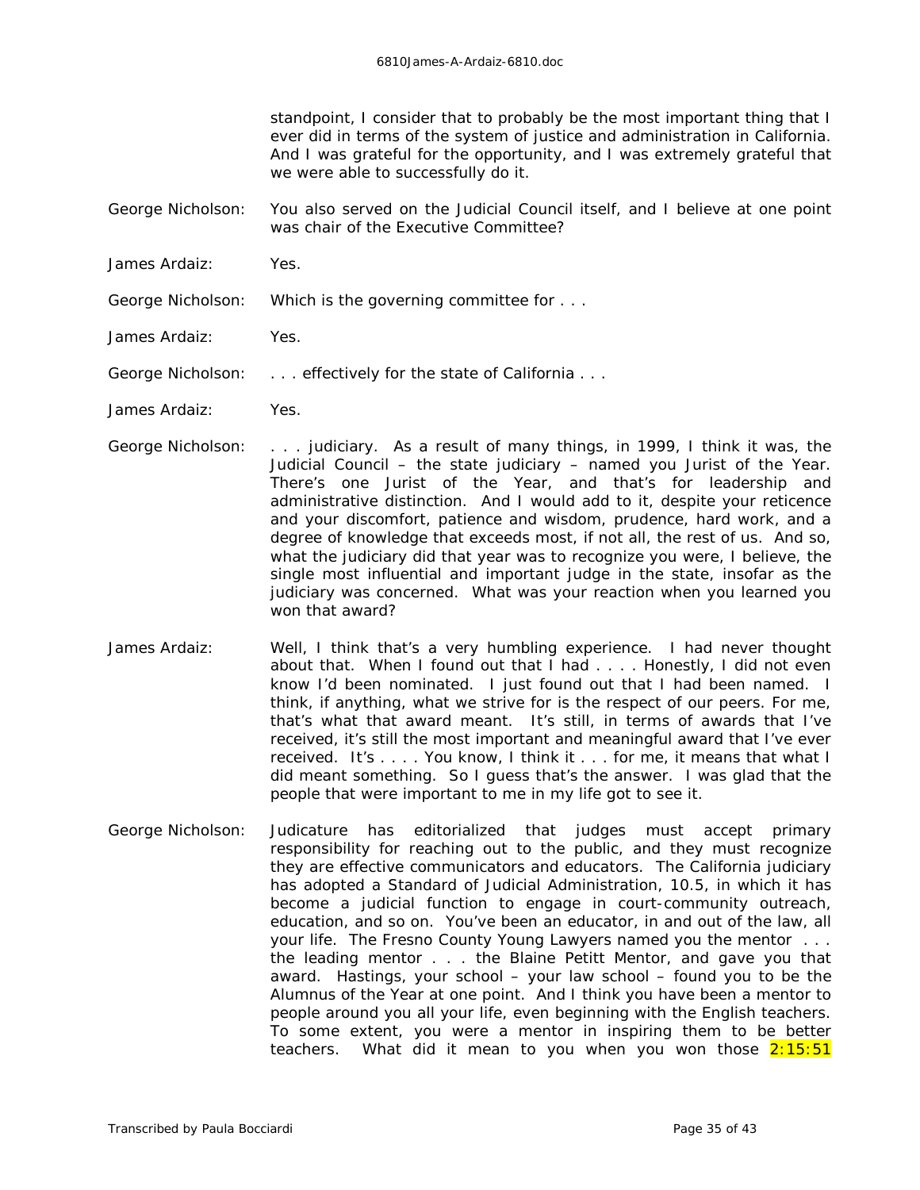standpoint, I consider that to probably be the most important thing that I ever did in terms of the system of justice and administration in California. And I was grateful for the opportunity, and I was extremely grateful that we were able to successfully do it.

George Nicholson: You also served on the Judicial Council itself, and I believe at one point was chair of the Executive Committee?

James Ardaiz: Yes.

George Nicholson: Which is the governing committee for . . .

James Ardaiz: Yes.

George Nicholson: . . . effectively for the state of California . . .

James Ardaiz: Yes.

George Nicholson: . . . judiciary. As a result of many things, in 1999, I think it was, the Judicial Council – the state judiciary – named you Jurist of the Year. There's one Jurist of the Year, and that's for leadership and administrative distinction. And I would add to it, despite your reticence and your discomfort, patience and wisdom, prudence, hard work, and a degree of knowledge that exceeds most, if not all, the rest of us. And so, what the judiciary did that year was to recognize you were, I believe, the single most influential and important judge in the state, insofar as the judiciary was concerned. What was your reaction when you learned you won that award?

James Ardaiz: Well, I think that's a very humbling experience. I had never thought about that. When I found out that I had . . . . Honestly, I did not even know I'd been nominated. I just found out that I had been named. I think, if anything, what we strive for is the respect of our peers. For me, that's what that award meant. It's still, in terms of awards that I've received, it's still the most important and meaningful award that I've ever received. It's . . . . You know, I think it . . . for me, it means that what I did meant something. So I guess that's the answer. I was glad that the people that were important to me in my life got to see it.

George Nicholson: Judicature has editorialized that judges must accept primary responsibility for reaching out to the public, and they must recognize they are effective communicators and educators. The California judiciary has adopted a Standard of Judicial Administration, 10.5, in which it has become a judicial function to engage in court-community outreach, education, and so on. You've been an educator, in and out of the law, all your life. The Fresno County Young Lawyers named you the mentor . . . the leading mentor . . . the Blaine Petitt Mentor, and gave you that award. Hastings, your school – your law school – found you to be the Alumnus of the Year at one point. And I think you have been a mentor to people around you all your life, even beginning with the English teachers. To some extent, you were a mentor in inspiring them to be better teachers. What did it mean to you when you won those 2:15:51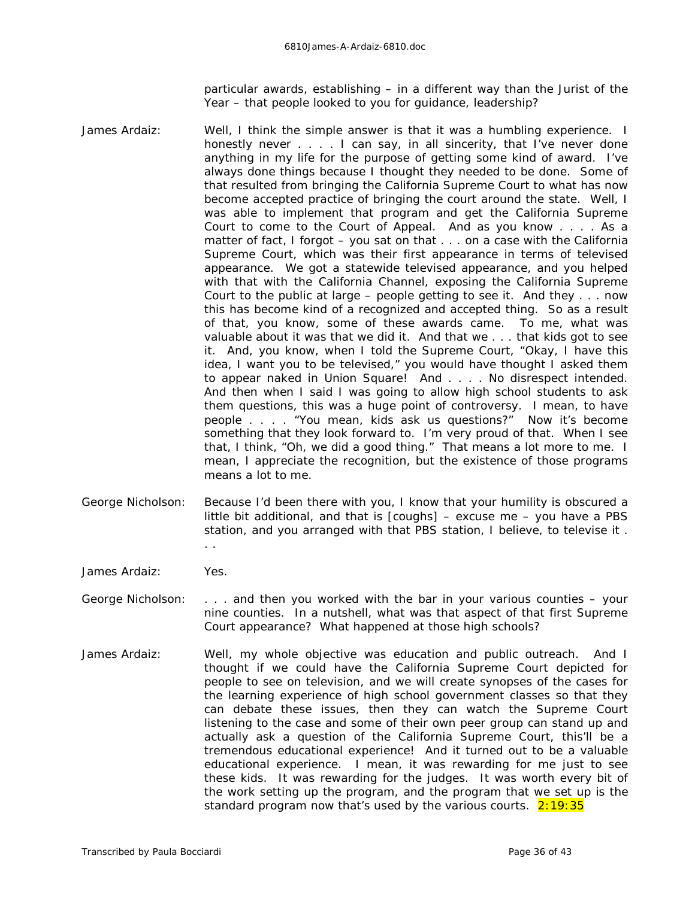particular awards, establishing – in a different way than the Jurist of the Year – that people looked to you for guidance, leadership?

James Ardaiz: Well, I think the simple answer is that it was a humbling experience. I honestly never . . . . I can say, in all sincerity, that I've never done anything in my life for the purpose of getting some kind of award. I've always done things because I thought they needed to be done. Some of that resulted from bringing the California Supreme Court to what has now become accepted practice of bringing the court around the state. Well, I was able to implement that program and get the California Supreme Court to come to the Court of Appeal. And as you know . . . . As a matter of fact, I forgot – you sat on that . . . on a case with the California Supreme Court, which was their first appearance in terms of televised appearance. We got a statewide televised appearance, and you helped with that with the California Channel, exposing the California Supreme Court to the public at large – people getting to see it. And they . . . now this has become kind of a recognized and accepted thing. So as a result of that, you know, some of these awards came. To me, what was valuable about it was that we did it. And that we . . . that kids got to see it. And, you know, when I told the Supreme Court, "Okay, I have this idea, I want you to be televised," you would have thought I asked them to appear naked in Union Square! And . . . . No disrespect intended. And then when I said I was going to allow high school students to ask them questions, this was a huge point of controversy. I mean, to have people . . . . "You mean, kids ask us questions?" Now it's become something that they look forward to. I'm very proud of that. When I see that, I think, "Oh, we did a good thing." That means a lot more to me. I mean, I appreciate the recognition, but the existence of those programs means a lot to me.

George Nicholson: Because I'd been there with you, I know that your humility is obscured a little bit additional, and that is [coughs] – excuse me – you have a PBS station, and you arranged with that PBS station, I believe, to televise it . . .

James Ardaiz: Yes.

George Nicholson: . . . and then you worked with the bar in your various counties – your nine counties. In a nutshell, what was that aspect of that first Supreme Court appearance? What happened at those high schools?

James Ardaiz: Well, my whole objective was education and public outreach. And I thought if we could have the California Supreme Court depicted for people to see on television, and we will create synopses of the cases for the learning experience of high school government classes so that they can debate these issues, then they can watch the Supreme Court listening to the case and some of their own peer group can stand up and actually ask a question of the California Supreme Court, this'll be a tremendous educational experience! And it turned out to be a valuable educational experience. I mean, it was rewarding for me just to see these kids. It was rewarding for the judges. It was worth every bit of the work setting up the program, and the program that we set up is the standard program now that's used by the various courts. 2:19:35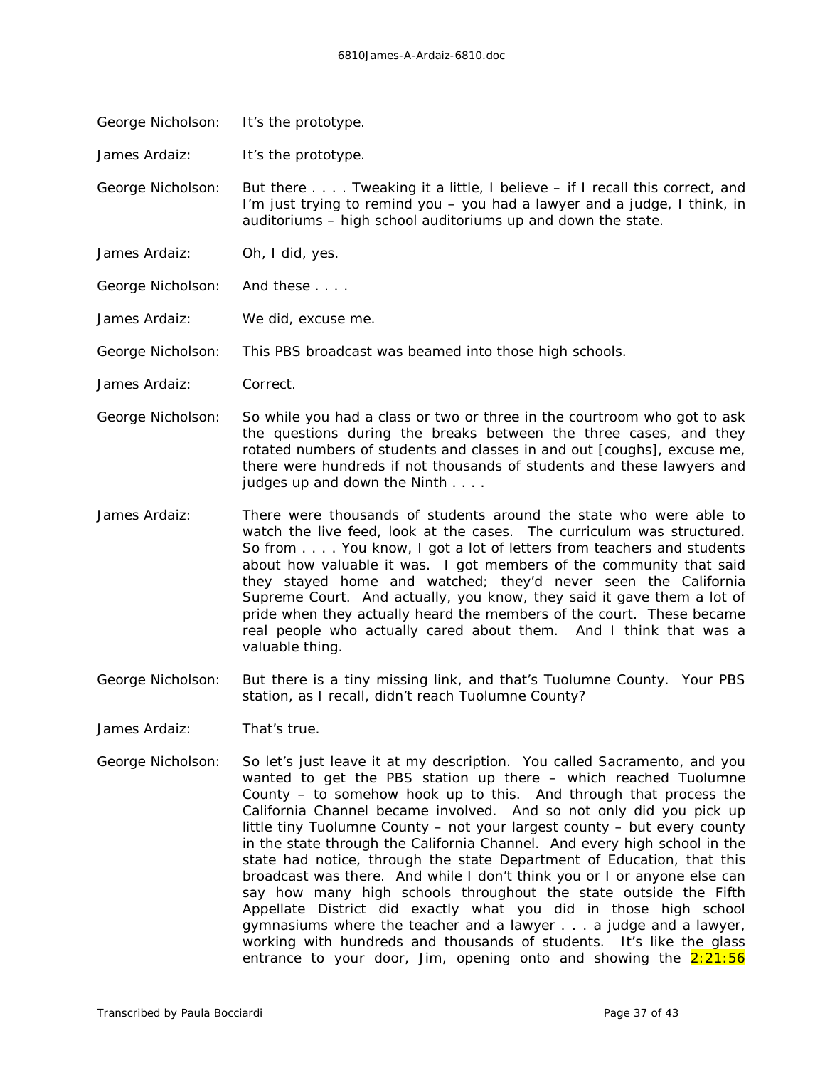George Nicholson: It's the prototype.

James Ardaiz: It's the prototype.

George Nicholson: But there . . . . Tweaking it a little, I believe – if I recall this correct, and I'm just trying to remind you – you had a lawyer and a judge, I think, in auditoriums – high school auditoriums up and down the state.

James Ardaiz: Oh, I did, yes.

George Nicholson: And these . . . .

James Ardaiz: We did, excuse me.

George Nicholson: This PBS broadcast was beamed into those high schools.

James Ardaiz: Correct.

George Nicholson: So while you had a class or two or three in the courtroom who got to ask the questions during the breaks between the three cases, and they rotated numbers of students and classes in and out [coughs], excuse me, there were hundreds if not thousands of students and these lawyers and judges up and down the Ninth . . . .

James Ardaiz: There were thousands of students around the state who were able to watch the live feed, look at the cases. The curriculum was structured. So from . . . . You know, I got a lot of letters from teachers and students about how valuable it was. I got members of the community that said they stayed home and watched; they'd never seen the California Supreme Court. And actually, you know, they said it gave them a lot of pride when they actually heard the members of the court. These became real people who actually cared about them. And I think that was a valuable thing.

George Nicholson: But there is a tiny missing link, and that's Tuolumne County. Your PBS station, as I recall, didn't reach Tuolumne County?

James Ardaiz: That's true.

George Nicholson: So let's just leave it at my description. You called Sacramento, and you wanted to get the PBS station up there – which reached Tuolumne County – to somehow hook up to this. And through that process the California Channel became involved. And so not only did you pick up little tiny Tuolumne County – not your largest county – but every county in the state through the California Channel. And every high school in the state had notice, through the state Department of Education, that this broadcast was there. And while I don't think you or I or anyone else can say how many high schools throughout the state outside the Fifth Appellate District did exactly what you did in those high school gymnasiums where the teacher and a lawyer . . . a judge and a lawyer, working with hundreds and thousands of students. It's like the glass entrance to your door, Jim, opening onto and showing the 2:21:56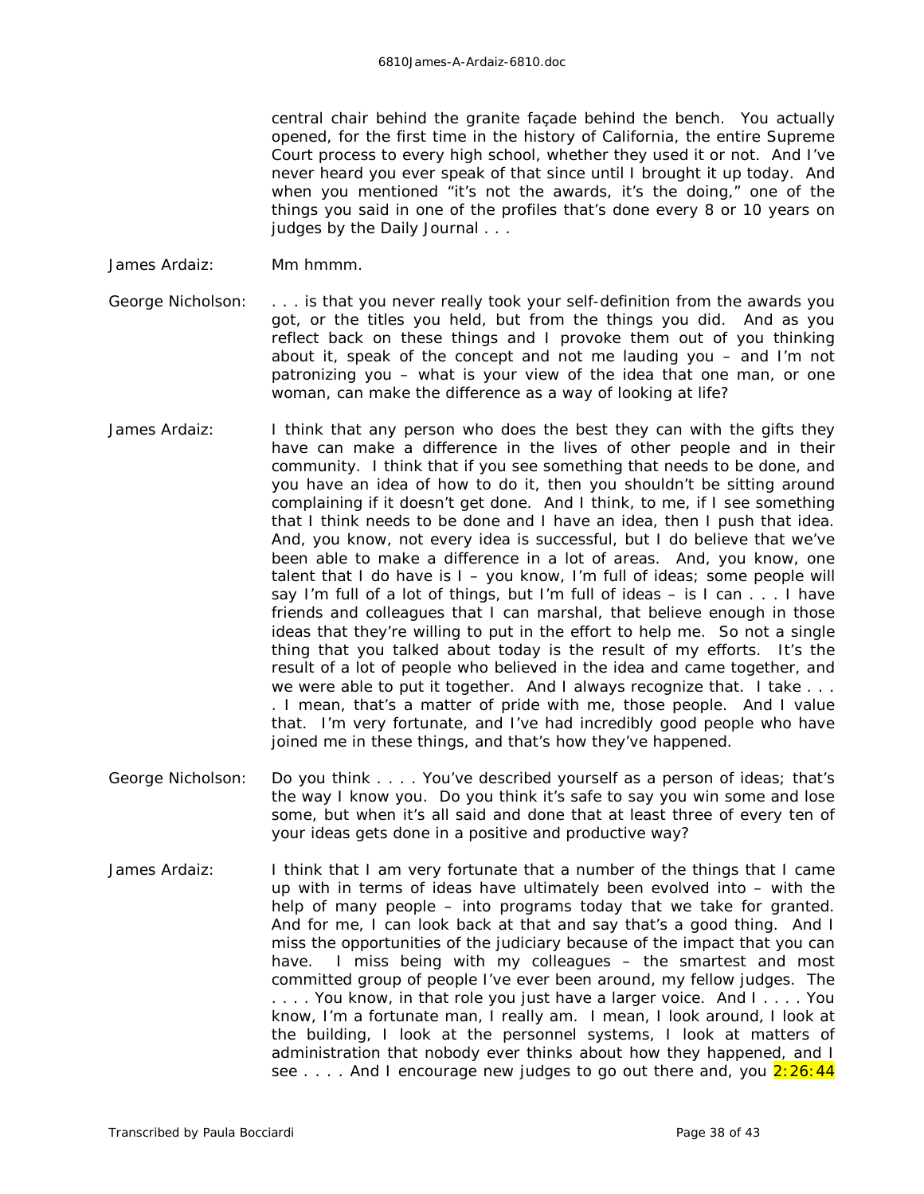central chair behind the granite façade behind the bench. You actually opened, for the first time in the history of California, the entire Supreme Court process to every high school, whether they used it or not. And I've never heard you ever speak of that since until I brought it up today. And when you mentioned "it's not the awards, it's the doing," one of the things you said in one of the profiles that's done every 8 or 10 years on judges by the Daily Journal . . .

James Ardaiz: Mm hmmm.

George Nicholson: . . . is that you never really took your self-definition from the awards you got, or the titles you held, but from the things you did. And as you reflect back on these things and I provoke them out of you thinking about it, speak of the concept and not me lauding you – and I'm not patronizing you – what is your view of the idea that one man, or one woman, can make the difference as a way of looking at life?

James Ardaiz: I think that any person who does the best they can with the gifts they have can make a difference in the lives of other people and in their community. I think that if you see something that needs to be done, and you have an idea of how to do it, then you shouldn't be sitting around complaining if it doesn't get done. And I think, to me, if I see something that I think needs to be done and I have an idea, then I push that idea. And, you know, not every idea is successful, but I do believe that we've been able to make a difference in a lot of areas. And, you know, one talent that I do have is I – you know, I'm full of ideas; some people will say I'm full of a lot of things, but I'm full of ideas – is I can . . . I have friends and colleagues that I can marshal, that believe enough in those ideas that they're willing to put in the effort to help me. So not a single thing that you talked about today is the result of my efforts. It's the result of a lot of people who believed in the idea and came together, and we were able to put it together. And I always recognize that. I take . . . . I mean, that's a matter of pride with me, those people. And I value that. I'm very fortunate, and I've had incredibly good people who have joined me in these things, and that's how they've happened.

George Nicholson: Do you think . . . . You've described yourself as a person of ideas; that's the way I know you. Do you think it's safe to say you win some and lose some, but when it's all said and done that at least three of every ten of your ideas gets done in a positive and productive way?

James Ardaiz: I think that I am very fortunate that a number of the things that I came up with in terms of ideas have ultimately been evolved into – with the help of many people – into programs today that we take for granted. And for me, I can look back at that and say that's a good thing. And I miss the opportunities of the judiciary because of the impact that you can have. I miss being with my colleagues – the smartest and most committed group of people I've ever been around, my fellow judges. The . . . . You know, in that role you just have a larger voice. And I . . . . You know, I'm a fortunate man, I really am. I mean, I look around, I look at the building, I look at the personnel systems, I look at matters of administration that nobody ever thinks about how they happened, and I see . . . . And I encourage new judges to go out there and, you 2:26:44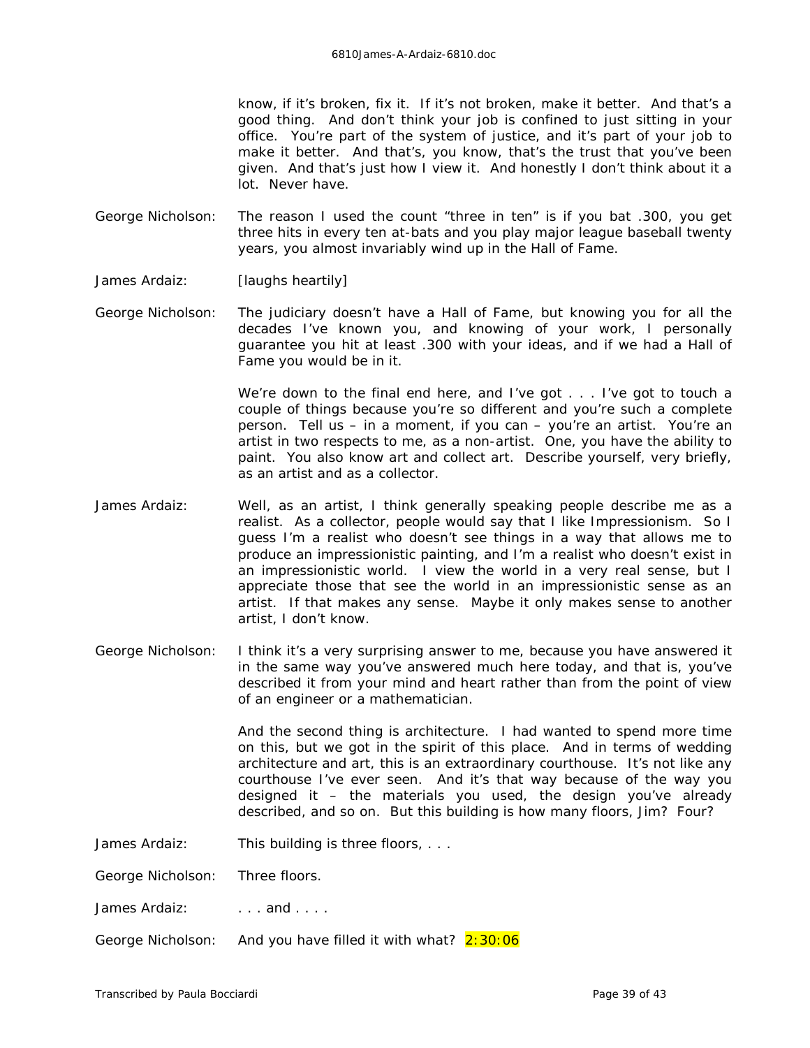know, if it's broken, fix it. If it's not broken, make it better. And that's a good thing. And don't think your job is confined to just sitting in your office. You're part of the system of justice, and it's part of your job to make it better. And that's, you know, that's the trust that you've been given. And that's just how I view it. And honestly I don't think about it a lot. Never have.

George Nicholson: The reason I used the count "three in ten" is if you bat .300, you get three hits in every ten at-bats and you play major league baseball twenty years, you almost invariably wind up in the Hall of Fame.

James Ardaiz: [laughs heartily]

George Nicholson: The judiciary doesn't have a Hall of Fame, but knowing you for all the decades I've known you, and knowing of your work, I personally guarantee you hit at least .300 with your ideas, and if we had a Hall of Fame you would be in it.

We're down to the final end here, and I've got . . . I've got to touch a couple of things because you're so different and you're such a complete person. Tell us – in a moment, if you can – you're an artist. You're an artist in two respects to me, as a non-artist. One, you have the ability to paint. You also know art and collect art. Describe yourself, very briefly, as an artist and as a collector.

James Ardaiz: Well, as an artist, I think generally speaking people describe me as a realist. As a collector, people would say that I like Impressionism. So I guess I'm a realist who doesn't see things in a way that allows me to produce an impressionistic painting, and I'm a realist who doesn't exist in an impressionistic world. I view the world in a very real sense, but I appreciate those that see the world in an impressionistic sense as an artist. If that makes any sense. Maybe it only makes sense to another artist, I don't know.

George Nicholson: I think it's a very surprising answer to me, because you have answered it in the same way you've answered much here today, and that is, you've described it from your mind and heart rather than from the point of view of an engineer or a mathematician.

And the second thing is architecture. I had wanted to spend more time on this, but we got in the spirit of this place. And in terms of wedding architecture and art, this is an extraordinary courthouse. It's not like any courthouse I've ever seen. And it's that way because of the way you designed it – the materials you used, the design you've already described, and so on. But this building is how many floors, Jim? Four?

James Ardaiz: This building is three floors, . . .

George Nicholson: Three floors.

James Ardaiz: . . . and . . . .

George Nicholson: And you have filled it with what? 2:30:06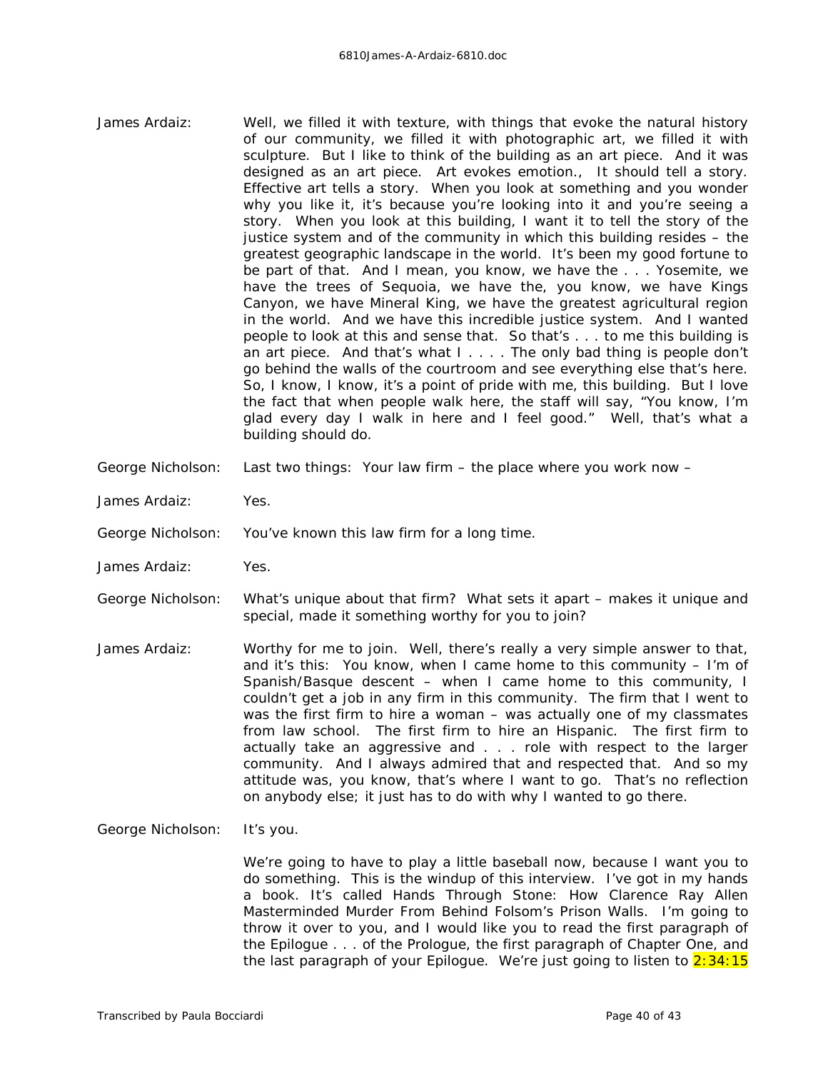James Ardaiz: Well, we filled it with texture, with things that evoke the natural history of our community, we filled it with photographic art, we filled it with sculpture. But I like to think of the building as an art piece. And it was designed as an art piece. Art evokes emotion., It should tell a story. Effective art tells a story. When you look at something and you wonder why you like it, it's because you're looking into it and you're seeing a story. When you look at this building, I want it to tell the story of the justice system and of the community in which this building resides – the greatest geographic landscape in the world. It's been my good fortune to be part of that. And I mean, you know, we have the . . . Yosemite, we have the trees of Sequoia, we have the, you know, we have Kings Canyon, we have Mineral King, we have the greatest agricultural region in the world. And we have this incredible justice system. And I wanted people to look at this and sense that. So that's . . . to me this building is an art piece. And that's what I . . . . The only bad thing is people don't go behind the walls of the courtroom and see everything else that's here. So, I know, I know, it's a point of pride with me, this building. But I love the fact that when people walk here, the staff will say, "You know, I'm glad every day I walk in here and I feel good." Well, that's what a building should do.

George Nicholson: Last two things: Your law firm – the place where you work now –

James Ardaiz: Yes.

George Nicholson: You've known this law firm for a long time.

James Ardaiz: Yes.

George Nicholson: What's unique about that firm? What sets it apart – makes it unique and special, made it something worthy for you to join?

James Ardaiz: Worthy for me to join. Well, there's really a very simple answer to that, and it's this: You know, when I came home to this community – I'm of Spanish/Basque descent – when I came home to this community, I couldn't get a job in any firm in this community. The firm that I went to was the first firm to hire a woman – was actually one of my classmates from law school. The first firm to hire an Hispanic. The first firm to actually take an aggressive and . . . role with respect to the larger community. And I always admired that and respected that. And so my attitude was, you know, that's where I want to go. That's no reflection on anybody else; it just has to do with why I wanted to go there.

George Nicholson: It's you.

We're going to have to play a little baseball now, because I want you to do something. This is the windup of this interview. I've got in my hands a book. It's called Hands Through Stone: How Clarence Ray Allen Masterminded Murder From Behind Folsom's Prison Walls. I'm going to throw it over to you, and I would like you to read the first paragraph of the Epilogue . . . of the Prologue, the first paragraph of Chapter One, and the last paragraph of your Epilogue. We're just going to listen to 2:34:15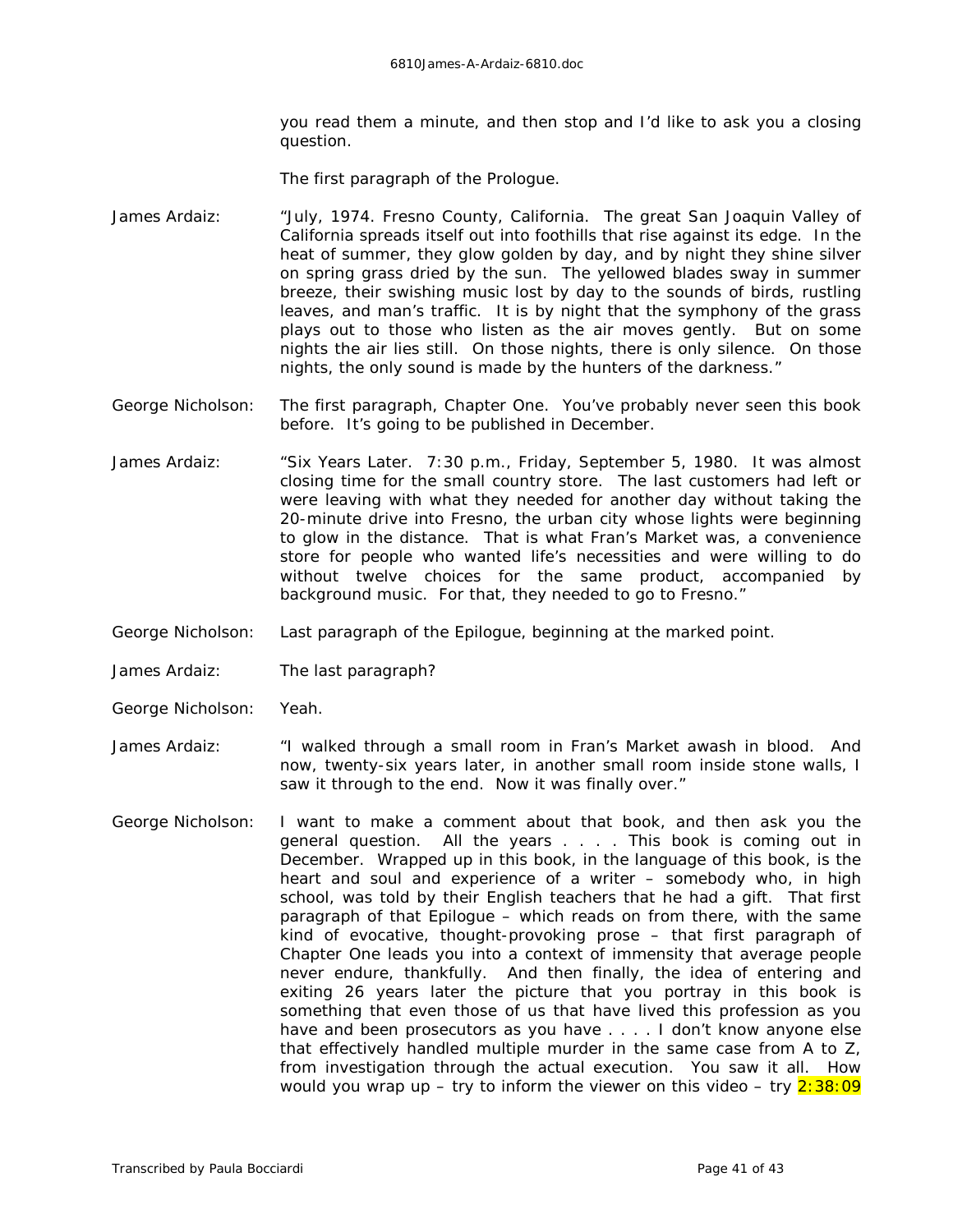you read them a minute, and then stop and I'd like to ask you a closing question.

The first paragraph of the Prologue.

James Ardaiz: "July, 1974. Fresno County, California. The great San Joaquin Valley of California spreads itself out into foothills that rise against its edge. In the heat of summer, they glow golden by day, and by night they shine silver on spring grass dried by the sun. The yellowed blades sway in summer breeze, their swishing music lost by day to the sounds of birds, rustling leaves, and man's traffic. It is by night that the symphony of the grass plays out to those who listen as the air moves gently. But on some nights the air lies still. On those nights, there is only silence. On those nights, the only sound is made by the hunters of the darkness."

George Nicholson: The first paragraph, Chapter One. You've probably never seen this book before. It's going to be published in December.

James Ardaiz: "Six Years Later. 7:30 p.m., Friday, September 5, 1980. It was almost closing time for the small country store. The last customers had left or were leaving with what they needed for another day without taking the 20-minute drive into Fresno, the urban city whose lights were beginning to glow in the distance. That is what Fran's Market was, a convenience store for people who wanted life's necessities and were willing to do without twelve choices for the same product, accompanied by background music. For that, they needed to go to Fresno."

George Nicholson: Last paragraph of the Epilogue, beginning at the marked point.

James Ardaiz: The last paragraph?

George Nicholson: Yeah.

James Ardaiz: "I walked through a small room in Fran's Market awash in blood. And now, twenty-six years later, in another small room inside stone walls, I saw it through to the end. Now it was finally over."

George Nicholson: I want to make a comment about that book, and then ask you the general question. All the years . . . . This book is coming out in December. Wrapped up in this book, in the language of this book, is the heart and soul and experience of a writer – somebody who, in high school, was told by their English teachers that he had a gift. That first paragraph of that Epilogue – which reads on from there, with the same kind of evocative, thought-provoking prose – that first paragraph of Chapter One leads you into a context of immensity that average people never endure, thankfully. And then finally, the idea of entering and exiting 26 years later the picture that you portray in this book is something that even those of us that have lived this profession as you have and been prosecutors as you have . . . . I don't know anyone else that effectively handled multiple murder in the same case from A to Z, from investigation through the actual execution. You saw it all. How would you wrap up – try to inform the viewer on this video – try 2:38:09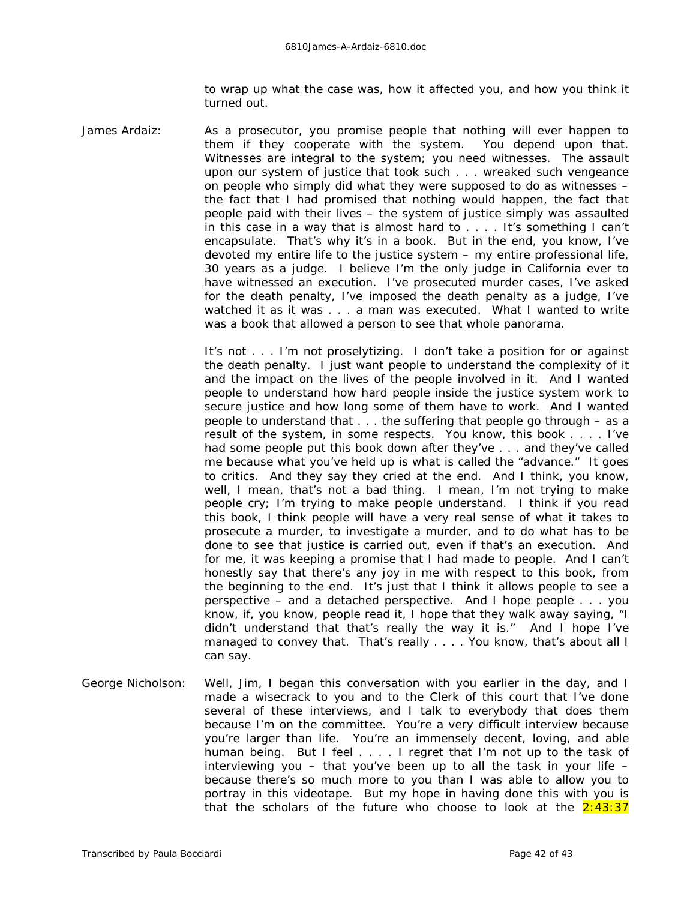to wrap up what the case was, how it affected you, and how you think it turned out.

James Ardaiz: As a prosecutor, you promise people that nothing will ever happen to them if they cooperate with the system. You depend upon that. Witnesses are integral to the system; you need witnesses. The assault upon our system of justice that took such . . . wreaked such vengeance on people who simply did what they were supposed to do as witnesses – the fact that I had promised that nothing would happen, the fact that people paid with their lives – the system of justice simply was assaulted in this case in a way that is almost hard to . . . . It's something I can't encapsulate. That's why it's in a book. But in the end, you know, I've devoted my entire life to the justice system – my entire professional life, 30 years as a judge. I believe I'm the only judge in California ever to have witnessed an execution. I've prosecuted murder cases, I've asked for the death penalty, I've imposed the death penalty as a judge, I've watched it as it was . . . a man was executed. What I wanted to write was a book that allowed a person to see that whole panorama.

It's not . . . I'm not proselytizing. I don't take a position for or against the death penalty. I just want people to understand the complexity of it and the impact on the lives of the people involved in it. And I wanted people to understand how hard people inside the justice system work to secure justice and how long some of them have to work. And I wanted people to understand that . . . the suffering that people go through – as a result of the system, in some respects. You know, this book . . . . I've had some people put this book down after they've . . . and they've called me because what you've held up is what is called the "advance." It goes to critics. And they say they cried at the end. And I think, you know, well, I mean, that's not a bad thing. I mean, I'm not trying to make people cry; I'm trying to make people understand. I think if you read this book, I think people will have a very real sense of what it takes to prosecute a murder, to investigate a murder, and to do what has to be done to see that justice is carried out, even if that's an execution. And for me, it was keeping a promise that I had made to people. And I can't honestly say that there's any joy in me with respect to this book, from the beginning to the end. It's just that I think it allows people to see a perspective – and a detached perspective. And I hope people . . . you know, if, you know, people read it, I hope that they walk away saying, "I didn't understand that that's really the way it is." And I hope I've managed to convey that. That's really . . . . You know, that's about all I can say.

George Nicholson: Well, Jim, I began this conversation with you earlier in the day, and I made a wisecrack to you and to the Clerk of this court that I've done several of these interviews, and I talk to everybody that does them because I'm on the committee. You're a very difficult interview because you're larger than life. You're an immensely decent, loving, and able human being. But I feel . . . . I regret that I'm not up to the task of interviewing you – that you've been up to all the task in your life – because there's so much more to you than I was able to allow you to portray in this videotape. But my hope in having done this with you is that the scholars of the future who choose to look at the 2:43:37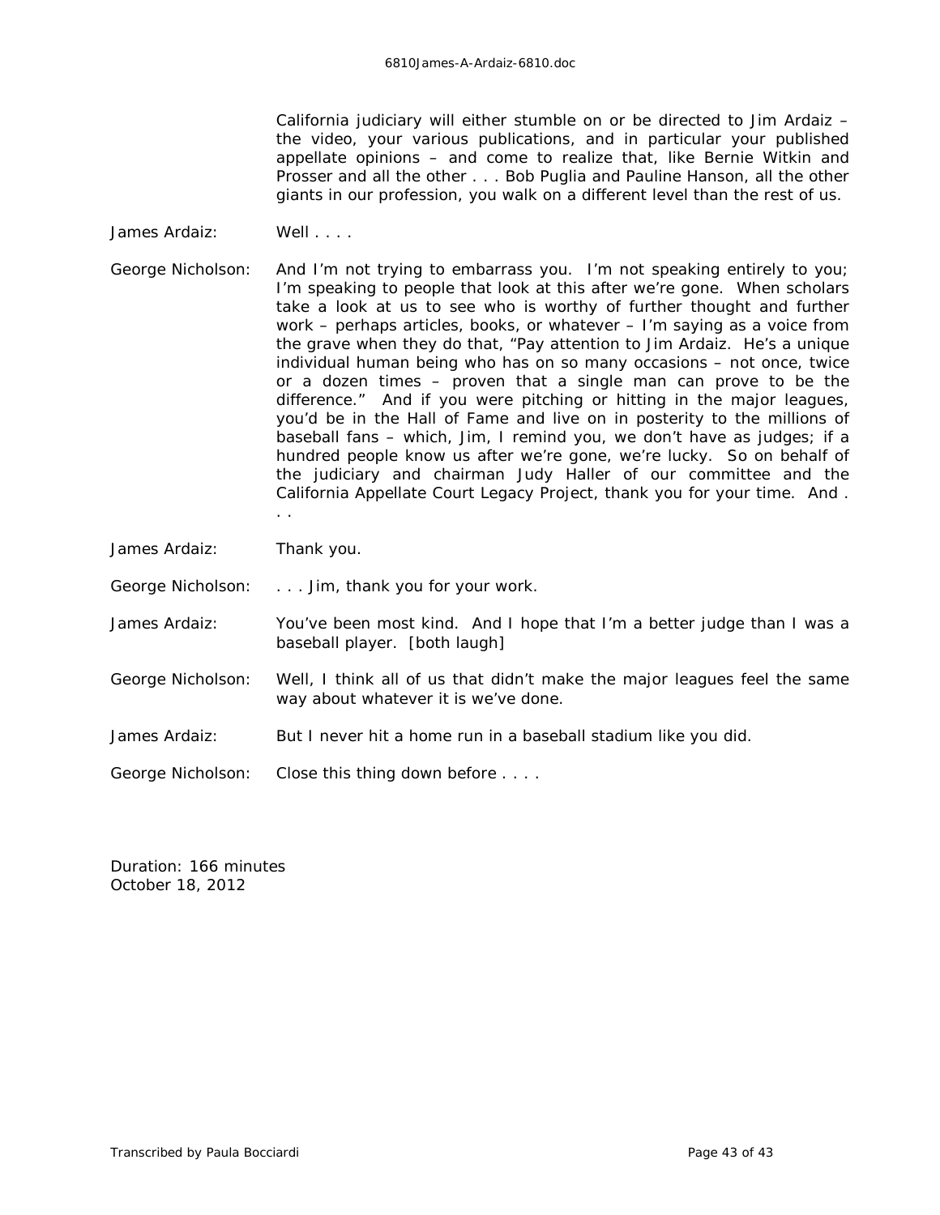California judiciary will either stumble on or be directed to Jim Ardaiz – the video, your various publications, and in particular your published appellate opinions – and come to realize that, like Bernie Witkin and Prosser and all the other . . . Bob Puglia and Pauline Hanson, all the other giants in our profession, you walk on a different level than the rest of us.

James Ardaiz: Well . . . .

George Nicholson: And I'm not trying to embarrass you. I'm not speaking entirely to you; I'm speaking to people that look at this after we're gone. When scholars take a look at us to see who is worthy of further thought and further work – perhaps articles, books, or whatever – I'm saying as a voice from the grave when they do that, "Pay attention to Jim Ardaiz. He's a unique individual human being who has on so many occasions – not once, twice or a dozen times – proven that a single man can prove to be the difference." And if you were pitching or hitting in the major leagues, you'd be in the Hall of Fame and live on in posterity to the millions of baseball fans – which, Jim, I remind you, we don't have as judges; if a hundred people know us after we're gone, we're lucky. So on behalf of the judiciary and chairman Judy Haller of our committee and the California Appellate Court Legacy Project, thank you for your time. And . . .

James Ardaiz: Thank you.

George Nicholson: . . . Jim, thank you for your work.

James Ardaiz: You've been most kind. And I hope that I'm a better judge than I was a baseball player. [both laugh]

George Nicholson: Well, I think all of us that didn't make the major leagues feel the same way about whatever it is we've done.

James Ardaiz: But I never hit a home run in a baseball stadium like you did.

George Nicholson: Close this thing down before . . . .

Duration: 166 minutes
October 18, 2012